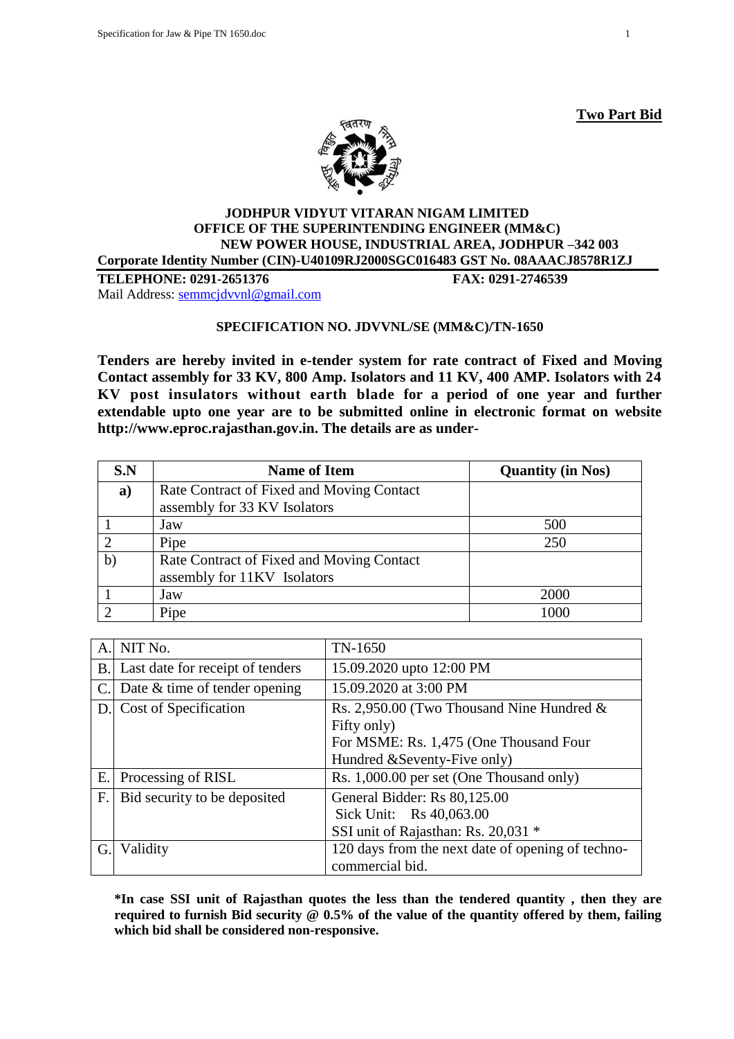**Two Part Bid**

**JODHPUR VIDYUT VITARAN NIGAM LIMITED**
**OFFICE OF THE SUPERINTENDING ENGINEER (MM&C)**
**NEW POWER HOUSE, INDUSTRIAL AREA, JODHPUR –342 003**
**Corporate Identity Number (CIN)-U40109RJ2000SGC016483 GST No. 08AAACJ8578R1ZJ**

**TELEPHONE: 0291-2651376** **FAX: 0291-2746539**
Mail Address: semmcjdvvnl@gmail.com

**SPECIFICATION NO. JDVVNL/SE (MM&C)/TN-1650**

**Tenders are hereby invited in e-tender system for rate contract of Fixed and Moving Contact assembly for 33 KV, 800 Amp. Isolators and 11 KV, 400 AMP. Isolators with 24 KV post insulators without earth blade for a period of one year and further extendable upto one year are to be submitted online in electronic format on website http://www.eproc.rajasthan.gov.in. The details are as under-**

| S.N | Name of Item | Quantity (in Nos) |
|---|---|---|
| **a)** | Rate Contract of Fixed and Moving Contact assembly for 33 KV Isolators | |
| 1 | Jaw | 500 |
| 2 | Pipe | 250 |
| b) | Rate Contract of Fixed and Moving Contact assembly for 11KV Isolators | |
| 1 | Jaw | 2000 |
| 2 | Pipe | 1000 |

| | | |
|---|---|---|
| A. | NIT No. | TN-1650 |
| B. | Last date for receipt of tenders | 15.09.2020 upto 12:00 PM |
| C. | Date & time of tender opening | 15.09.2020 at 3:00 PM |
| D. | Cost of Specification | Rs. 2,950.00 (Two Thousand Nine Hundred & Fifty only)<br>For MSME: Rs. 1,475 (One Thousand Four Hundred &Seventy-Five only) |
| E. | Processing of RISL | Rs. 1,000.00 per set (One Thousand only) |
| F. | Bid security to be deposited | General Bidder: Rs 80,125.00<br>Sick Unit: Rs 40,063.00<br>SSI unit of Rajasthan: Rs. 20,031 * |
| G. | Validity | 120 days from the next date of opening of techno-commercial bid. |

**\*In case SSI unit of Rajasthan quotes the less than the tendered quantity , then they are required to furnish Bid security @ 0.5% of the value of the quantity offered by them, failing which bid shall be considered non-responsive.**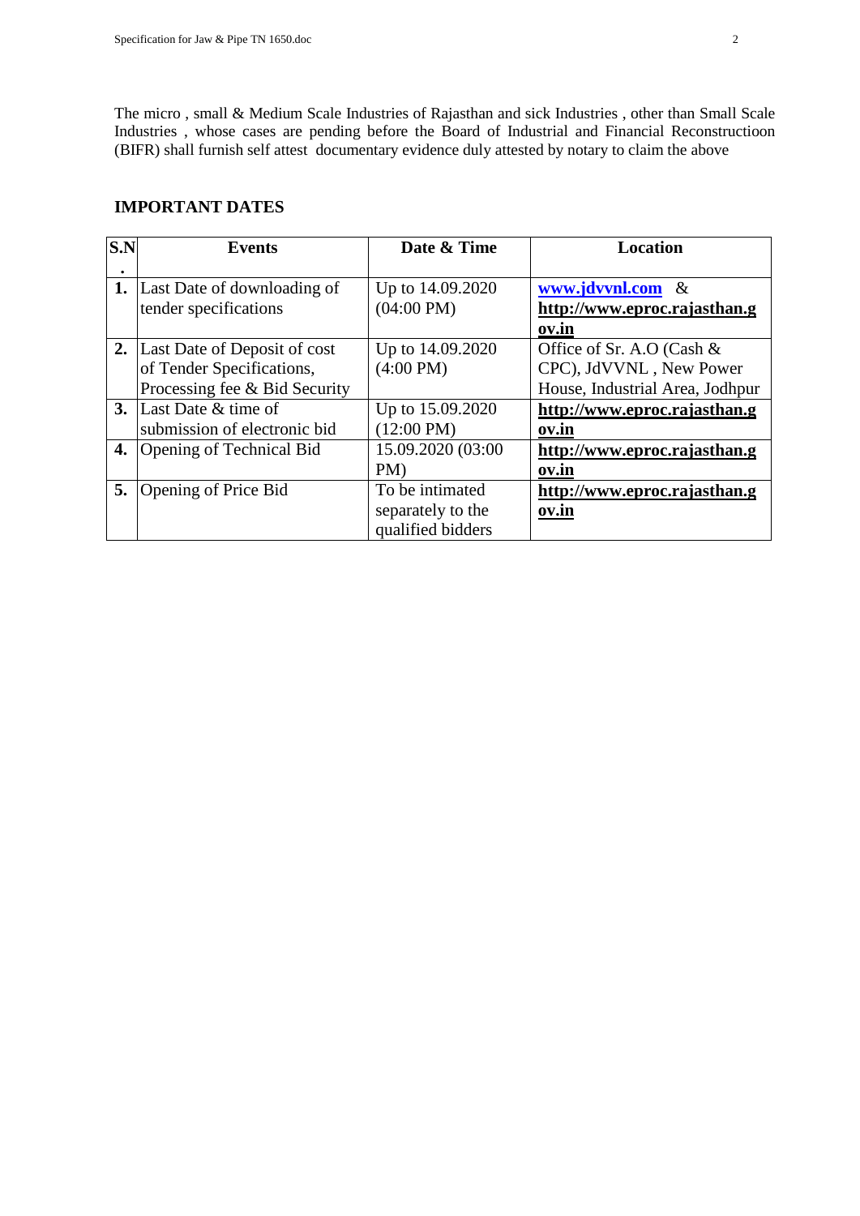The micro , small & Medium Scale Industries of Rajasthan and sick Industries , other than Small Scale Industries , whose cases are pending before the Board of Industrial and Financial Reconstructioon (BIFR) shall furnish self attest documentary evidence duly attested by notary to claim the above

## IMPORTANT DATES

| S.N. | Events | Date & Time | Location |
|---|---|---|---|
| 1. | Last Date of downloading of tender specifications | Up to 14.09.2020 (04:00 PM) | **www.jdvvnl.com** & **http://www.eproc.rajasthan.gov.in** |
| 2. | Last Date of Deposit of cost of Tender Specifications, Processing fee & Bid Security | Up to 14.09.2020 (4:00 PM) | Office of Sr. A.O (Cash & CPC), JdVVNL , New Power House, Industrial Area, Jodhpur |
| 3. | Last Date & time of submission of electronic bid | Up to 15.09.2020 (12:00 PM) | **http://www.eproc.rajasthan.gov.in** |
| 4. | Opening of Technical Bid | 15.09.2020 (03:00 PM) | **http://www.eproc.rajasthan.gov.in** |
| 5. | Opening of Price Bid | To be intimated separately to the qualified bidders | **http://www.eproc.rajasthan.gov.in** |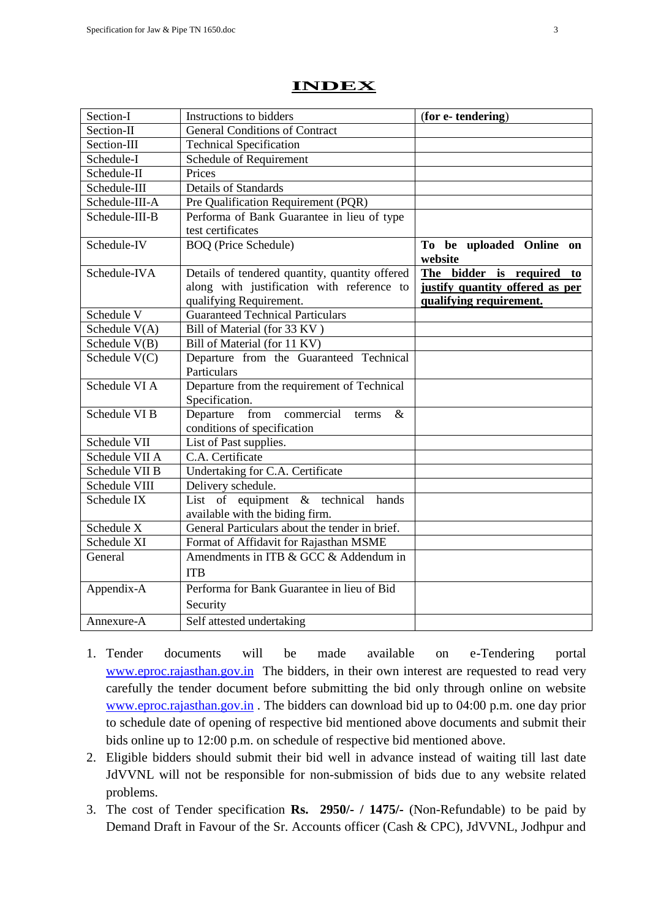# INDEX

| Section-I | Instructions to bidders | (**for e- tendering**) |
|---|---|---|
| Section-II | General Conditions of Contract | |
| Section-III | Technical Specification | |
| Schedule-I | Schedule of Requirement | |
| Schedule-II | Prices | |
| Schedule-III | Details of Standards | |
| Schedule-III-A | Pre Qualification Requirement (PQR) | |
| Schedule-III-B | Performa of Bank Guarantee in lieu of type test certificates | |
| Schedule-IV | BOQ (Price Schedule) | **To be uploaded Online on website** |
| Schedule-IVA | Details of tendered quantity, quantity offered along with justification with reference to qualifying Requirement. | **The bidder is required to justify quantity offered as per qualifying requirement.** |
| Schedule V | Guaranteed Technical Particulars | |
| Schedule V(A) | Bill of Material (for 33 KV ) | |
| Schedule V(B) | Bill of Material (for 11 KV) | |
| Schedule V(C) | Departure from the Guaranteed Technical Particulars | |
| Schedule VI A | Departure from the requirement of Technical Specification. | |
| Schedule VI B | Departure from commercial terms & conditions of specification | |
| Schedule VII | List of Past supplies. | |
| Schedule VII A | C.A. Certificate | |
| Schedule VII B | Undertaking for C.A. Certificate | |
| Schedule VIII | Delivery schedule. | |
| Schedule IX | List of equipment & technical hands available with the biding firm. | |
| Schedule X | General Particulars about the tender in brief. | |
| Schedule XI | Format of Affidavit for Rajasthan MSME | |
| General | Amendments in ITB & GCC & Addendum in ITB | |
| Appendix-A | Performa for Bank Guarantee in lieu of Bid Security | |
| Annexure-A | Self attested undertaking | |

1. Tender documents will be made available on e-Tendering portal www.eproc.rajasthan.gov.in The bidders, in their own interest are requested to read very carefully the tender document before submitting the bid only through online on website www.eproc.rajasthan.gov.in . The bidders can download bid up to 04:00 p.m. one day prior to schedule date of opening of respective bid mentioned above documents and submit their bids online up to 12:00 p.m. on schedule of respective bid mentioned above.
2. Eligible bidders should submit their bid well in advance instead of waiting till last date JdVVNL will not be responsible for non-submission of bids due to any website related problems.
3. The cost of Tender specification **Rs. 2950/- / 1475/-** (Non-Refundable) to be paid by Demand Draft in Favour of the Sr. Accounts officer (Cash & CPC), JdVVNL, Jodhpur and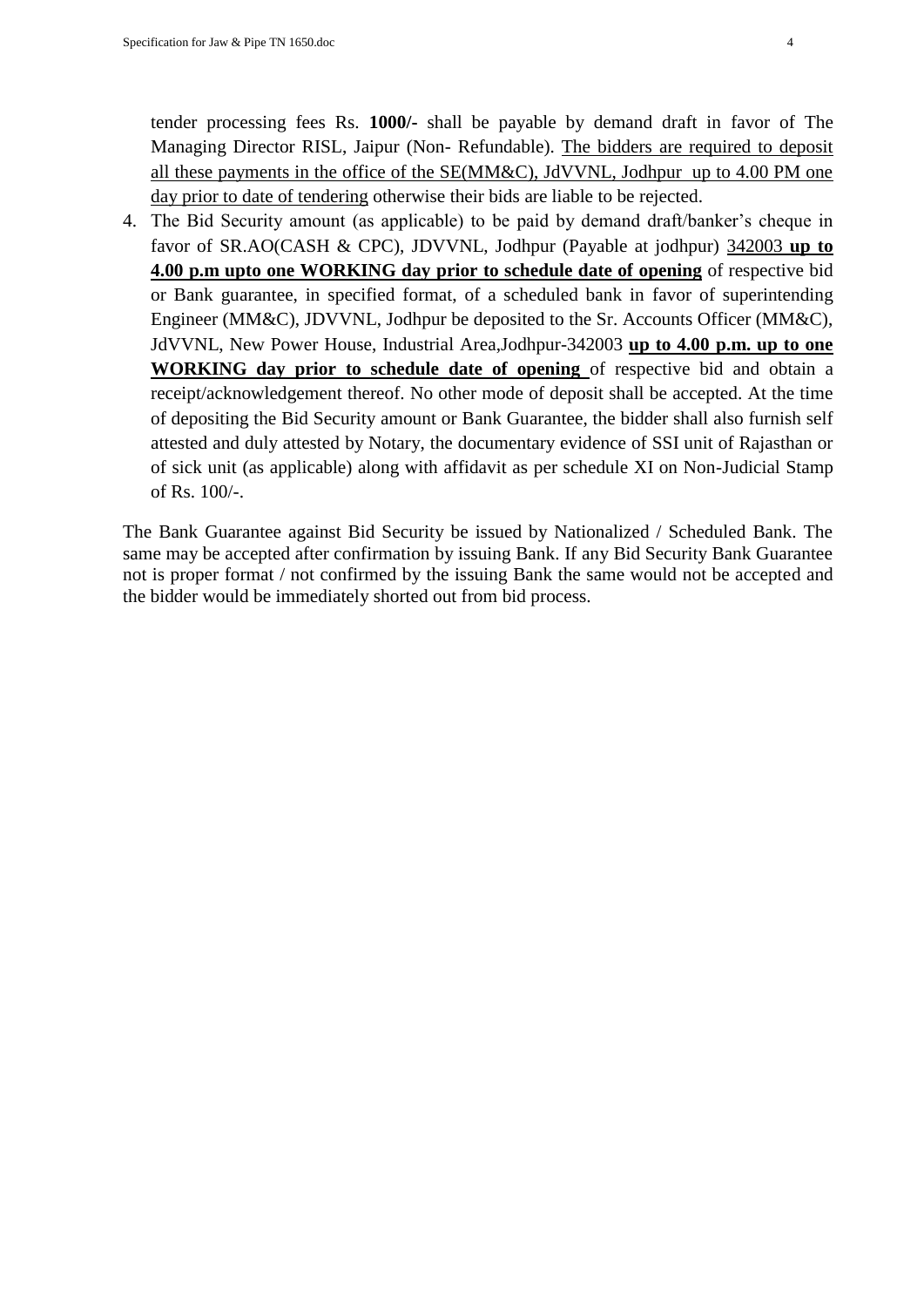tender processing fees Rs. **1000/-** shall be payable by demand draft in favor of The Managing Director RISL, Jaipur (Non- Refundable). <u>The bidders are required to deposit all these payments in the office of the SE(MM&C), JdVVNL, Jodhpur up to 4.00 PM one day prior to date of tendering</u> otherwise their bids are liable to be rejected.

4. The Bid Security amount (as applicable) to be paid by demand draft/banker's cheque in favor of SR.AO(CASH & CPC), JDVVNL, Jodhpur (Payable at jodhpur) <u>342003</u> **<u>up to 4.00 p.m upto one WORKING day prior to schedule date of opening</u>** of respective bid or Bank guarantee, in specified format, of a scheduled bank in favor of superintending Engineer (MM&C), JDVVNL, Jodhpur be deposited to the Sr. Accounts Officer (MM&C), JdVVNL, New Power House, Industrial Area,Jodhpur-342003 **<u>up to 4.00 p.m. up to one WORKING day prior to schedule date of opening</u>** of respective bid and obtain a receipt/acknowledgement thereof. No other mode of deposit shall be accepted. At the time of depositing the Bid Security amount or Bank Guarantee, the bidder shall also furnish self attested and duly attested by Notary, the documentary evidence of SSI unit of Rajasthan or of sick unit (as applicable) along with affidavit as per schedule XI on Non-Judicial Stamp of Rs. 100/-.

The Bank Guarantee against Bid Security be issued by Nationalized / Scheduled Bank. The same may be accepted after confirmation by issuing Bank. If any Bid Security Bank Guarantee not is proper format / not confirmed by the issuing Bank the same would not be accepted and the bidder would be immediately shorted out from bid process.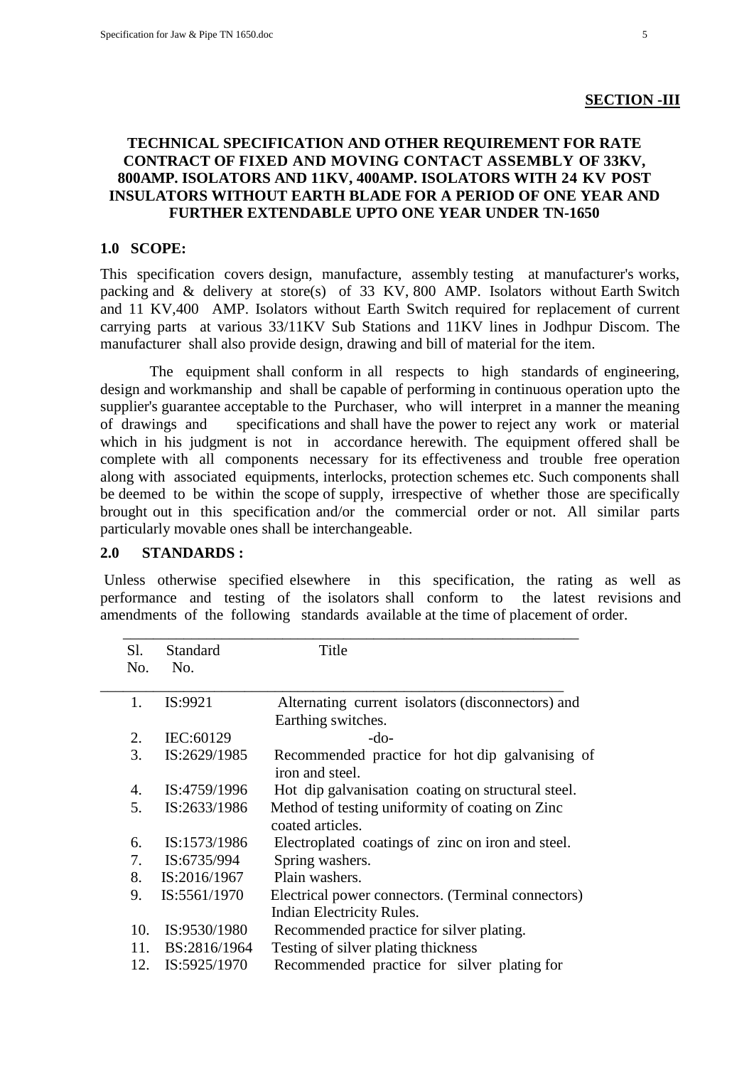**SECTION -III**

**TECHNICAL SPECIFICATION AND OTHER REQUIREMENT FOR RATE CONTRACT OF FIXED AND MOVING CONTACT ASSEMBLY OF 33KV, 800AMP. ISOLATORS AND 11KV, 400AMP. ISOLATORS WITH 24 KV POST INSULATORS WITHOUT EARTH BLADE FOR A PERIOD OF ONE YEAR AND FURTHER EXTENDABLE UPTO ONE YEAR UNDER TN-1650**

**1.0 SCOPE:**

This specification covers design, manufacture, assembly testing at manufacturer's works, packing and & delivery at store(s) of 33 KV, 800 AMP. Isolators without Earth Switch and 11 KV,400 AMP. Isolators without Earth Switch required for replacement of current carrying parts at various 33/11KV Sub Stations and 11KV lines in Jodhpur Discom. The manufacturer shall also provide design, drawing and bill of material for the item.

The equipment shall conform in all respects to high standards of engineering, design and workmanship and shall be capable of performing in continuous operation upto the supplier's guarantee acceptable to the Purchaser, who will interpret in a manner the meaning of drawings and specifications and shall have the power to reject any work or material which in his judgment is not in accordance herewith. The equipment offered shall be complete with all components necessary for its effectiveness and trouble free operation along with associated equipments, interlocks, protection schemes etc. Such components shall be deemed to be within the scope of supply, irrespective of whether those are specifically brought out in this specification and/or the commercial order or not. All similar parts particularly movable ones shall be interchangeable.

**2.0 STANDARDS :**

Unless otherwise specified elsewhere in this specification, the rating as well as performance and testing of the isolators shall conform to the latest revisions and amendments of the following standards available at the time of placement of order.

| Sl. No. | Standard No. | Title |
|---|---|---|
| 1. | IS:9921 | Alternating current isolators (disconnectors) and Earthing switches. |
| 2. | IEC:60129 | -do- |
| 3. | IS:2629/1985 | Recommended practice for hot dip galvanising of iron and steel. |
| 4. | IS:4759/1996 | Hot dip galvanisation coating on structural steel. |
| 5. | IS:2633/1986 | Method of testing uniformity of coating on Zinc coated articles. |
| 6. | IS:1573/1986 | Electroplated coatings of zinc on iron and steel. |
| 7. | IS:6735/994 | Spring washers. |
| 8. | IS:2016/1967 | Plain washers. |
| 9. | IS:5561/1970 | Electrical power connectors. (Terminal connectors) Indian Electricity Rules. |
| 10. | IS:9530/1980 | Recommended practice for silver plating. |
| 11. | BS:2816/1964 | Testing of silver plating thickness |
| 12. | IS:5925/1970 | Recommended practice for silver plating for |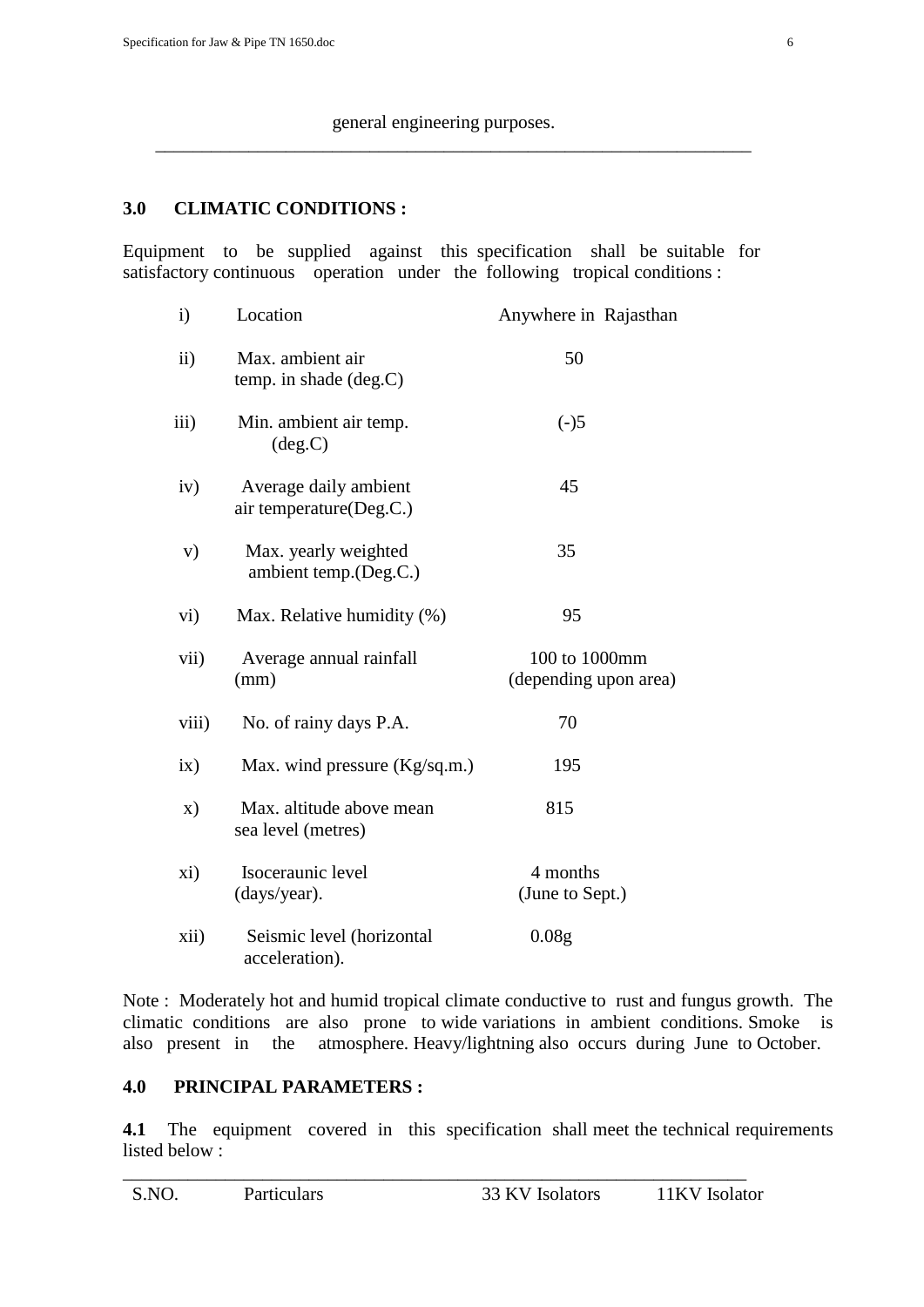general engineering purposes.

---

## 3.0 CLIMATIC CONDITIONS :

Equipment to be supplied against this specification shall be suitable for satisfactory continuous operation under the following tropical conditions :

| | | |
|---|---|---|
| i) | Location | Anywhere in Rajasthan |
| ii) | Max. ambient air temp. in shade (deg.C) | 50 |
| iii) | Min. ambient air temp. (deg.C) | (-)5 |
| iv) | Average daily ambient air temperature(Deg.C.) | 45 |
| v) | Max. yearly weighted ambient temp.(Deg.C.) | 35 |
| vi) | Max. Relative humidity (%) | 95 |
| vii) | Average annual rainfall (mm) | 100 to 1000mm (depending upon area) |
| viii) | No. of rainy days P.A. | 70 |
| ix) | Max. wind pressure (Kg/sq.m.) | 195 |
| x) | Max. altitude above mean sea level (metres) | 815 |
| xi) | Isoceraunic level (days/year). | 4 months (June to Sept.) |
| xii) | Seismic level (horizontal acceleration). | 0.08g |

Note : Moderately hot and humid tropical climate conductive to rust and fungus growth. The climatic conditions are also prone to wide variations in ambient conditions. Smoke is also present in the atmosphere. Heavy/lightning also occurs during June to October.

## 4.0 PRINCIPAL PARAMETERS :

**4.1** The equipment covered in this specification shall meet the technical requirements listed below :

| S.NO. | Particulars | 33 KV Isolators | 11KV Isolator |
|---|---|---|---|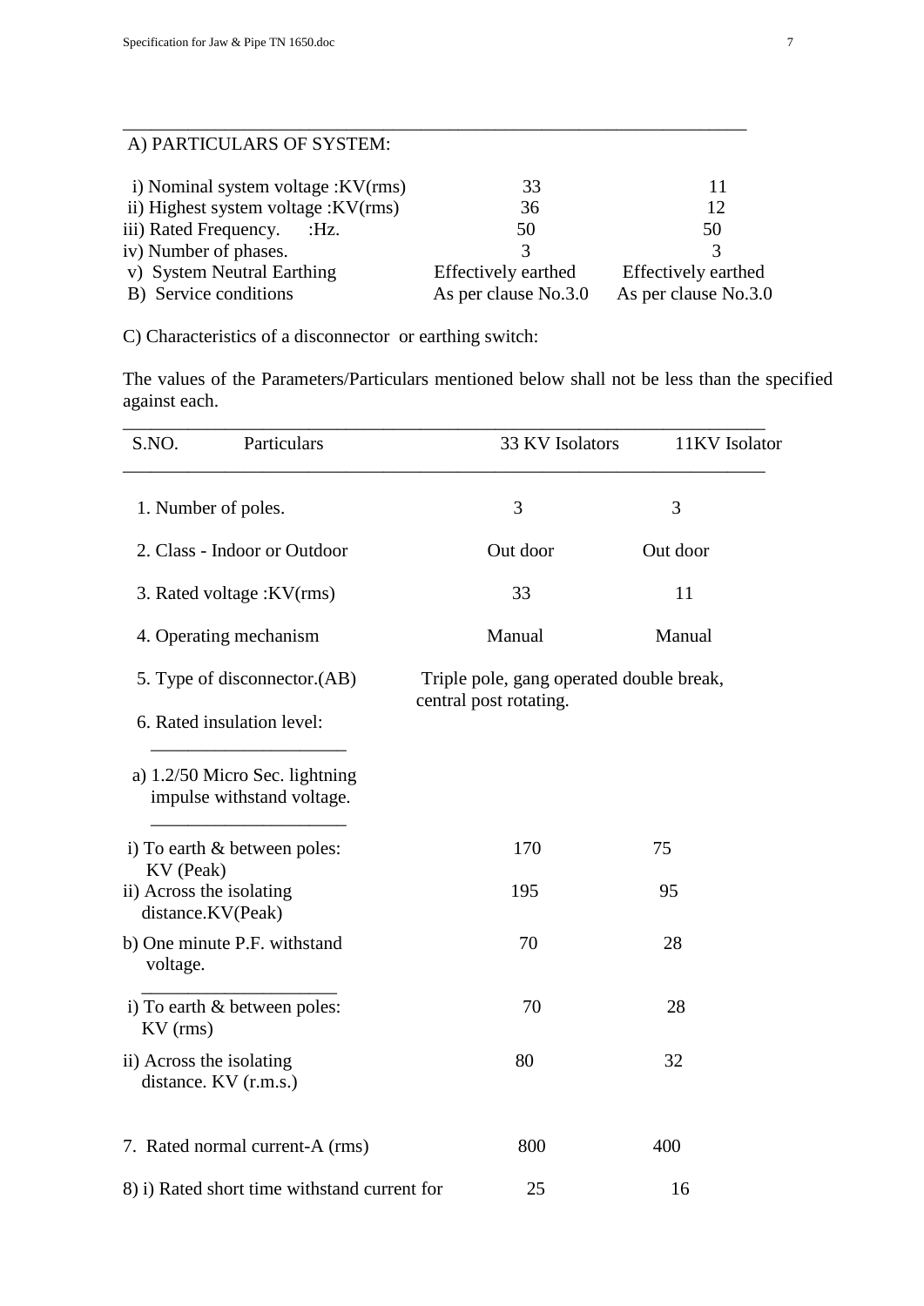A) PARTICULARS OF SYSTEM:

| | 33 | 11 |
|---|---|---|
| i) Nominal system voltage :KV(rms) | 33 | 11 |
| ii) Highest system voltage :KV(rms) | 36 | 12 |
| iii) Rated Frequency. :Hz. | 50 | 50 |
| iv) Number of phases. | 3 | 3 |
| v) System Neutral Earthing | Effectively earthed | Effectively earthed |
| B) Service conditions | As per clause No.3.0 | As per clause No.3.0 |

C) Characteristics of a disconnector or earthing switch:

The values of the Parameters/Particulars mentioned below shall not be less than the specified against each.

| S.NO. Particulars | 33 KV Isolators | 11KV Isolator |
|---|---|---|
| 1. Number of poles. | 3 | 3 |
| 2. Class - Indoor or Outdoor | Out door | Out door |
| 3. Rated voltage :KV(rms) | 33 | 11 |
| 4. Operating mechanism | Manual | Manual |
| 5. Type of disconnector.(AB) | Triple pole, gang operated double break, central post rotating. | |
| 6. Rated insulation level: | | |
| a) 1.2/50 Micro Sec. lightning impulse withstand voltage. | | |
| i) To earth & between poles: KV (Peak) | 170 | 75 |
| ii) Across the isolating distance.KV(Peak) | 195 | 95 |
| b) One minute P.F. withstand voltage. | 70 | 28 |
| i) To earth & between poles: KV (rms) | 70 | 28 |
| ii) Across the isolating distance. KV (r.m.s.) | 80 | 32 |
| 7. Rated normal current-A (rms) | 800 | 400 |
| 8) i) Rated short time withstand current for | 25 | 16 |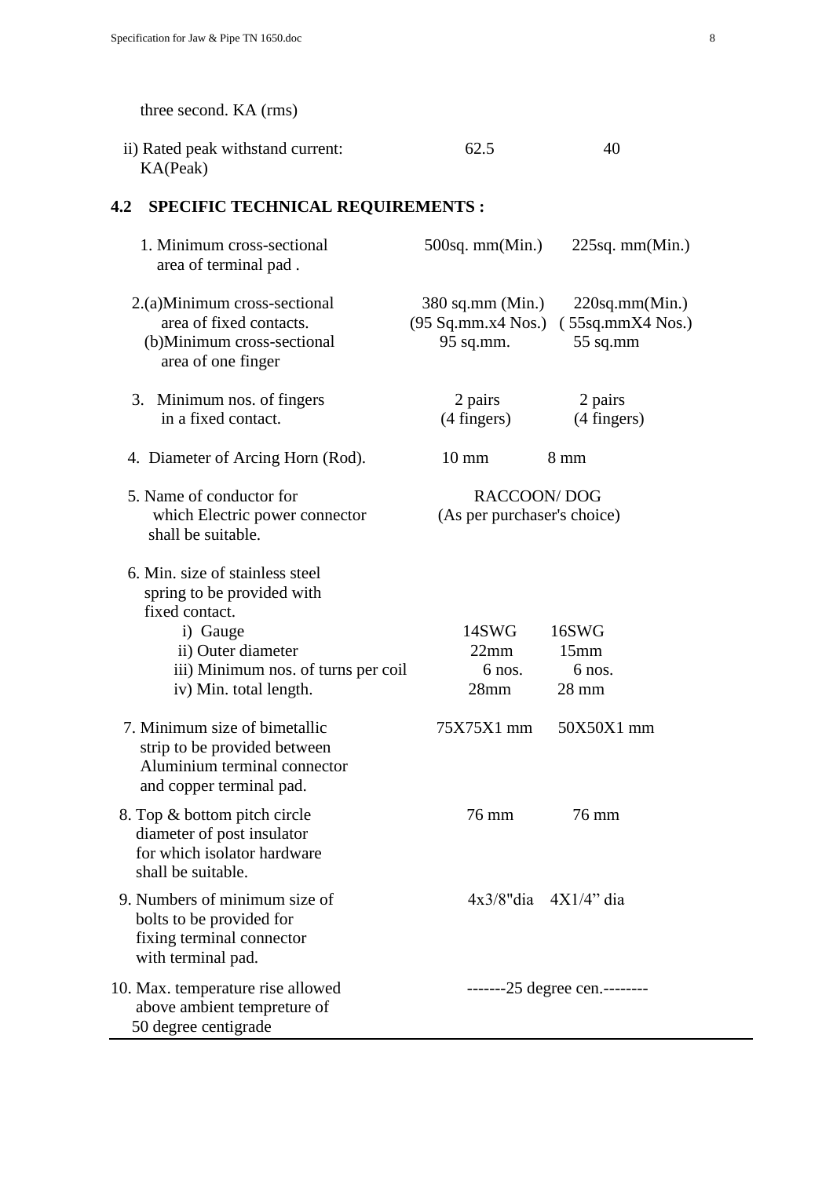three second. KA (rms)

| | | |
|---|---|---|
| ii) Rated peak withstand current: KA(Peak) | 62.5 | 40 |

**4.2 SPECIFIC TECHNICAL REQUIREMENTS :**

| | | |
|---|---|---|
| 1. Minimum cross-sectional area of terminal pad . | 500sq. mm(Min.) | 225sq. mm(Min.) |
| 2.(a)Minimum cross-sectional area of fixed contacts. | 380 sq.mm (Min.) (95 Sq.mm.x4 Nos.) | 220sq.mm(Min.) ( 55sq.mmX4 Nos.) |
| (b)Minimum cross-sectional area of one finger | 95 sq.mm. | 55 sq.mm |
| 3. Minimum nos. of fingers in a fixed contact. | 2 pairs (4 fingers) | 2 pairs (4 fingers) |
| 4. Diameter of Arcing Horn (Rod). | 10 mm | 8 mm |
| 5. Name of conductor for which Electric power connector shall be suitable. | RACCOON/ DOG (As per purchaser's choice) | |
| 6. Min. size of stainless steel spring to be provided with fixed contact. | | |
| i) Gauge | 14SWG | 16SWG |
| ii) Outer diameter | 22mm | 15mm |
| iii) Minimum nos. of turns per coil | 6 nos. | 6 nos. |
| iv) Min. total length. | 28mm | 28 mm |
| 7. Minimum size of bimetallic strip to be provided between Aluminium terminal connector and copper terminal pad. | 75X75X1 mm | 50X50X1 mm |
| 8. Top & bottom pitch circle diameter of post insulator for which isolator hardware shall be suitable. | 76 mm | 76 mm |
| 9. Numbers of minimum size of bolts to be provided for fixing terminal connector with terminal pad. | 4x3/8"dia | 4X1/4" dia |
| 10. Max. temperature rise allowed above ambient tempreture of 50 degree centigrade | -------25 degree cen.-------- | |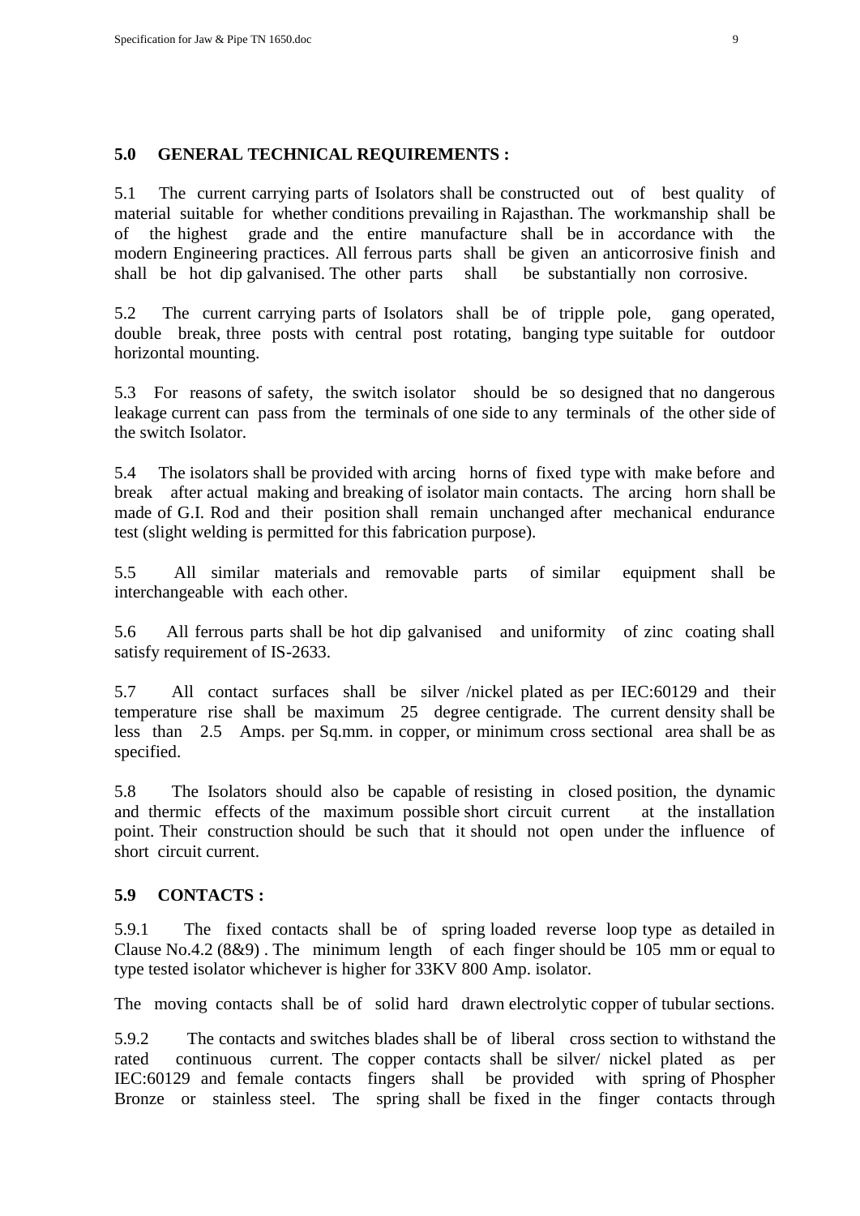**5.0 GENERAL TECHNICAL REQUIREMENTS :**

5.1 The current carrying parts of Isolators shall be constructed out of best quality of material suitable for whether conditions prevailing in Rajasthan. The workmanship shall be of the highest grade and the entire manufacture shall be in accordance with the modern Engineering practices. All ferrous parts shall be given an anticorrosive finish and shall be hot dip galvanised. The other parts shall be substantially non corrosive.

5.2 The current carrying parts of Isolators shall be of tripple pole, gang operated, double break, three posts with central post rotating, banging type suitable for outdoor horizontal mounting.

5.3 For reasons of safety, the switch isolator should be so designed that no dangerous leakage current can pass from the terminals of one side to any terminals of the other side of the switch Isolator.

5.4 The isolators shall be provided with arcing horns of fixed type with make before and break after actual making and breaking of isolator main contacts. The arcing horn shall be made of G.I. Rod and their position shall remain unchanged after mechanical endurance test (slight welding is permitted for this fabrication purpose).

5.5 All similar materials and removable parts of similar equipment shall be interchangeable with each other.

5.6 All ferrous parts shall be hot dip galvanised and uniformity of zinc coating shall satisfy requirement of IS-2633.

5.7 All contact surfaces shall be silver /nickel plated as per IEC:60129 and their temperature rise shall be maximum 25 degree centigrade. The current density shall be less than 2.5 Amps. per Sq.mm. in copper, or minimum cross sectional area shall be as specified.

5.8 The Isolators should also be capable of resisting in closed position, the dynamic and thermic effects of the maximum possible short circuit current at the installation point. Their construction should be such that it should not open under the influence of short circuit current.

**5.9 CONTACTS :**

5.9.1 The fixed contacts shall be of spring loaded reverse loop type as detailed in Clause No.4.2 (8&9) . The minimum length of each finger should be 105 mm or equal to type tested isolator whichever is higher for 33KV 800 Amp. isolator.

The moving contacts shall be of solid hard drawn electrolytic copper of tubular sections.

5.9.2 The contacts and switches blades shall be of liberal cross section to withstand the rated continuous current. The copper contacts shall be silver/ nickel plated as per IEC:60129 and female contacts fingers shall be provided with spring of Phospher Bronze or stainless steel. The spring shall be fixed in the finger contacts through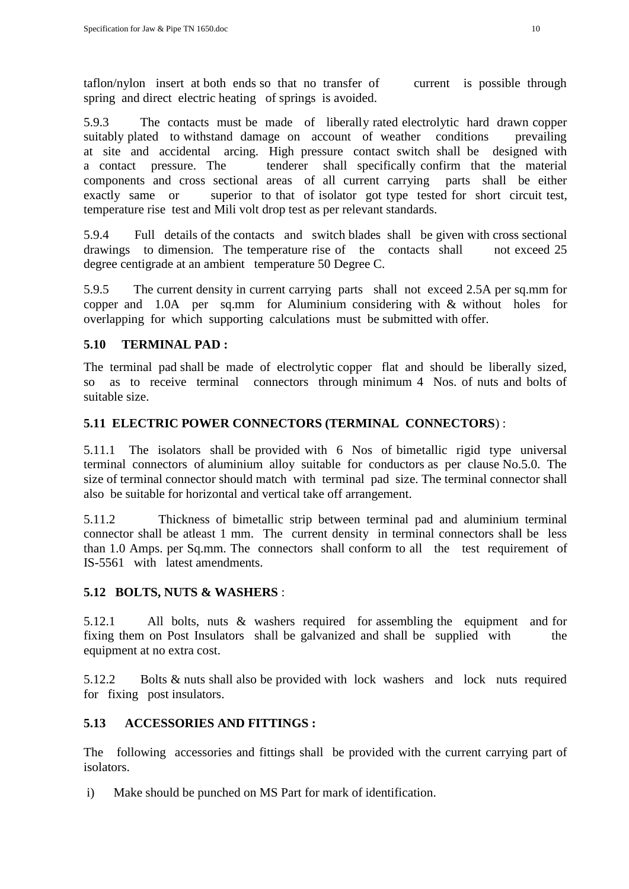taflon/nylon insert at both ends so that no transfer of current is possible through spring and direct electric heating of springs is avoided.

5.9.3 The contacts must be made of liberally rated electrolytic hard drawn copper suitably plated to withstand damage on account of weather conditions prevailing at site and accidental arcing. High pressure contact switch shall be designed with a contact pressure. The tenderer shall specifically confirm that the material components and cross sectional areas of all current carrying parts shall be either exactly same or superior to that of isolator got type tested for short circuit test, temperature rise test and Mili volt drop test as per relevant standards.

5.9.4 Full details of the contacts and switch blades shall be given with cross sectional drawings to dimension. The temperature rise of the contacts shall not exceed 25 degree centigrade at an ambient temperature 50 Degree C.

5.9.5 The current density in current carrying parts shall not exceed 2.5A per sq.mm for copper and 1.0A per sq.mm for Aluminium considering with & without holes for overlapping for which supporting calculations must be submitted with offer.

### 5.10 TERMINAL PAD :

The terminal pad shall be made of electrolytic copper flat and should be liberally sized, so as to receive terminal connectors through minimum 4 Nos. of nuts and bolts of suitable size.

### 5.11 ELECTRIC POWER CONNECTORS (TERMINAL CONNECTORS) :

5.11.1 The isolators shall be provided with 6 Nos of bimetallic rigid type universal terminal connectors of aluminium alloy suitable for conductors as per clause No.5.0. The size of terminal connector should match with terminal pad size. The terminal connector shall also be suitable for horizontal and vertical take off arrangement.

5.11.2 Thickness of bimetallic strip between terminal pad and aluminium terminal connector shall be atleast 1 mm. The current density in terminal connectors shall be less than 1.0 Amps. per Sq.mm. The connectors shall conform to all the test requirement of IS-5561 with latest amendments.

### 5.12 BOLTS, NUTS & WASHERS :

5.12.1 All bolts, nuts & washers required for assembling the equipment and for fixing them on Post Insulators shall be galvanized and shall be supplied with the equipment at no extra cost.

5.12.2 Bolts & nuts shall also be provided with lock washers and lock nuts required for fixing post insulators.

### 5.13 ACCESSORIES AND FITTINGS :

The following accessories and fittings shall be provided with the current carrying part of isolators.

i) Make should be punched on MS Part for mark of identification.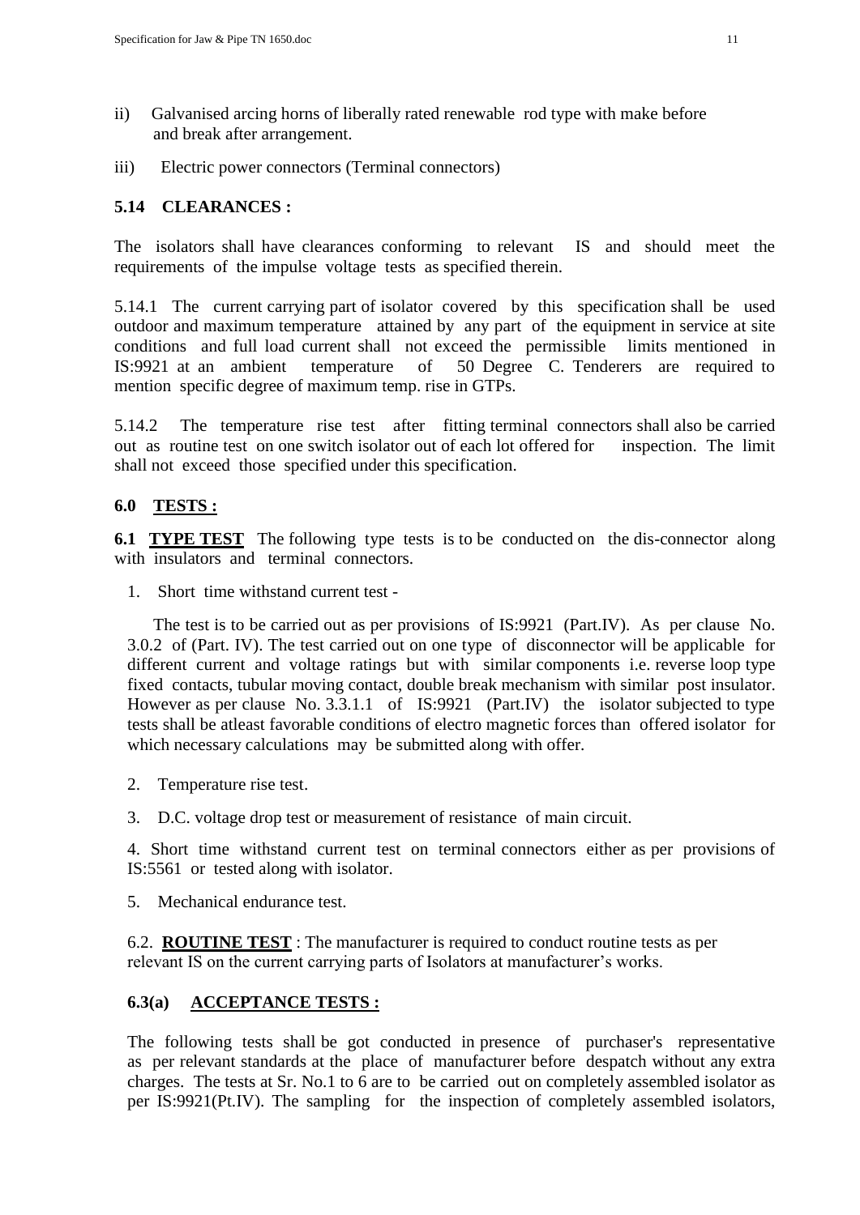ii) Galvanised arcing horns of liberally rated renewable rod type with make before and break after arrangement.

iii) Electric power connectors (Terminal connectors)

**5.14 CLEARANCES :**

The isolators shall have clearances conforming to relevant IS and should meet the requirements of the impulse voltage tests as specified therein.

5.14.1 The current carrying part of isolator covered by this specification shall be used outdoor and maximum temperature attained by any part of the equipment in service at site conditions and full load current shall not exceed the permissible limits mentioned in IS:9921 at an ambient temperature of 50 Degree C. Tenderers are required to mention specific degree of maximum temp. rise in GTPs.

5.14.2 The temperature rise test after fitting terminal connectors shall also be carried out as routine test on one switch isolator out of each lot offered for inspection. The limit shall not exceed those specified under this specification.

**6.0 TESTS :**

**6.1 TYPE TEST** The following type tests is to be conducted on the dis-connector along with insulators and terminal connectors.

1. Short time withstand current test -

   The test is to be carried out as per provisions of IS:9921 (Part.IV). As per clause No. 3.0.2 of (Part. IV). The test carried out on one type of disconnector will be applicable for different current and voltage ratings but with similar components i.e. reverse loop type fixed contacts, tubular moving contact, double break mechanism with similar post insulator. However as per clause No. 3.3.1.1 of IS:9921 (Part.IV) the isolator subjected to type tests shall be atleast favorable conditions of electro magnetic forces than offered isolator for which necessary calculations may be submitted along with offer.

2. Temperature rise test.

3. D.C. voltage drop test or measurement of resistance of main circuit.

4. Short time withstand current test on terminal connectors either as per provisions of IS:5561 or tested along with isolator.

5. Mechanical endurance test.

6.2. **ROUTINE TEST** : The manufacturer is required to conduct routine tests as per relevant IS on the current carrying parts of Isolators at manufacturer's works.

**6.3(a) ACCEPTANCE TESTS :**

The following tests shall be got conducted in presence of purchaser's representative as per relevant standards at the place of manufacturer before despatch without any extra charges. The tests at Sr. No.1 to 6 are to be carried out on completely assembled isolator as per IS:9921(Pt.IV). The sampling for the inspection of completely assembled isolators,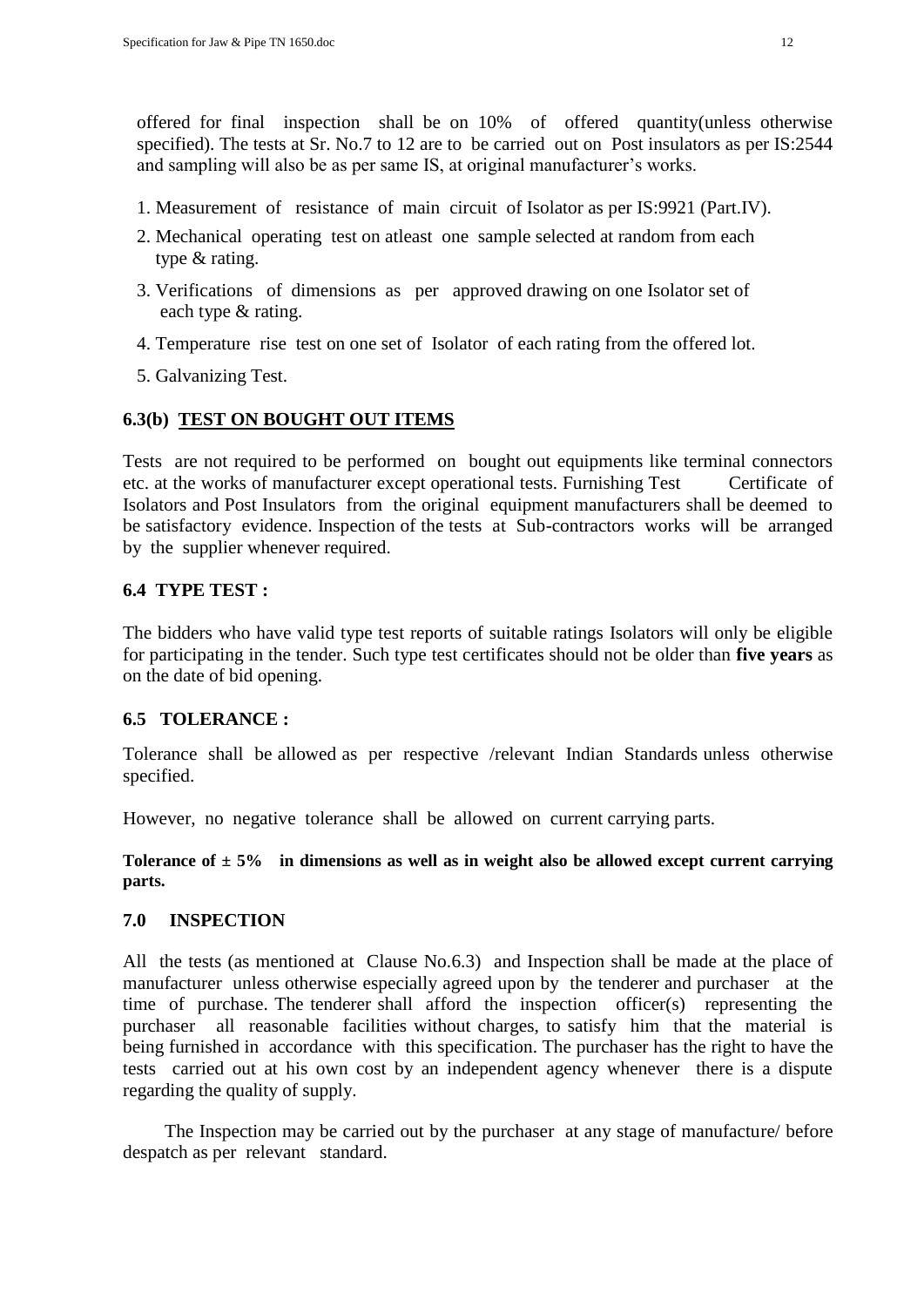offered for final inspection shall be on 10% of offered quantity(unless otherwise specified). The tests at Sr. No.7 to 12 are to be carried out on Post insulators as per IS:2544 and sampling will also be as per same IS, at original manufacturer's works.

1. Measurement of resistance of main circuit of Isolator as per IS:9921 (Part.IV).
2. Mechanical operating test on atleast one sample selected at random from each type & rating.
3. Verifications of dimensions as per approved drawing on one Isolator set of each type & rating.
4. Temperature rise test on one set of Isolator of each rating from the offered lot.
5. Galvanizing Test.

### 6.3(b) TEST ON BOUGHT OUT ITEMS

Tests are not required to be performed on bought out equipments like terminal connectors etc. at the works of manufacturer except operational tests. Furnishing Test Certificate of Isolators and Post Insulators from the original equipment manufacturers shall be deemed to be satisfactory evidence. Inspection of the tests at Sub-contractors works will be arranged by the supplier whenever required.

### 6.4 TYPE TEST :

The bidders who have valid type test reports of suitable ratings Isolators will only be eligible for participating in the tender. Such type test certificates should not be older than **five years** as on the date of bid opening.

### 6.5 TOLERANCE :

Tolerance shall be allowed as per respective /relevant Indian Standards unless otherwise specified.

However, no negative tolerance shall be allowed on current carrying parts.

**Tolerance of ± 5% in dimensions as well as in weight also be allowed except current carrying parts.**

### 7.0 INSPECTION

All the tests (as mentioned at Clause No.6.3) and Inspection shall be made at the place of manufacturer unless otherwise especially agreed upon by the tenderer and purchaser at the time of purchase. The tenderer shall afford the inspection officer(s) representing the purchaser all reasonable facilities without charges, to satisfy him that the material is being furnished in accordance with this specification. The purchaser has the right to have the tests carried out at his own cost by an independent agency whenever there is a dispute regarding the quality of supply.

The Inspection may be carried out by the purchaser at any stage of manufacture/ before despatch as per relevant standard.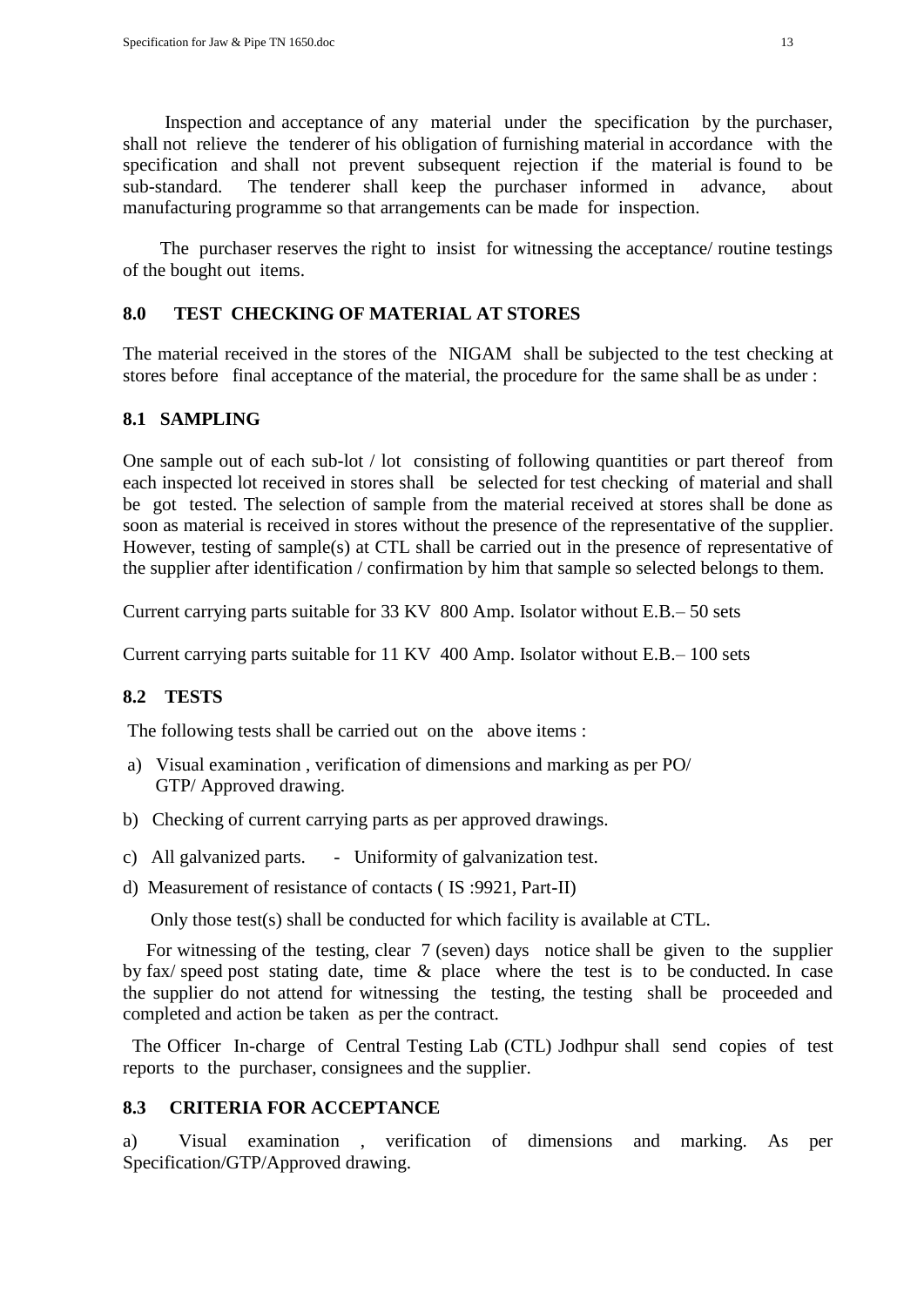Inspection and acceptance of any material under the specification by the purchaser, shall not relieve the tenderer of his obligation of furnishing material in accordance with the specification and shall not prevent subsequent rejection if the material is found to be sub-standard. The tenderer shall keep the purchaser informed in advance, about manufacturing programme so that arrangements can be made for inspection.

The purchaser reserves the right to insist for witnessing the acceptance/ routine testings of the bought out items.

## 8.0 TEST CHECKING OF MATERIAL AT STORES

The material received in the stores of the NIGAM shall be subjected to the test checking at stores before final acceptance of the material, the procedure for the same shall be as under :

### 8.1 SAMPLING

One sample out of each sub-lot / lot consisting of following quantities or part thereof from each inspected lot received in stores shall be selected for test checking of material and shall be got tested. The selection of sample from the material received at stores shall be done as soon as material is received in stores without the presence of the representative of the supplier. However, testing of sample(s) at CTL shall be carried out in the presence of representative of the supplier after identification / confirmation by him that sample so selected belongs to them.

Current carrying parts suitable for 33 KV 800 Amp. Isolator without E.B.– 50 sets

Current carrying parts suitable for 11 KV 400 Amp. Isolator without E.B.– 100 sets

### 8.2 TESTS

The following tests shall be carried out on the above items :

a) Visual examination , verification of dimensions and marking as per PO/ GTP/ Approved drawing.

b) Checking of current carrying parts as per approved drawings.

c) All galvanized parts. - Uniformity of galvanization test.

d) Measurement of resistance of contacts ( IS :9921, Part-II)

Only those test(s) shall be conducted for which facility is available at CTL.

For witnessing of the testing, clear 7 (seven) days notice shall be given to the supplier by fax/ speed post stating date, time & place where the test is to be conducted. In case the supplier do not attend for witnessing the testing, the testing shall be proceeded and completed and action be taken as per the contract.

The Officer In-charge of Central Testing Lab (CTL) Jodhpur shall send copies of test reports to the purchaser, consignees and the supplier.

### 8.3 CRITERIA FOR ACCEPTANCE

a) Visual examination , verification of dimensions and marking. As per Specification/GTP/Approved drawing.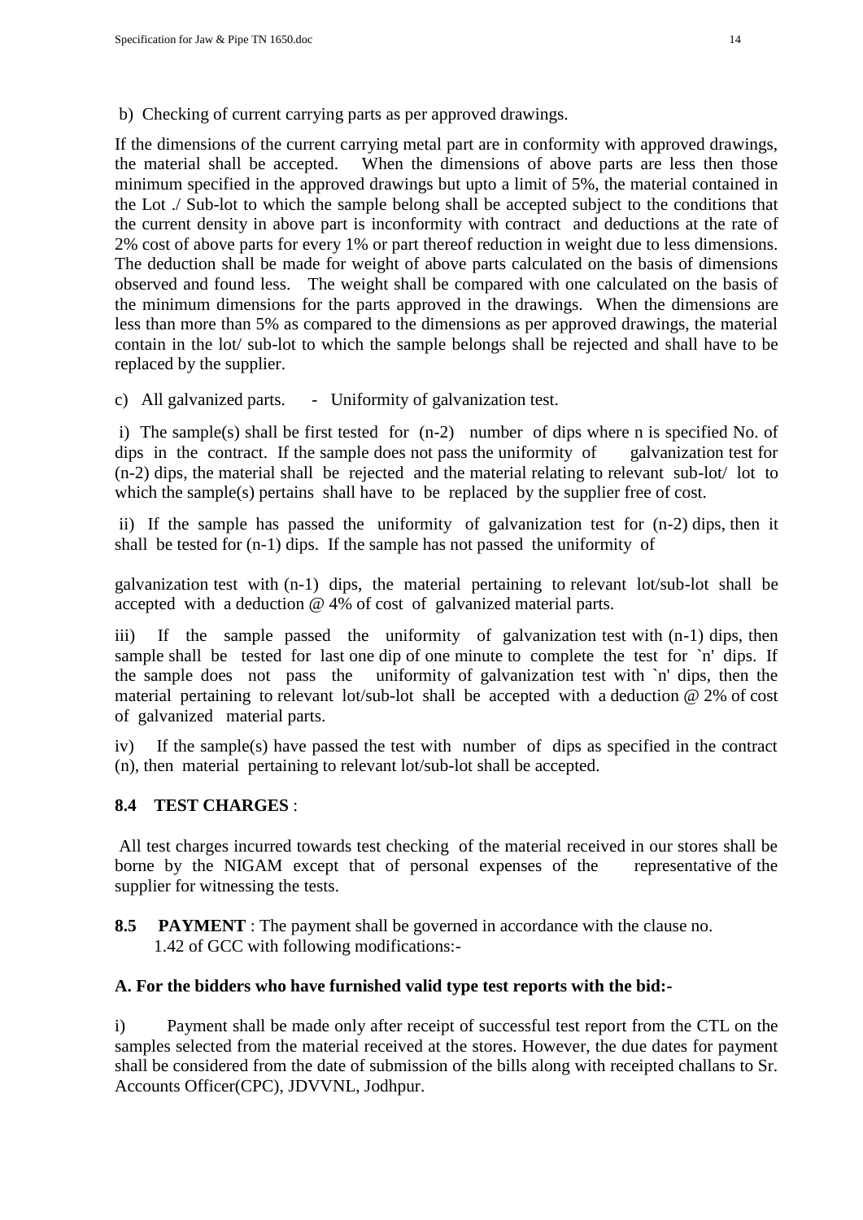b) Checking of current carrying parts as per approved drawings.

If the dimensions of the current carrying metal part are in conformity with approved drawings, the material shall be accepted. When the dimensions of above parts are less then those minimum specified in the approved drawings but upto a limit of 5%, the material contained in the Lot ./ Sub-lot to which the sample belong shall be accepted subject to the conditions that the current density in above part is inconformity with contract and deductions at the rate of 2% cost of above parts for every 1% or part thereof reduction in weight due to less dimensions. The deduction shall be made for weight of above parts calculated on the basis of dimensions observed and found less. The weight shall be compared with one calculated on the basis of the minimum dimensions for the parts approved in the drawings. When the dimensions are less than more than 5% as compared to the dimensions as per approved drawings, the material contain in the lot/ sub-lot to which the sample belongs shall be rejected and shall have to be replaced by the supplier.

c) All galvanized parts. - Uniformity of galvanization test.

i) The sample(s) shall be first tested for (n-2) number of dips where n is specified No. of dips in the contract. If the sample does not pass the uniformity of galvanization test for (n-2) dips, the material shall be rejected and the material relating to relevant sub-lot/ lot to which the sample(s) pertains shall have to be replaced by the supplier free of cost.

ii) If the sample has passed the uniformity of galvanization test for (n-2) dips, then it shall be tested for (n-1) dips. If the sample has not passed the uniformity of galvanization test with (n-1) dips, the material pertaining to relevant lot/sub-lot shall be accepted with a deduction @ 4% of cost of galvanized material parts.

iii) If the sample passed the uniformity of galvanization test with (n-1) dips, then sample shall be tested for last one dip of one minute to complete the test for `n' dips. If the sample does not pass the uniformity of galvanization test with `n' dips, then the material pertaining to relevant lot/sub-lot shall be accepted with a deduction @ 2% of cost of galvanized material parts.

iv) If the sample(s) have passed the test with number of dips as specified in the contract (n), then material pertaining to relevant lot/sub-lot shall be accepted.

**8.4 TEST CHARGES** :

All test charges incurred towards test checking of the material received in our stores shall be borne by the NIGAM except that of personal expenses of the representative of the supplier for witnessing the tests.

**8.5 PAYMENT** : The payment shall be governed in accordance with the clause no. 1.42 of GCC with following modifications:-

**A. For the bidders who have furnished valid type test reports with the bid:-**

i) Payment shall be made only after receipt of successful test report from the CTL on the samples selected from the material received at the stores. However, the due dates for payment shall be considered from the date of submission of the bills along with receipted challans to Sr. Accounts Officer(CPC), JDVVNL, Jodhpur.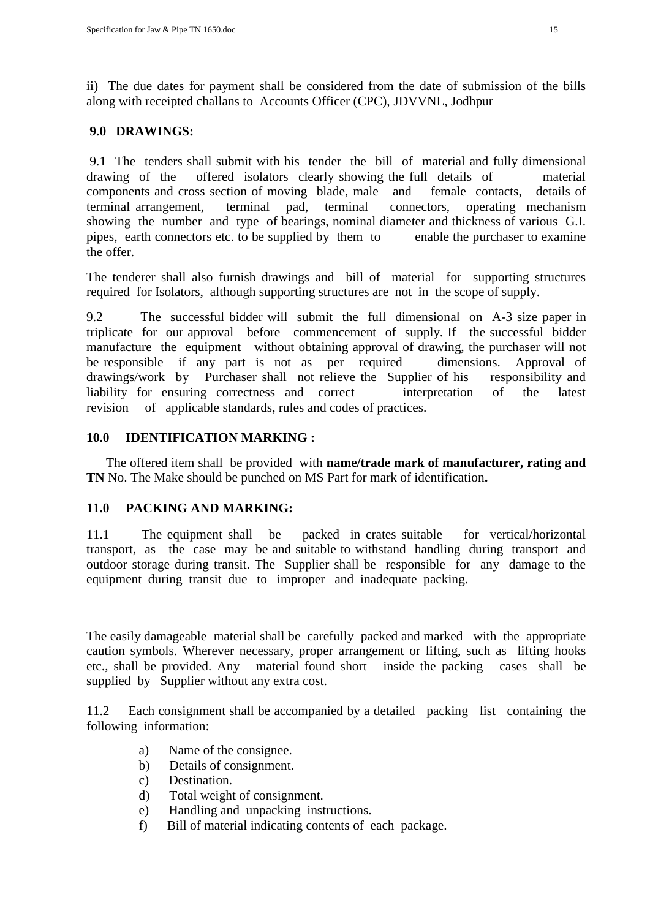ii) The due dates for payment shall be considered from the date of submission of the bills along with receipted challans to Accounts Officer (CPC), JDVVNL, Jodhpur

## 9.0 DRAWINGS:

9.1 The tenders shall submit with his tender the bill of material and fully dimensional drawing of the offered isolators clearly showing the full details of material components and cross section of moving blade, male and female contacts, details of terminal arrangement, terminal pad, terminal connectors, operating mechanism showing the number and type of bearings, nominal diameter and thickness of various G.I. pipes, earth connectors etc. to be supplied by them to enable the purchaser to examine the offer.

The tenderer shall also furnish drawings and bill of material for supporting structures required for Isolators, although supporting structures are not in the scope of supply.

9.2 The successful bidder will submit the full dimensional on A-3 size paper in triplicate for our approval before commencement of supply. If the successful bidder manufacture the equipment without obtaining approval of drawing, the purchaser will not be responsible if any part is not as per required dimensions. Approval of drawings/work by Purchaser shall not relieve the Supplier of his responsibility and liability for ensuring correctness and correct interpretation of the latest revision of applicable standards, rules and codes of practices.

## 10.0 IDENTIFICATION MARKING :

The offered item shall be provided with **name/trade mark of manufacturer, rating and TN** No. The Make should be punched on MS Part for mark of identification**.**

## 11.0 PACKING AND MARKING:

11.1 The equipment shall be packed in crates suitable for vertical/horizontal transport, as the case may be and suitable to withstand handling during transport and outdoor storage during transit. The Supplier shall be responsible for any damage to the equipment during transit due to improper and inadequate packing.

The easily damageable material shall be carefully packed and marked with the appropriate caution symbols. Wherever necessary, proper arrangement or lifting, such as lifting hooks etc., shall be provided. Any material found short inside the packing cases shall be supplied by Supplier without any extra cost.

11.2 Each consignment shall be accompanied by a detailed packing list containing the following information:

a) Name of the consignee.
b) Details of consignment.
c) Destination.
d) Total weight of consignment.
e) Handling and unpacking instructions.
f) Bill of material indicating contents of each package.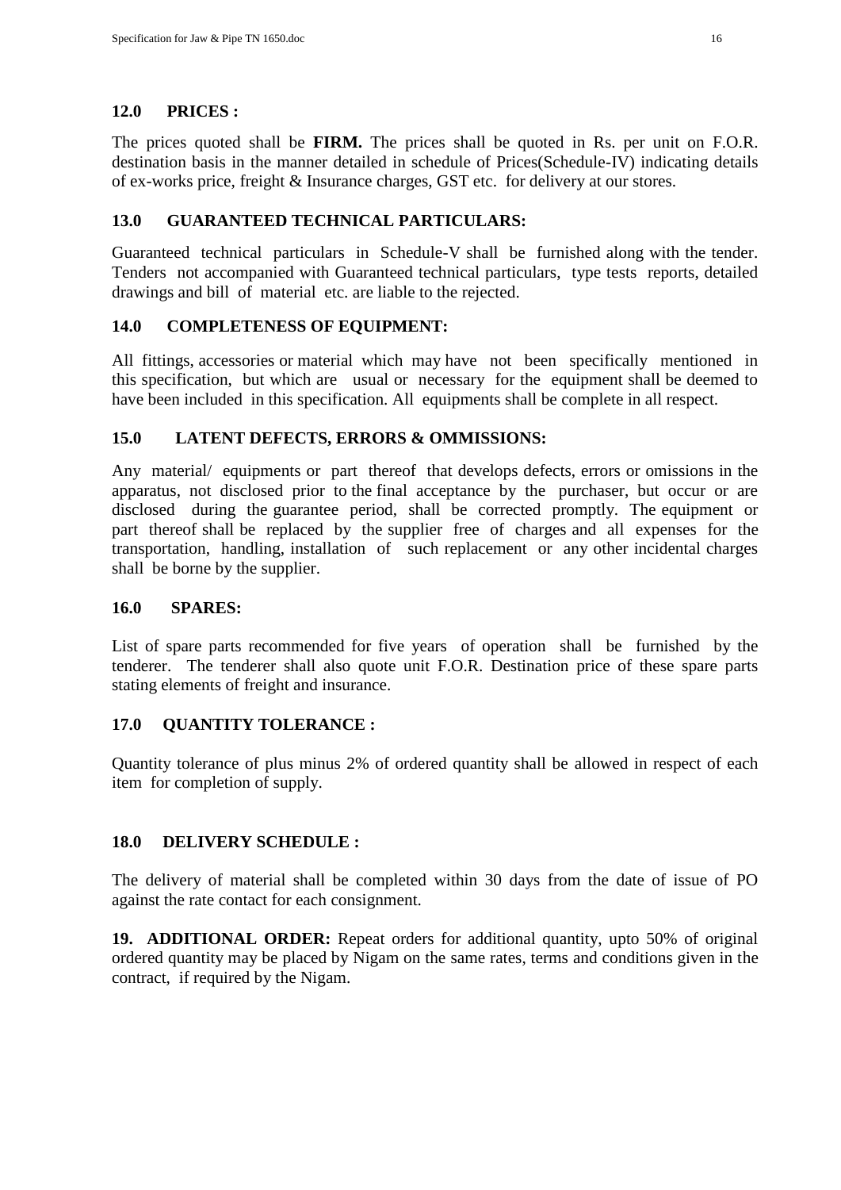## 12.0 PRICES :

The prices quoted shall be **FIRM.** The prices shall be quoted in Rs. per unit on F.O.R. destination basis in the manner detailed in schedule of Prices(Schedule-IV) indicating details of ex-works price, freight & Insurance charges, GST etc. for delivery at our stores.

## 13.0 GUARANTEED TECHNICAL PARTICULARS:

Guaranteed technical particulars in Schedule-V shall be furnished along with the tender. Tenders not accompanied with Guaranteed technical particulars, type tests reports, detailed drawings and bill of material etc. are liable to the rejected.

## 14.0 COMPLETENESS OF EQUIPMENT:

All fittings, accessories or material which may have not been specifically mentioned in this specification, but which are usual or necessary for the equipment shall be deemed to have been included in this specification. All equipments shall be complete in all respect.

## 15.0 LATENT DEFECTS, ERRORS & OMMISSIONS:

Any material/ equipments or part thereof that develops defects, errors or omissions in the apparatus, not disclosed prior to the final acceptance by the purchaser, but occur or are disclosed during the guarantee period, shall be corrected promptly. The equipment or part thereof shall be replaced by the supplier free of charges and all expenses for the transportation, handling, installation of such replacement or any other incidental charges shall be borne by the supplier.

## 16.0 SPARES:

List of spare parts recommended for five years of operation shall be furnished by the tenderer. The tenderer shall also quote unit F.O.R. Destination price of these spare parts stating elements of freight and insurance.

## 17.0 QUANTITY TOLERANCE :

Quantity tolerance of plus minus 2% of ordered quantity shall be allowed in respect of each item for completion of supply.

## 18.0 DELIVERY SCHEDULE :

The delivery of material shall be completed within 30 days from the date of issue of PO against the rate contact for each consignment.

**19. ADDITIONAL ORDER:** Repeat orders for additional quantity, upto 50% of original ordered quantity may be placed by Nigam on the same rates, terms and conditions given in the contract, if required by the Nigam.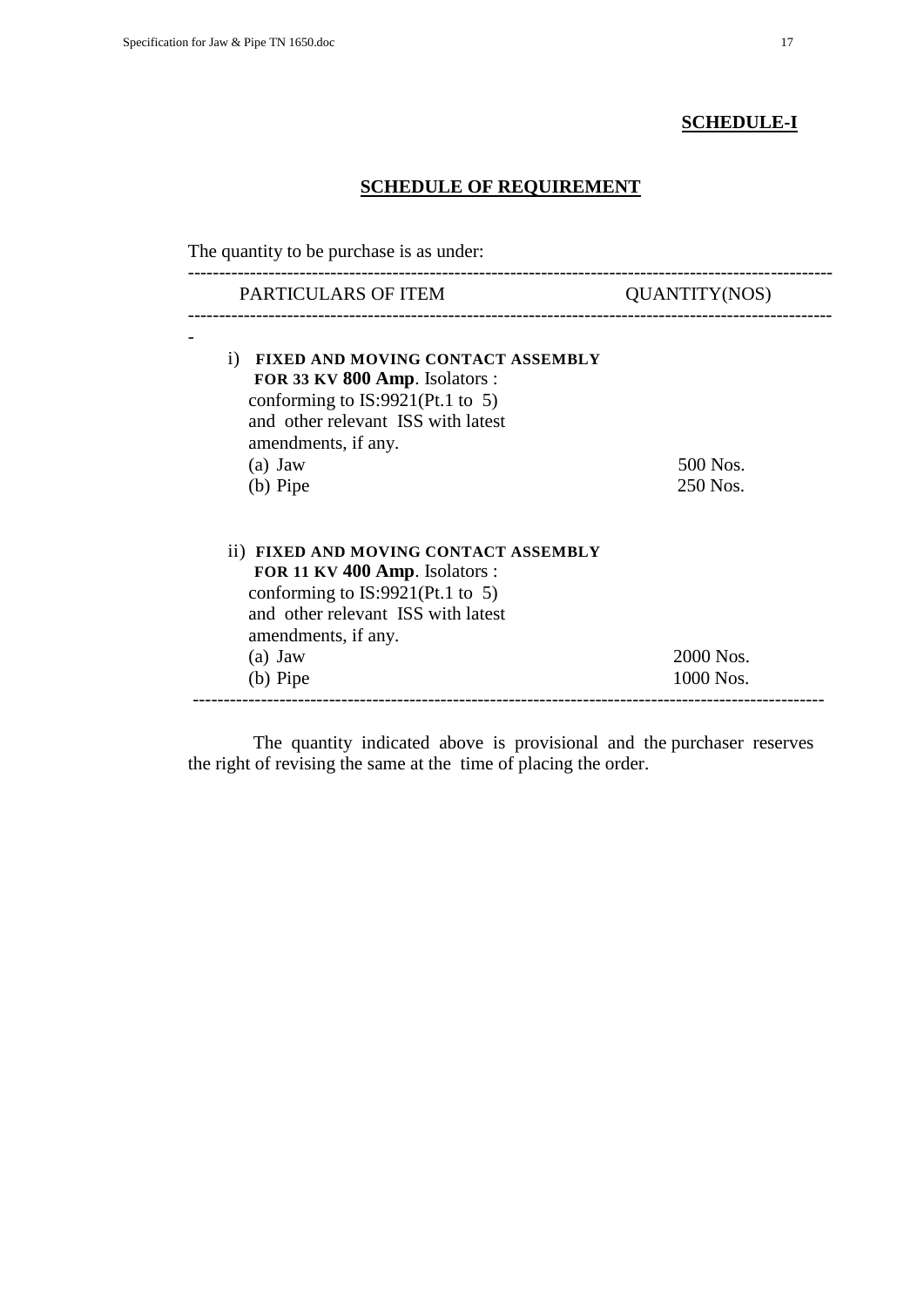**SCHEDULE-I**

## SCHEDULE OF REQUIREMENT

The quantity to be purchase is as under:

| PARTICULARS OF ITEM | QUANTITY(NOS) |
|---|---|
| i) **FIXED AND MOVING CONTACT ASSEMBLY FOR 33 KV 800 Amp**. Isolators : conforming to IS:9921(Pt.1 to 5) and other relevant ISS with latest amendments, if any. | |
| (a) Jaw | 500 Nos. |
| (b) Pipe | 250 Nos. |
| ii) **FIXED AND MOVING CONTACT ASSEMBLY FOR 11 KV 400 Amp**. Isolators : conforming to IS:9921(Pt.1 to 5) and other relevant ISS with latest amendments, if any. | |
| (a) Jaw | 2000 Nos. |
| (b) Pipe | 1000 Nos. |

The quantity indicated above is provisional and the purchaser reserves the right of revising the same at the time of placing the order.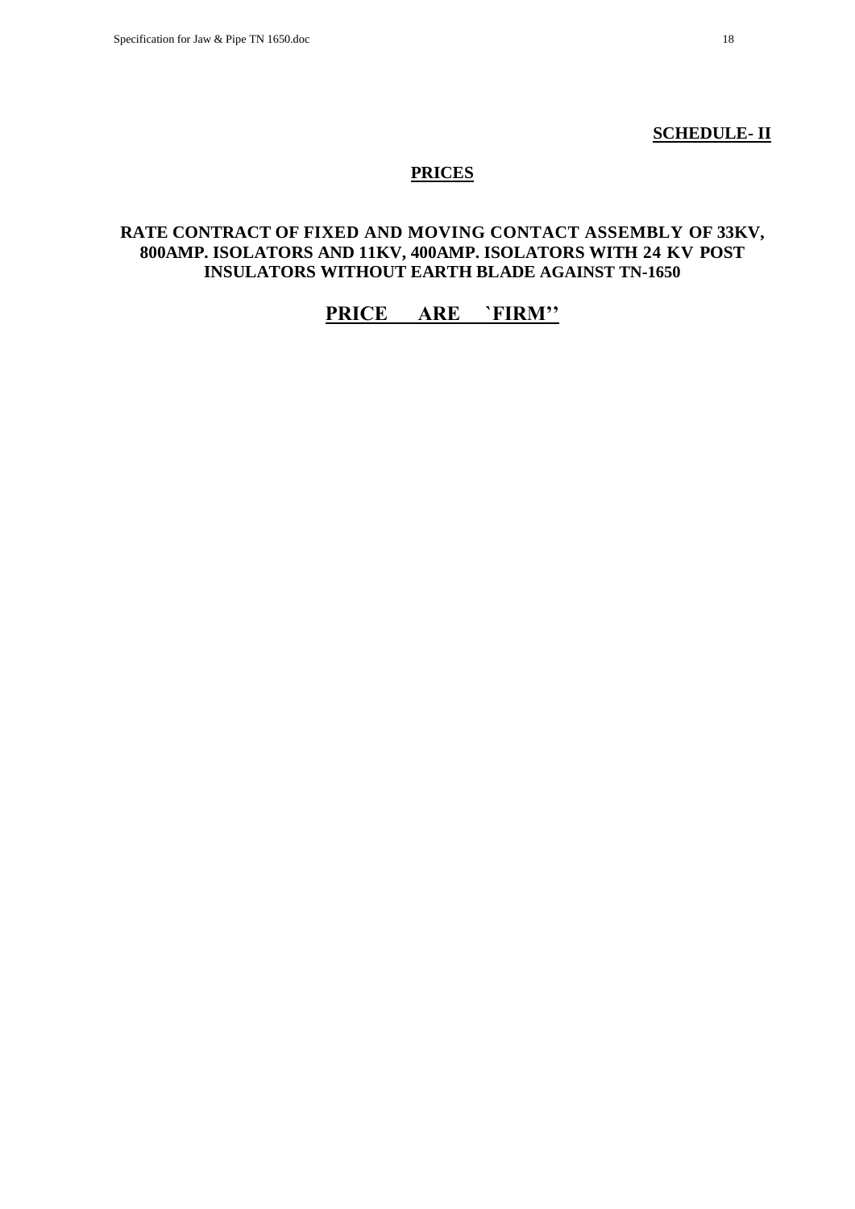**SCHEDULE- II**

**PRICES**

**RATE CONTRACT OF FIXED AND MOVING CONTACT ASSEMBLY OF 33KV, 800AMP. ISOLATORS AND 11KV, 400AMP. ISOLATORS WITH 24 KV POST INSULATORS WITHOUT EARTH BLADE AGAINST TN-1650**

## PRICE ARE `FIRM''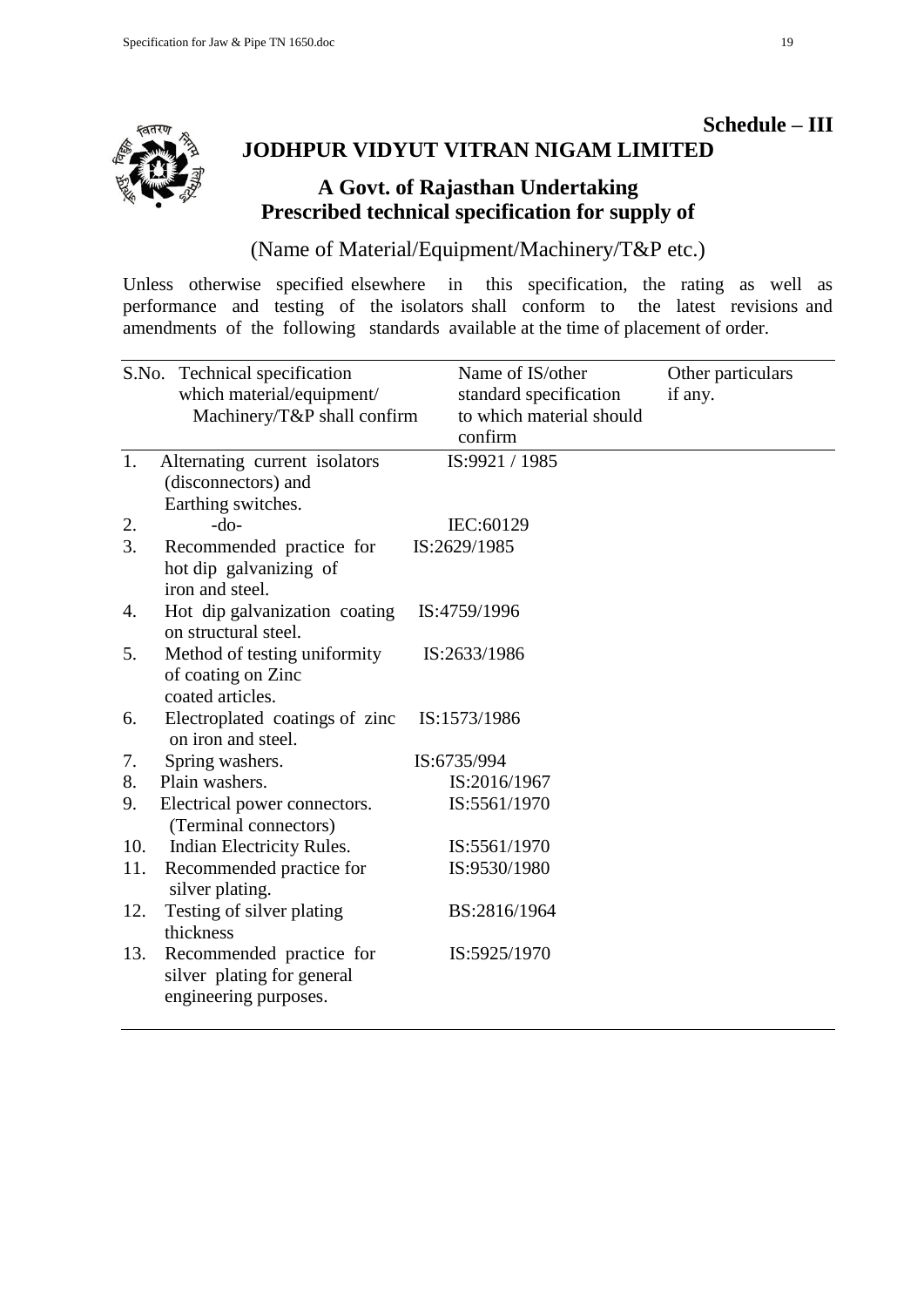**Schedule – III**

# JODHPUR VIDYUT VITRAN NIGAM LIMITED

## A Govt. of Rajasthan Undertaking
## Prescribed technical specification for supply of

(Name of Material/Equipment/Machinery/T&P etc.)

Unless otherwise specified elsewhere in this specification, the rating as well as performance and testing of the isolators shall conform to the latest revisions and amendments of the following standards available at the time of placement of order.

| S.No. | Technical specification which material/equipment/ Machinery/T&P shall confirm | Name of IS/other standard specification to which material should confirm | Other particulars if any. |
|---|---|---|---|
| 1. | Alternating current isolators (disconnectors) and Earthing switches. | IS:9921 / 1985 | |
| 2. | -do- | IEC:60129 | |
| 3. | Recommended practice for hot dip galvanizing of iron and steel. | IS:2629/1985 | |
| 4. | Hot dip galvanization coating on structural steel. | IS:4759/1996 | |
| 5. | Method of testing uniformity of coating on Zinc coated articles. | IS:2633/1986 | |
| 6. | Electroplated coatings of zinc on iron and steel. | IS:1573/1986 | |
| 7. | Spring washers. | IS:6735/994 | |
| 8. | Plain washers. | IS:2016/1967 | |
| 9. | Electrical power connectors. (Terminal connectors) | IS:5561/1970 | |
| 10. | Indian Electricity Rules. | IS:5561/1970 | |
| 11. | Recommended practice for silver plating. | IS:9530/1980 | |
| 12. | Testing of silver plating thickness | BS:2816/1964 | |
| 13. | Recommended practice for silver plating for general engineering purposes. | IS:5925/1970 | |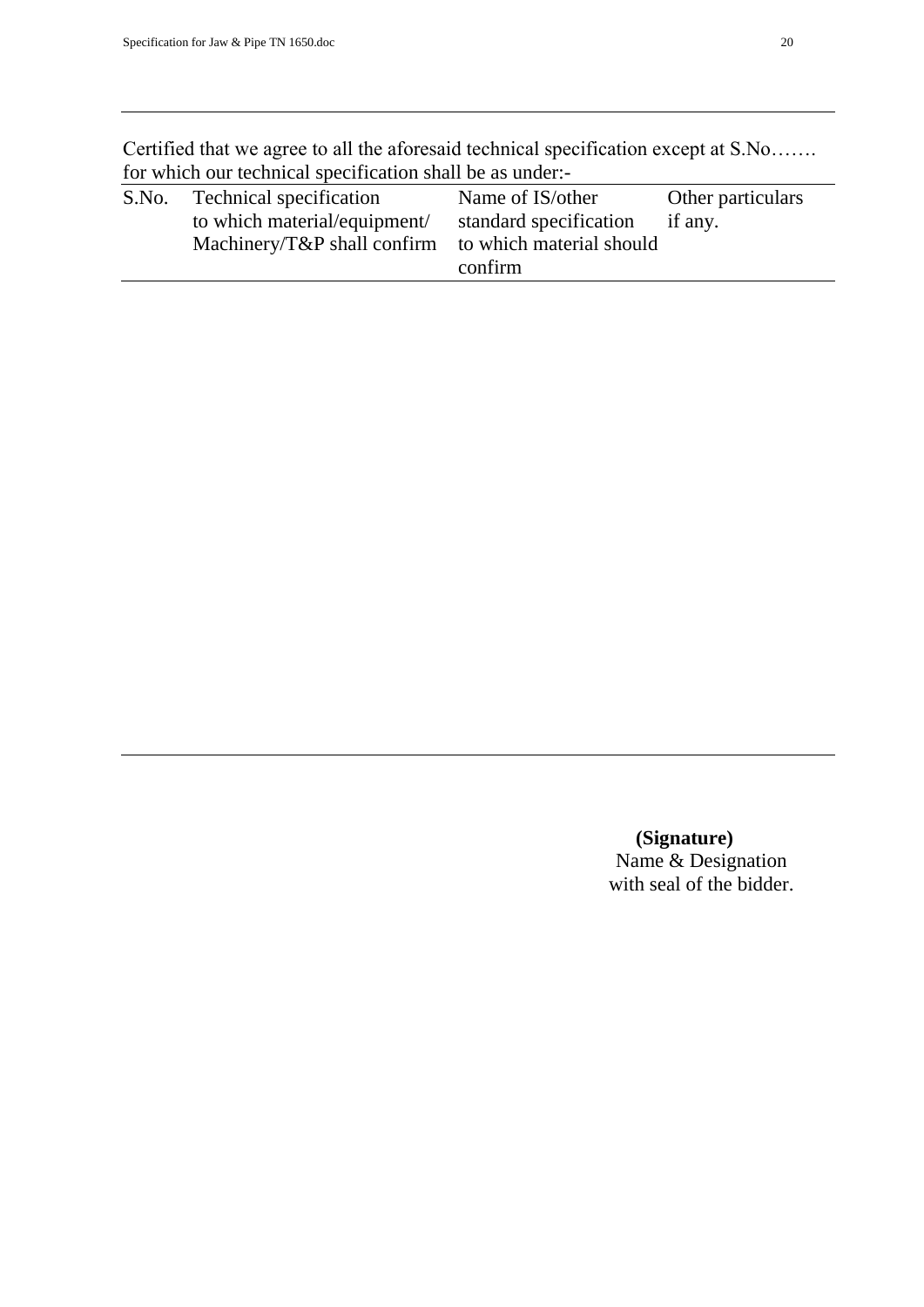Certified that we agree to all the aforesaid technical specification except at S.No……. for which our technical specification shall be as under:-

| S.No. | Technical specification to which material/equipment/ Machinery/T&P shall confirm | Name of IS/other standard specification to which material should confirm | Other particulars if any. |
|---|---|---|---|
| | | | |

**(Signature)**
Name & Designation
with seal of the bidder.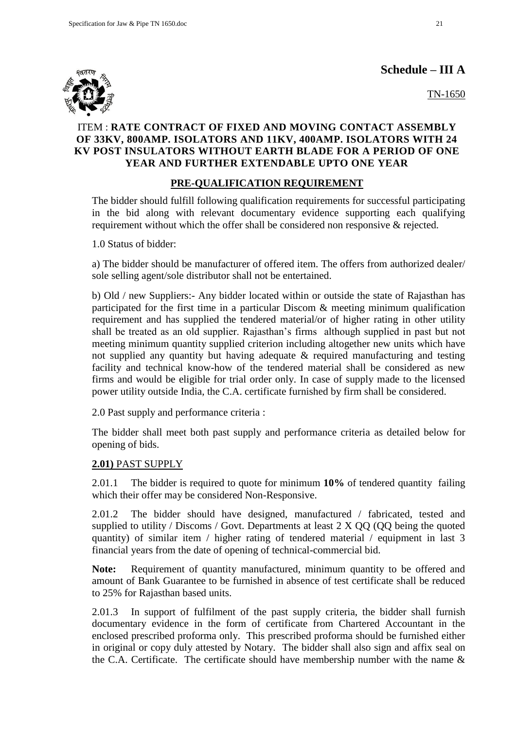# Schedule – III A

TN-1650

ITEM : **RATE CONTRACT OF FIXED AND MOVING CONTACT ASSEMBLY OF 33KV, 800AMP. ISOLATORS AND 11KV, 400AMP. ISOLATORS WITH 24 KV POST INSULATORS WITHOUT EARTH BLADE FOR A PERIOD OF ONE YEAR AND FURTHER EXTENDABLE UPTO ONE YEAR**

## PRE-QUALIFICATION REQUIREMENT

The bidder should fulfill following qualification requirements for successful participating in the bid along with relevant documentary evidence supporting each qualifying requirement without which the offer shall be considered non responsive & rejected.

1.0 Status of bidder:

a) The bidder should be manufacturer of offered item. The offers from authorized dealer/ sole selling agent/sole distributor shall not be entertained.

b) Old / new Suppliers:- Any bidder located within or outside the state of Rajasthan has participated for the first time in a particular Discom & meeting minimum qualification requirement and has supplied the tendered material/or of higher rating in other utility shall be treated as an old supplier. Rajasthan's firms although supplied in past but not meeting minimum quantity supplied criterion including altogether new units which have not supplied any quantity but having adequate & required manufacturing and testing facility and technical know-how of the tendered material shall be considered as new firms and would be eligible for trial order only. In case of supply made to the licensed power utility outside India, the C.A. certificate furnished by firm shall be considered.

2.0 Past supply and performance criteria :

The bidder shall meet both past supply and performance criteria as detailed below for opening of bids.

**2.01)** PAST SUPPLY

2.01.1 The bidder is required to quote for minimum **10%** of tendered quantity failing which their offer may be considered Non-Responsive.

2.01.2 The bidder should have designed, manufactured / fabricated, tested and supplied to utility / Discoms / Govt. Departments at least 2 X QQ (QQ being the quoted quantity) of similar item / higher rating of tendered material / equipment in last 3 financial years from the date of opening of technical-commercial bid.

**Note:** Requirement of quantity manufactured, minimum quantity to be offered and amount of Bank Guarantee to be furnished in absence of test certificate shall be reduced to 25% for Rajasthan based units.

2.01.3 In support of fulfilment of the past supply criteria, the bidder shall furnish documentary evidence in the form of certificate from Chartered Accountant in the enclosed prescribed proforma only. This prescribed proforma should be furnished either in original or copy duly attested by Notary. The bidder shall also sign and affix seal on the C.A. Certificate. The certificate should have membership number with the name &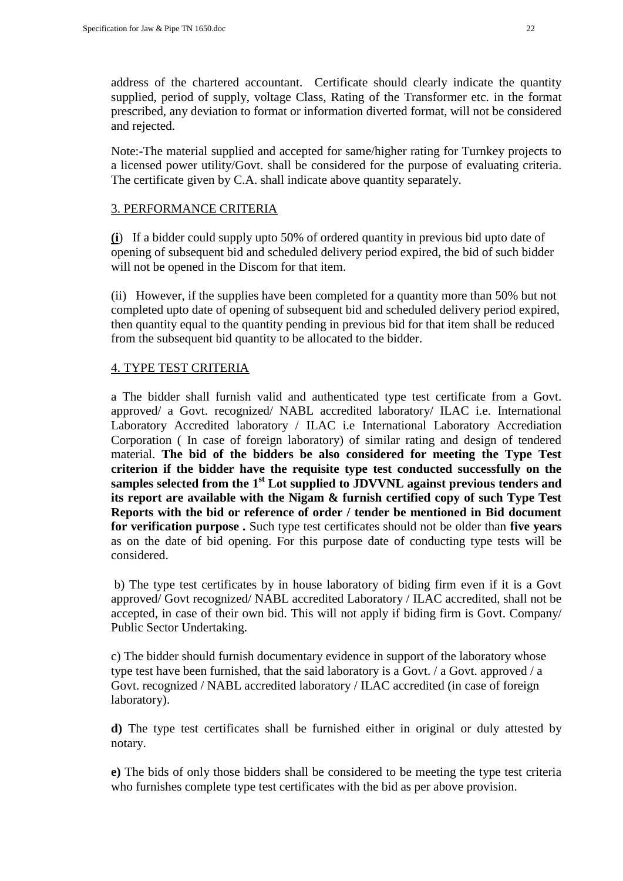address of the chartered accountant. Certificate should clearly indicate the quantity supplied, period of supply, voltage Class, Rating of the Transformer etc. in the format prescribed, any deviation to format or information diverted format, will not be considered and rejected.

Note:-The material supplied and accepted for same/higher rating for Turnkey projects to a licensed power utility/Govt. shall be considered for the purpose of evaluating criteria. The certificate given by C.A. shall indicate above quantity separately.

3. PERFORMANCE CRITERIA

**(i**) If a bidder could supply upto 50% of ordered quantity in previous bid upto date of opening of subsequent bid and scheduled delivery period expired, the bid of such bidder will not be opened in the Discom for that item.

(ii) However, if the supplies have been completed for a quantity more than 50% but not completed upto date of opening of subsequent bid and scheduled delivery period expired, then quantity equal to the quantity pending in previous bid for that item shall be reduced from the subsequent bid quantity to be allocated to the bidder.

4. TYPE TEST CRITERIA

a The bidder shall furnish valid and authenticated type test certificate from a Govt. approved/ a Govt. recognized/ NABL accredited laboratory/ ILAC i.e. International Laboratory Accredited laboratory / ILAC i.e International Laboratory Accrediation Corporation ( In case of foreign laboratory) of similar rating and design of tendered material. **The bid of the bidders be also considered for meeting the Type Test criterion if the bidder have the requisite type test conducted successfully on the samples selected from the 1st Lot supplied to JDVVNL against previous tenders and its report are available with the Nigam & furnish certified copy of such Type Test Reports with the bid or reference of order / tender be mentioned in Bid document for verification purpose .** Such type test certificates should not be older than **five years** as on the date of bid opening. For this purpose date of conducting type tests will be considered.

b) The type test certificates by in house laboratory of biding firm even if it is a Govt approved/ Govt recognized/ NABL accredited Laboratory / ILAC accredited, shall not be accepted, in case of their own bid. This will not apply if biding firm is Govt. Company/ Public Sector Undertaking.

c) The bidder should furnish documentary evidence in support of the laboratory whose type test have been furnished, that the said laboratory is a Govt. / a Govt. approved / a Govt. recognized / NABL accredited laboratory / ILAC accredited (in case of foreign laboratory).

**d)** The type test certificates shall be furnished either in original or duly attested by notary.

**e)** The bids of only those bidders shall be considered to be meeting the type test criteria who furnishes complete type test certificates with the bid as per above provision.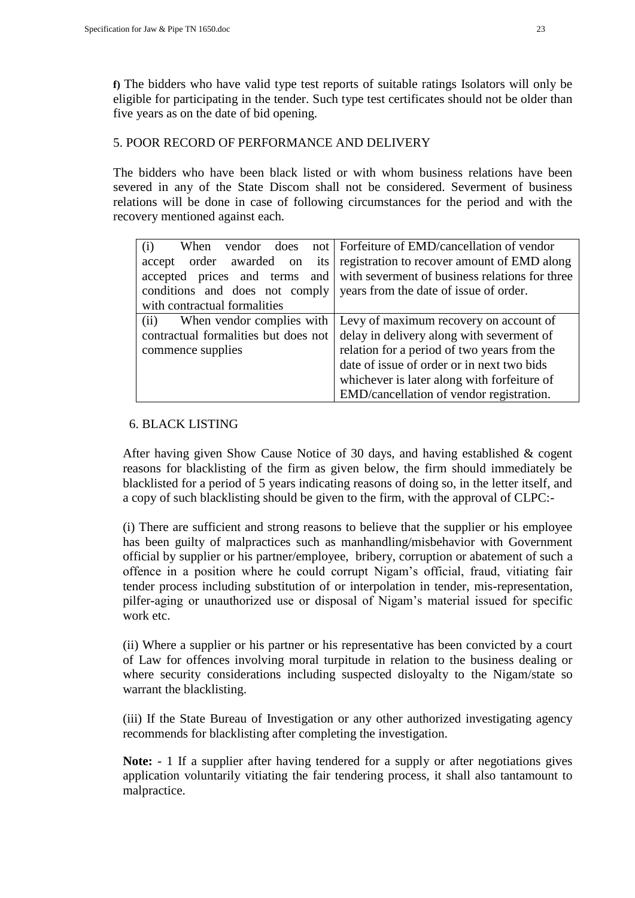**f)** The bidders who have valid type test reports of suitable ratings Isolators will only be eligible for participating in the tender. Such type test certificates should not be older than five years as on the date of bid opening.

## 5. POOR RECORD OF PERFORMANCE AND DELIVERY

The bidders who have been black listed or with whom business relations have been severed in any of the State Discom shall not be considered. Severment of business relations will be done in case of following circumstances for the period and with the recovery mentioned against each.

| | |
|---|---|
| (i) When vendor does not accept order awarded on its accepted prices and terms and conditions and does not comply with contractual formalities | Forfeiture of EMD/cancellation of vendor registration to recover amount of EMD along with severment of business relations for three years from the date of issue of order. |
| (ii) When vendor complies with contractual formalities but does not commence supplies | Levy of maximum recovery on account of delay in delivery along with severment of relation for a period of two years from the date of issue of order or in next two bids whichever is later along with forfeiture of EMD/cancellation of vendor registration. |

## 6. BLACK LISTING

After having given Show Cause Notice of 30 days, and having established & cogent reasons for blacklisting of the firm as given below, the firm should immediately be blacklisted for a period of 5 years indicating reasons of doing so, in the letter itself, and a copy of such blacklisting should be given to the firm, with the approval of CLPC:-

(i) There are sufficient and strong reasons to believe that the supplier or his employee has been guilty of malpractices such as manhandling/misbehavior with Government official by supplier or his partner/employee, bribery, corruption or abatement of such a offence in a position where he could corrupt Nigam's official, fraud, vitiating fair tender process including substitution of or interpolation in tender, mis-representation, pilfer-aging or unauthorized use or disposal of Nigam's material issued for specific work etc.

(ii) Where a supplier or his partner or his representative has been convicted by a court of Law for offences involving moral turpitude in relation to the business dealing or where security considerations including suspected disloyalty to the Nigam/state so warrant the blacklisting.

(iii) If the State Bureau of Investigation or any other authorized investigating agency recommends for blacklisting after completing the investigation.

**Note:** - 1 If a supplier after having tendered for a supply or after negotiations gives application voluntarily vitiating the fair tendering process, it shall also tantamount to malpractice.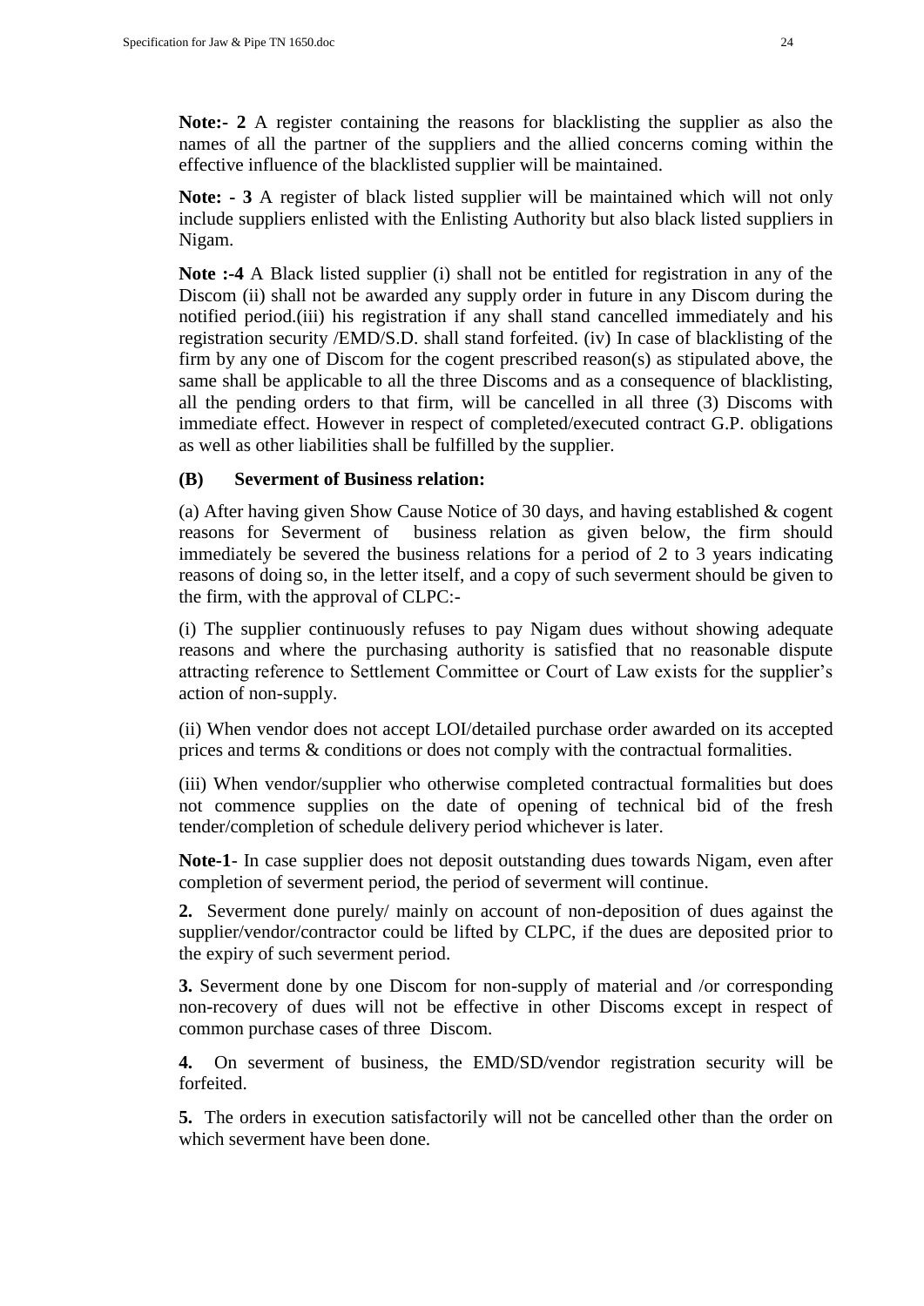**Note:- 2** A register containing the reasons for blacklisting the supplier as also the names of all the partner of the suppliers and the allied concerns coming within the effective influence of the blacklisted supplier will be maintained.

**Note: - 3** A register of black listed supplier will be maintained which will not only include suppliers enlisted with the Enlisting Authority but also black listed suppliers in Nigam.

**Note :-4** A Black listed supplier (i) shall not be entitled for registration in any of the Discom (ii) shall not be awarded any supply order in future in any Discom during the notified period.(iii) his registration if any shall stand cancelled immediately and his registration security /EMD/S.D. shall stand forfeited. (iv) In case of blacklisting of the firm by any one of Discom for the cogent prescribed reason(s) as stipulated above, the same shall be applicable to all the three Discoms and as a consequence of blacklisting, all the pending orders to that firm, will be cancelled in all three (3) Discoms with immediate effect. However in respect of completed/executed contract G.P. obligations as well as other liabilities shall be fulfilled by the supplier.

**(B) Severment of Business relation:**

(a) After having given Show Cause Notice of 30 days, and having established & cogent reasons for Severment of business relation as given below, the firm should immediately be severed the business relations for a period of 2 to 3 years indicating reasons of doing so, in the letter itself, and a copy of such severment should be given to the firm, with the approval of CLPC:-

(i) The supplier continuously refuses to pay Nigam dues without showing adequate reasons and where the purchasing authority is satisfied that no reasonable dispute attracting reference to Settlement Committee or Court of Law exists for the supplier's action of non-supply.

(ii) When vendor does not accept LOI/detailed purchase order awarded on its accepted prices and terms & conditions or does not comply with the contractual formalities.

(iii) When vendor/supplier who otherwise completed contractual formalities but does not commence supplies on the date of opening of technical bid of the fresh tender/completion of schedule delivery period whichever is later.

**Note-1**- In case supplier does not deposit outstanding dues towards Nigam, even after completion of severment period, the period of severment will continue.

**2.** Severment done purely/ mainly on account of non-deposition of dues against the supplier/vendor/contractor could be lifted by CLPC, if the dues are deposited prior to the expiry of such severment period.

**3.** Severment done by one Discom for non-supply of material and /or corresponding non-recovery of dues will not be effective in other Discoms except in respect of common purchase cases of three Discom.

**4.** On severment of business, the EMD/SD/vendor registration security will be forfeited.

**5.** The orders in execution satisfactorily will not be cancelled other than the order on which severment have been done.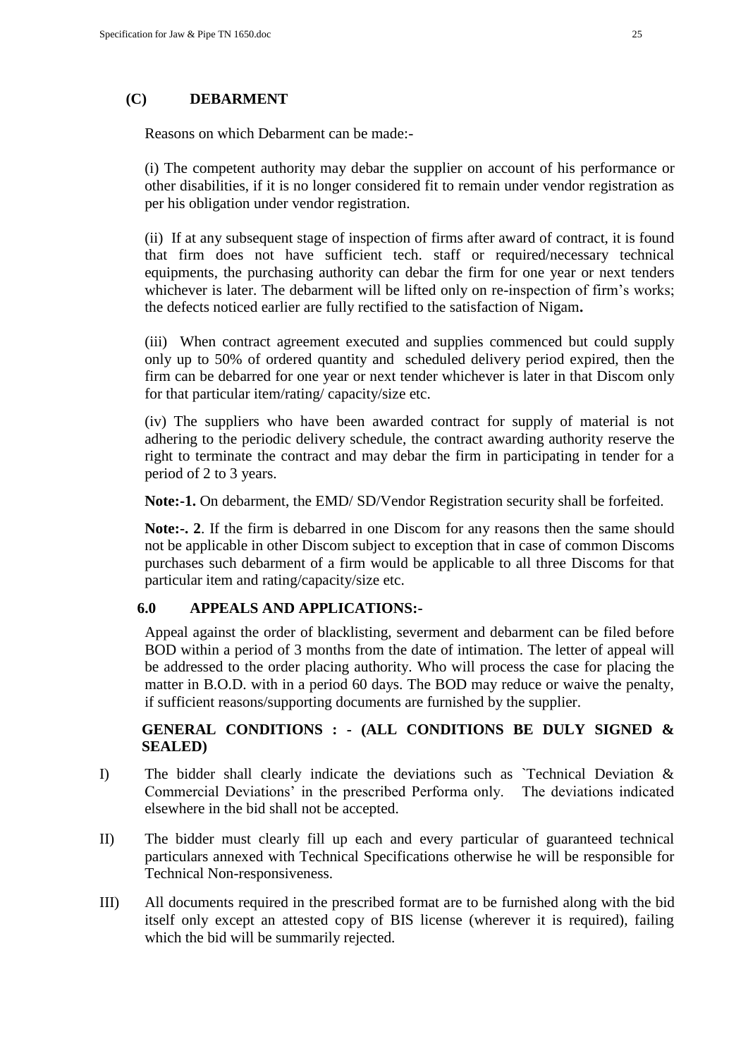## (C) DEBARMENT

Reasons on which Debarment can be made:-

(i) The competent authority may debar the supplier on account of his performance or other disabilities, if it is no longer considered fit to remain under vendor registration as per his obligation under vendor registration.

(ii) If at any subsequent stage of inspection of firms after award of contract, it is found that firm does not have sufficient tech. staff or required/necessary technical equipments, the purchasing authority can debar the firm for one year or next tenders whichever is later. The debarment will be lifted only on re-inspection of firm's works; the defects noticed earlier are fully rectified to the satisfaction of Nigam**.**

(iii) When contract agreement executed and supplies commenced but could supply only up to 50% of ordered quantity and scheduled delivery period expired, then the firm can be debarred for one year or next tender whichever is later in that Discom only for that particular item/rating/ capacity/size etc.

(iv) The suppliers who have been awarded contract for supply of material is not adhering to the periodic delivery schedule, the contract awarding authority reserve the right to terminate the contract and may debar the firm in participating in tender for a period of 2 to 3 years.

**Note:-1.** On debarment, the EMD/ SD/Vendor Registration security shall be forfeited.

**Note:-. 2**. If the firm is debarred in one Discom for any reasons then the same should not be applicable in other Discom subject to exception that in case of common Discoms purchases such debarment of a firm would be applicable to all three Discoms for that particular item and rating/capacity/size etc.

## 6.0 APPEALS AND APPLICATIONS:-

Appeal against the order of blacklisting, severment and debarment can be filed before BOD within a period of 3 months from the date of intimation. The letter of appeal will be addressed to the order placing authority. Who will process the case for placing the matter in B.O.D. with in a period 60 days. The BOD may reduce or waive the penalty, if sufficient reasons/supporting documents are furnished by the supplier.

## GENERAL CONDITIONS : - (ALL CONDITIONS BE DULY SIGNED & SEALED)

I) The bidder shall clearly indicate the deviations such as `Technical Deviation & Commercial Deviations' in the prescribed Performa only. The deviations indicated elsewhere in the bid shall not be accepted.

II) The bidder must clearly fill up each and every particular of guaranteed technical particulars annexed with Technical Specifications otherwise he will be responsible for Technical Non-responsiveness.

III) All documents required in the prescribed format are to be furnished along with the bid itself only except an attested copy of BIS license (wherever it is required), failing which the bid will be summarily rejected.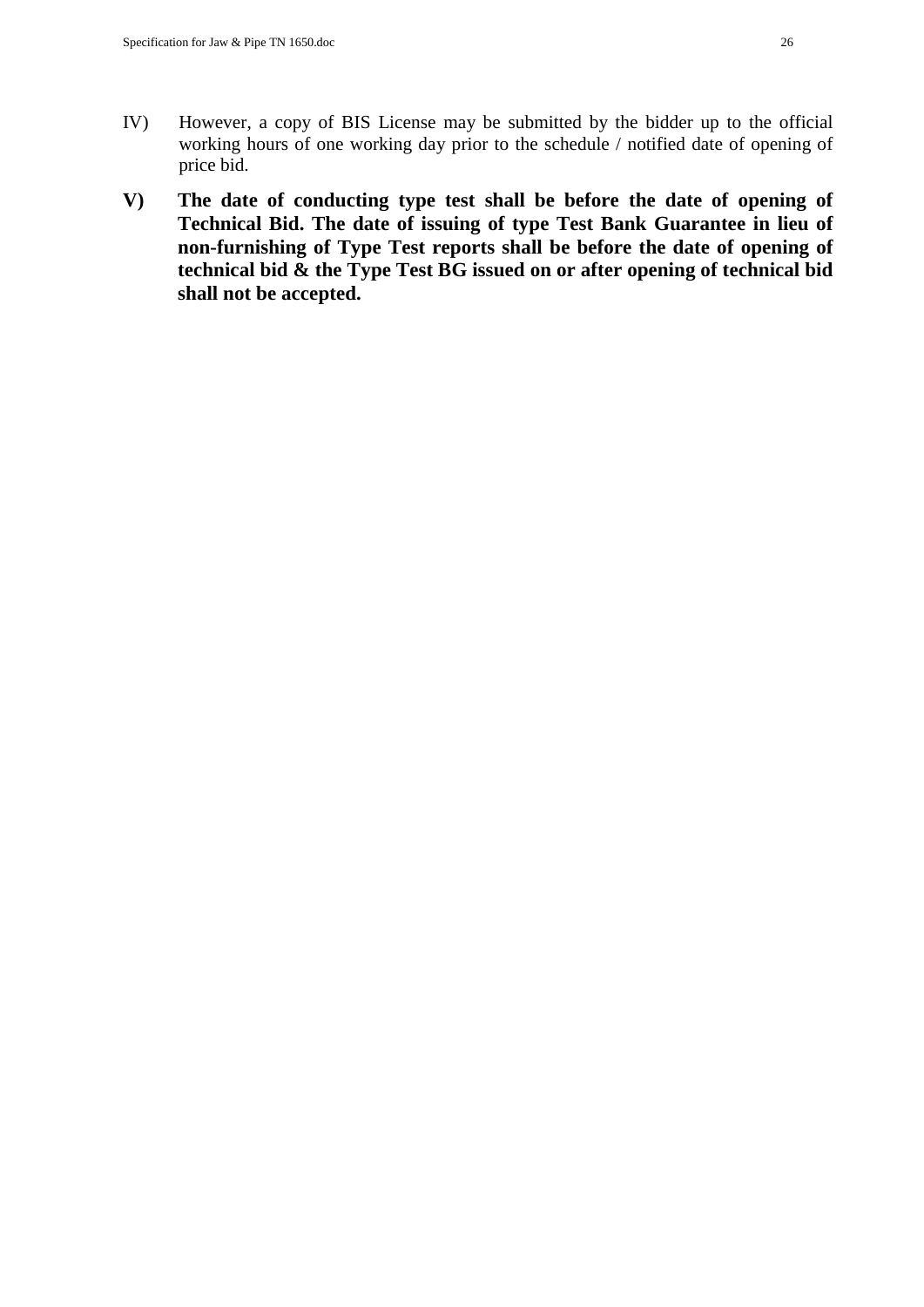IV) However, a copy of BIS License may be submitted by the bidder up to the official working hours of one working day prior to the schedule / notified date of opening of price bid.

**V) The date of conducting type test shall be before the date of opening of Technical Bid. The date of issuing of type Test Bank Guarantee in lieu of non-furnishing of Type Test reports shall be before the date of opening of technical bid & the Type Test BG issued on or after opening of technical bid shall not be accepted.**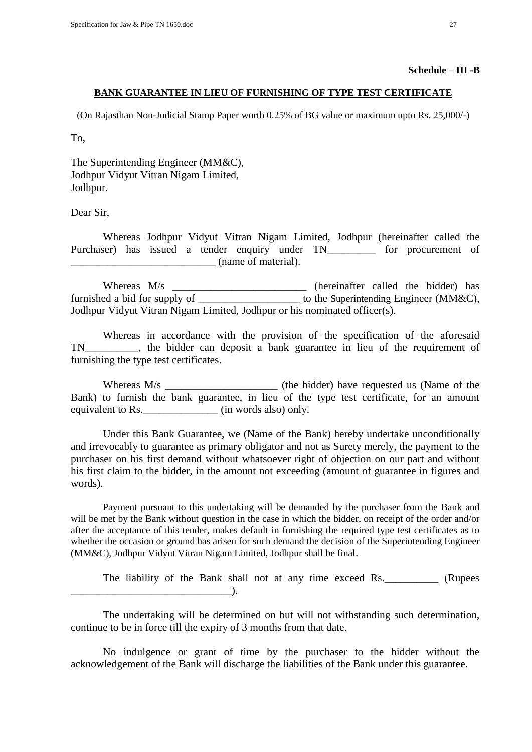**Schedule – III -B**

**BANK GUARANTEE IN LIEU OF FURNISHING OF TYPE TEST CERTIFICATE**

(On Rajasthan Non-Judicial Stamp Paper worth 0.25% of BG value or maximum upto Rs. 25,000/-)

To,

The Superintending Engineer (MM&C),
Jodhpur Vidyut Vitran Nigam Limited,
Jodhpur.

Dear Sir,

Whereas Jodhpur Vidyut Vitran Nigam Limited, Jodhpur (hereinafter called the Purchaser) has issued a tender enquiry under TN_________ for procurement of ___________________________ (name of material).

Whereas M/s _________________________ (hereinafter called the bidder) has furnished a bid for supply of ___________________ to the Superintending Engineer (MM&C), Jodhpur Vidyut Vitran Nigam Limited, Jodhpur or his nominated officer(s).

Whereas in accordance with the provision of the specification of the aforesaid TN__________, the bidder can deposit a bank guarantee in lieu of the requirement of furnishing the type test certificates.

Whereas M/s _____________________ (the bidder) have requested us (Name of the Bank) to furnish the bank guarantee, in lieu of the type test certificate, for an amount equivalent to Rs.______________ (in words also) only.

Under this Bank Guarantee, we (Name of the Bank) hereby undertake unconditionally and irrevocably to guarantee as primary obligator and not as Surety merely, the payment to the purchaser on his first demand without whatsoever right of objection on our part and without his first claim to the bidder, in the amount not exceeding (amount of guarantee in figures and words).

Payment pursuant to this undertaking will be demanded by the purchaser from the Bank and will be met by the Bank without question in the case in which the bidder, on receipt of the order and/or after the acceptance of this tender, makes default in furnishing the required type test certificates as to whether the occasion or ground has arisen for such demand the decision of the Superintending Engineer (MM&C), Jodhpur Vidyut Vitran Nigam Limited, Jodhpur shall be final.

The liability of the Bank shall not at any time exceed Rs.__________ (Rupees ______________________________).

The undertaking will be determined on but will not withstanding such determination, continue to be in force till the expiry of 3 months from that date.

No indulgence or grant of time by the purchaser to the bidder without the acknowledgement of the Bank will discharge the liabilities of the Bank under this guarantee.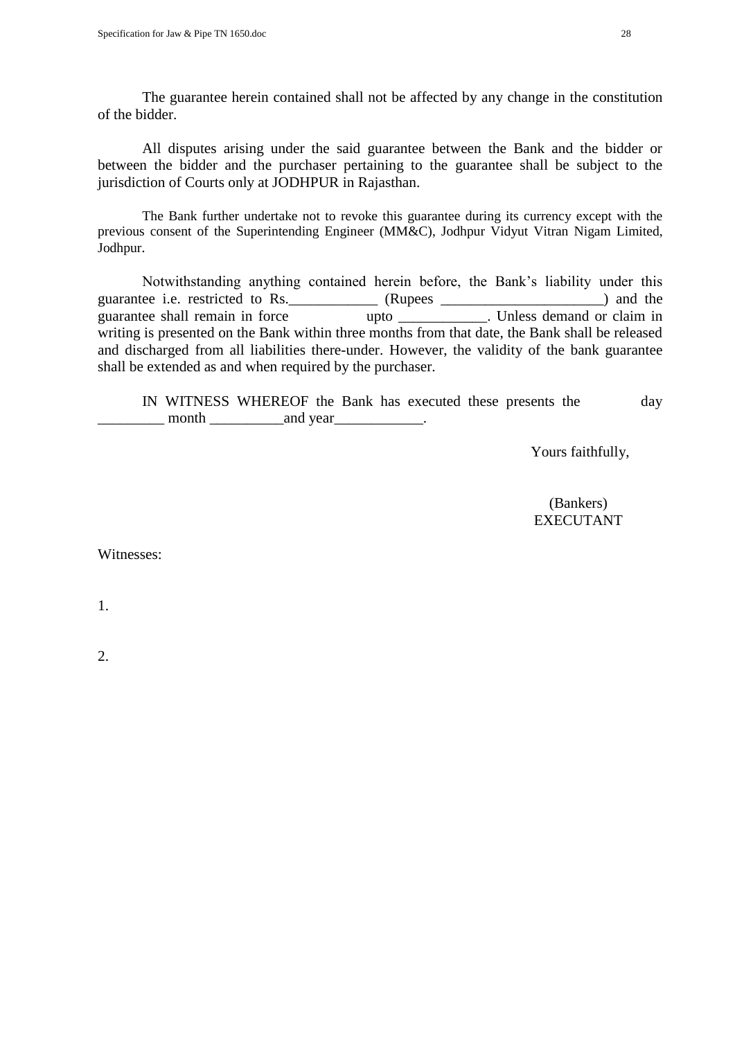The guarantee herein contained shall not be affected by any change in the constitution of the bidder.

All disputes arising under the said guarantee between the Bank and the bidder or between the bidder and the purchaser pertaining to the guarantee shall be subject to the jurisdiction of Courts only at JODHPUR in Rajasthan.

The Bank further undertake not to revoke this guarantee during its currency except with the previous consent of the Superintending Engineer (MM&C), Jodhpur Vidyut Vitran Nigam Limited, Jodhpur.

Notwithstanding anything contained herein before, the Bank's liability under this guarantee i.e. restricted to Rs.____________ (Rupees ______________________) and the guarantee shall remain in force upto ____________. Unless demand or claim in writing is presented on the Bank within three months from that date, the Bank shall be released and discharged from all liabilities there-under. However, the validity of the bank guarantee shall be extended as and when required by the purchaser.

IN WITNESS WHEREOF the Bank has executed these presents the day _________ month __________and year____________.

Yours faithfully,

(Bankers)
EXECUTANT

Witnesses:

1.

2.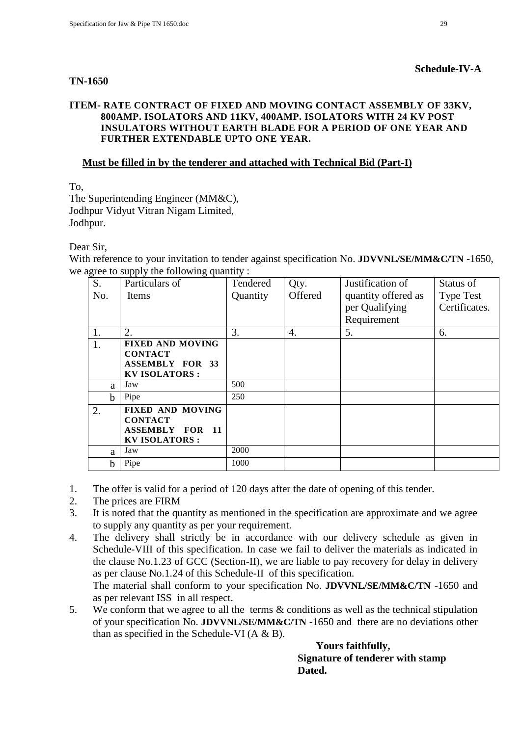**Schedule-IV-A**

**TN-1650**

**ITEM- RATE CONTRACT OF FIXED AND MOVING CONTACT ASSEMBLY OF 33KV, 800AMP. ISOLATORS AND 11KV, 400AMP. ISOLATORS WITH 24 KV POST INSULATORS WITHOUT EARTH BLADE FOR A PERIOD OF ONE YEAR AND FURTHER EXTENDABLE UPTO ONE YEAR.**

**Must be filled in by the tenderer and attached with Technical Bid (Part-I)**

To,
The Superintending Engineer (MM&C),
Jodhpur Vidyut Vitran Nigam Limited,
Jodhpur.

Dear Sir,

With reference to your invitation to tender against specification No. **JDVVNL/SE/MM&C/TN** -1650, we agree to supply the following quantity :

| S. No. | Particulars of Items | Tendered Quantity | Qty. Offered | Justification of quantity offered as per Qualifying Requirement | Status of Type Test Certificates. |
|---|---|---|---|---|---|
| 1. | 2. | 3. | 4. | 5. | 6. |
| 1. | **FIXED AND MOVING CONTACT ASSEMBLY FOR 33 KV ISOLATORS :** | | | | |
| a | Jaw | 500 | | | |
| b | Pipe | 250 | | | |
| 2. | **FIXED AND MOVING CONTACT ASSEMBLY FOR 11 KV ISOLATORS :** | | | | |
| a | Jaw | 2000 | | | |
| b | Pipe | 1000 | | | |

1. The offer is valid for a period of 120 days after the date of opening of this tender.
2. The prices are FIRM
3. It is noted that the quantity as mentioned in the specification are approximate and we agree to supply any quantity as per your requirement.
4. The delivery shall strictly be in accordance with our delivery schedule as given in Schedule-VIII of this specification. In case we fail to deliver the materials as indicated in the clause No.1.23 of GCC (Section-II), we are liable to pay recovery for delay in delivery as per clause No.1.24 of this Schedule-II of this specification.
   The material shall conform to your specification No. **JDVVNL/SE/MM&C/TN** -1650 and as per relevant ISS in all respect.
5. We conform that we agree to all the terms & conditions as well as the technical stipulation of your specification No. **JDVVNL/SE/MM&C/TN** -1650 and there are no deviations other than as specified in the Schedule-VI (A & B).

**Yours faithfully,**
**Signature of tenderer with stamp**
**Dated.**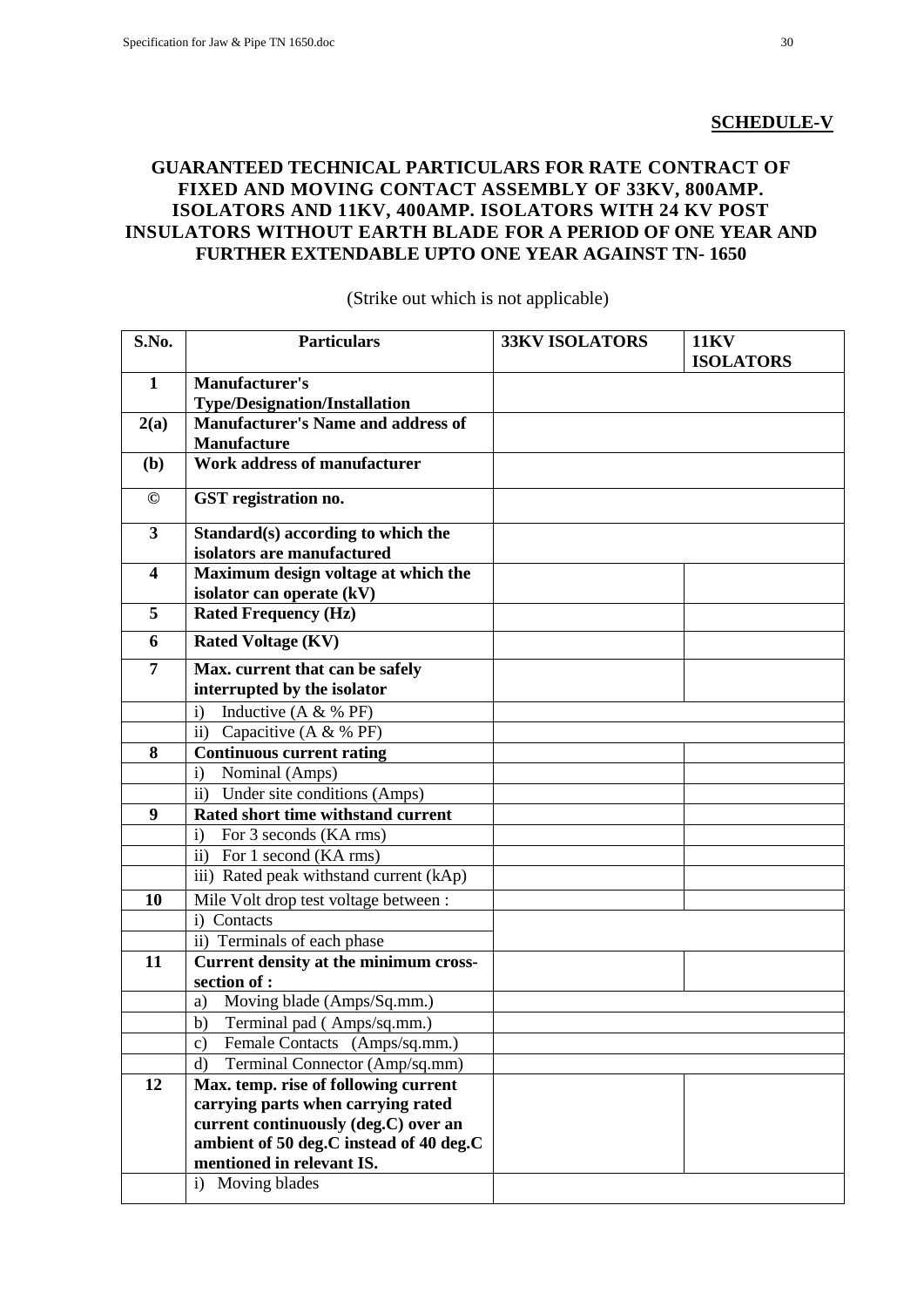**SCHEDULE-V**

## GUARANTEED TECHNICAL PARTICULARS FOR RATE CONTRACT OF FIXED AND MOVING CONTACT ASSEMBLY OF 33KV, 800AMP. ISOLATORS AND 11KV, 400AMP. ISOLATORS WITH 24 KV POST INSULATORS WITHOUT EARTH BLADE FOR A PERIOD OF ONE YEAR AND FURTHER EXTENDABLE UPTO ONE YEAR AGAINST TN- 1650

(Strike out which is not applicable)

| S.No. | Particulars | 33KV ISOLATORS | 11KV ISOLATORS |
|---|---|---|---|
| **1** | **Manufacturer's Type/Designation/Installation** | | |
| **2(a)** | **Manufacturer's Name and address of Manufacture** | | |
| **(b)** | **Work address of manufacturer** | | |
| **©** | **GST registration no.** | | |
| **3** | **Standard(s) according to which the isolators are manufactured** | | |
| **4** | **Maximum design voltage at which the isolator can operate (kV)** | | |
| **5** | **Rated Frequency (Hz)** | | |
| **6** | **Rated Voltage (KV)** | | |
| **7** | **Max. current that can be safely interrupted by the isolator** | | |
| | i) Inductive (A & % PF) | | |
| | ii) Capacitive (A & % PF) | | |
| **8** | **Continuous current rating** | | |
| | i) Nominal (Amps) | | |
| | ii) Under site conditions (Amps) | | |
| **9** | **Rated short time withstand current** | | |
| | i) For 3 seconds (KA rms) | | |
| | ii) For 1 second (KA rms) | | |
| | iii) Rated peak withstand current (kAp) | | |
| **10** | Mile Volt drop test voltage between : | | |
| | i) Contacts | | |
| | ii) Terminals of each phase | | |
| **11** | **Current density at the minimum cross-section of :** | | |
| | a) Moving blade (Amps/Sq.mm.) | | |
| | b) Terminal pad ( Amps/sq.mm.) | | |
| | c) Female Contacts (Amps/sq.mm.) | | |
| | d) Terminal Connector (Amp/sq.mm) | | |
| **12** | **Max. temp. rise of following current carrying parts when carrying rated current continuously (deg.C) over an ambient of 50 deg.C instead of 40 deg.C mentioned in relevant IS.** | | |
| | i) Moving blades | | |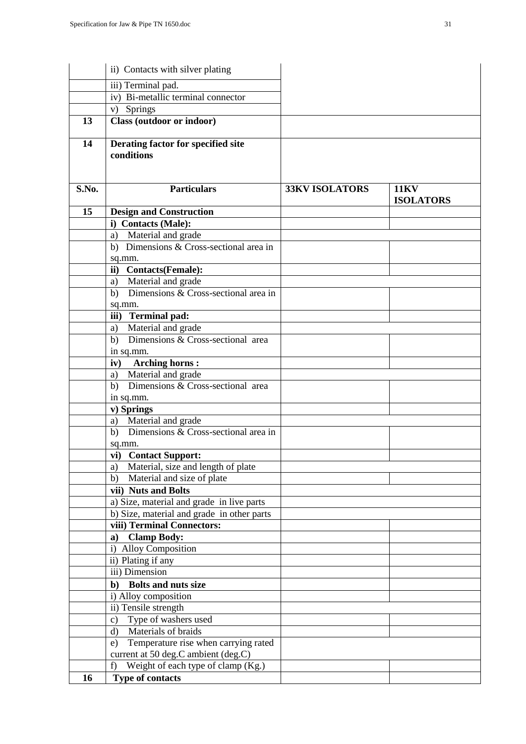| | ii) Contacts with silver plating | | |
|---|---|---|---|
| | iii) Terminal pad. | | |
| | iv) Bi-metallic terminal connector | | |
| | v) Springs | | |
| **13** | **Class (outdoor or indoor)** | | |
| **14** | **Derating factor for specified site conditions** | | |

| S.No. | Particulars | 33KV ISOLATORS | 11KV ISOLATORS |
|---|---|---|---|
| **15** | **Design and Construction** | | |
| | **i) Contacts (Male):** | | |
| | a) Material and grade | | |
| | b) Dimensions & Cross-sectional area in sq.mm. | | |
| | **ii) Contacts(Female):** | | |
| | a) Material and grade | | |
| | b) Dimensions & Cross-sectional area in sq.mm. | | |
| | **iii) Terminal pad:** | | |
| | a) Material and grade | | |
| | b) Dimensions & Cross-sectional area in sq.mm. | | |
| | **iv) Arching horns :** | | |
| | a) Material and grade | | |
| | b) Dimensions & Cross-sectional area in sq.mm. | | |
| | **v) Springs** | | |
| | a) Material and grade | | |
| | b) Dimensions & Cross-sectional area in sq.mm. | | |
| | **vi) Contact Support:** | | |
| | a) Material, size and length of plate | | |
| | b) Material and size of plate | | |
| | **vii) Nuts and Bolts** | | |
| | a) Size, material and grade in live parts | | |
| | b) Size, material and grade in other parts | | |
| | **viii) Terminal Connectors:** | | |
| | **a) Clamp Body:** | | |
| | i) Alloy Composition | | |
| | ii) Plating if any | | |
| | iii) Dimension | | |
| | **b) Bolts and nuts size** | | |
| | i) Alloy composition | | |
| | ii) Tensile strength | | |
| | c) Type of washers used | | |
| | d) Materials of braids | | |
| | e) Temperature rise when carrying rated current at 50 deg.C ambient (deg.C) | | |
| | f) Weight of each type of clamp (Kg.) | | |
| **16** | **Type of contacts** | | |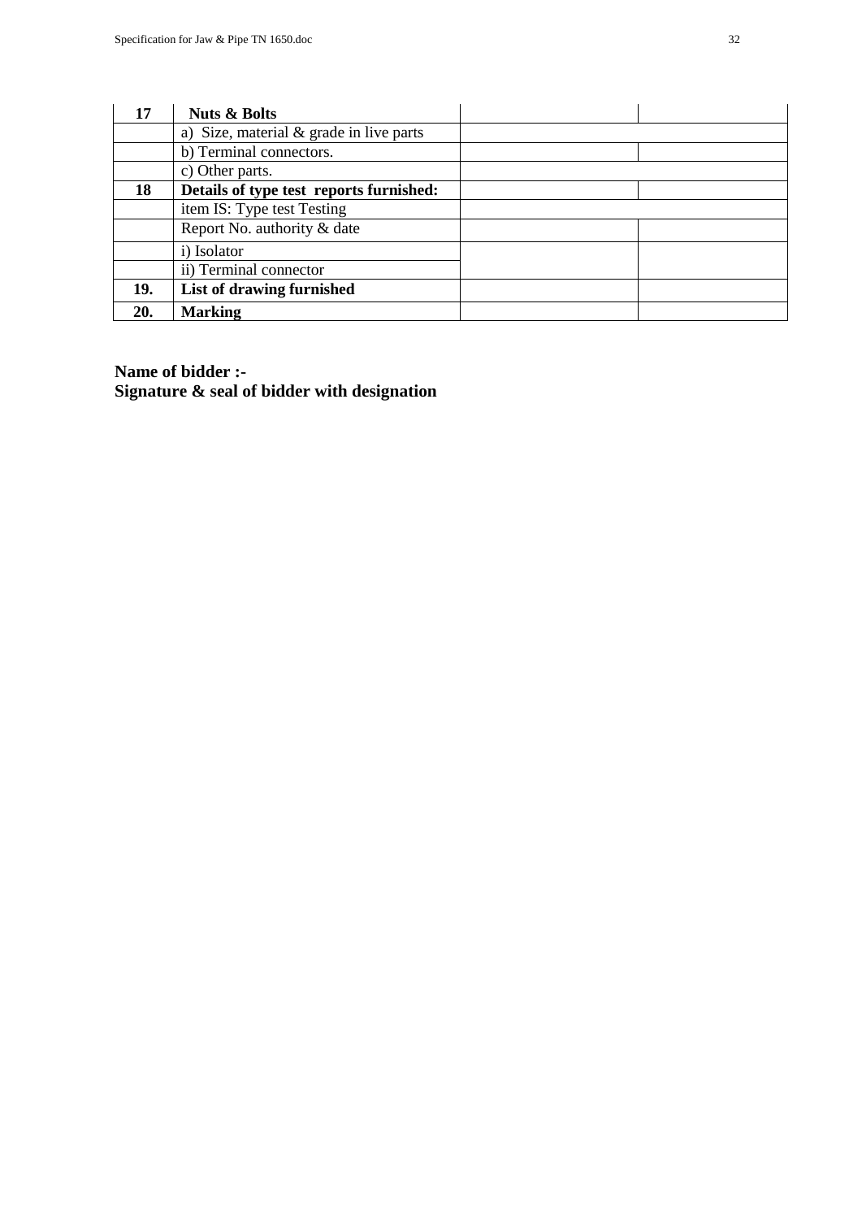| 17 | **Nuts & Bolts** | | |
|---|---|---|---|
| | a) Size, material & grade in live parts | | |
| | b) Terminal connectors. | | |
| | c) Other parts. | | |
| 18 | **Details of type test reports furnished:** | | |
| | item IS: Type test Testing | | |
| | Report No. authority & date | | |
| | i) Isolator | | |
| | ii) Terminal connector | | |
| 19. | **List of drawing furnished** | | |
| 20. | **Marking** | | |

**Name of bidder :-**
**Signature & seal of bidder with designation**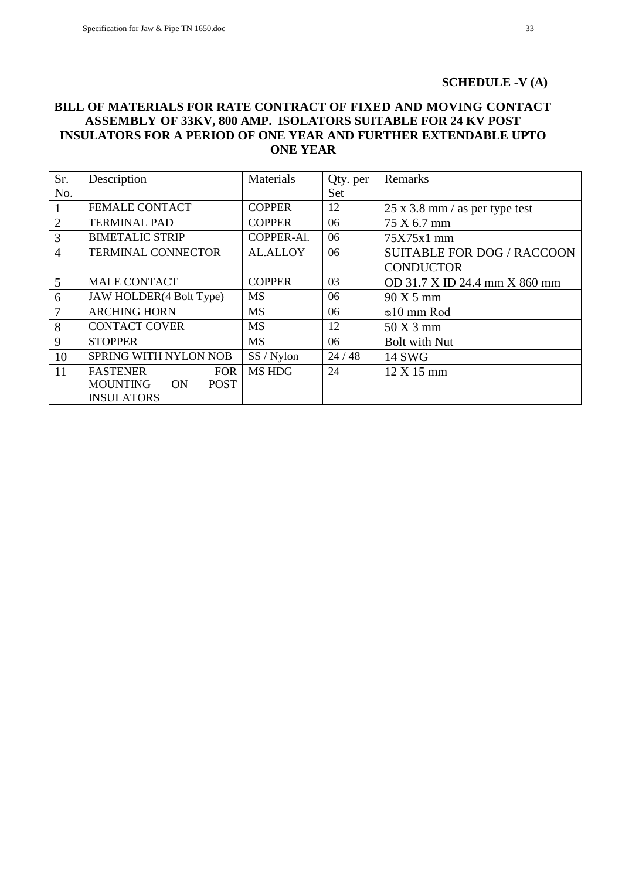**SCHEDULE -V (A)**

**BILL OF MATERIALS FOR RATE CONTRACT OF FIXED AND MOVING CONTACT ASSEMBLY OF 33KV, 800 AMP. ISOLATORS SUITABLE FOR 24 KV POST INSULATORS FOR A PERIOD OF ONE YEAR AND FURTHER EXTENDABLE UPTO ONE YEAR**

| Sr. No. | Description | Materials | Qty. per Set | Remarks |
|---|---|---|---|---|
| 1 | FEMALE CONTACT | COPPER | 12 | 25 x 3.8 mm / as per type test |
| 2 | TERMINAL PAD | COPPER | 06 | 75 X 6.7 mm |
| 3 | BIMETALIC STRIP | COPPER-Al. | 06 | 75X75x1 mm |
| 4 | TERMINAL CONNECTOR | AL.ALLOY | 06 | SUITABLE FOR DOG / RACCOON CONDUCTOR |
| 5 | MALE CONTACT | COPPER | 03 | OD 31.7 X ID 24.4 mm X 860 mm |
| 6 | JAW HOLDER(4 Bolt Type) | MS | 06 | 90 X 5 mm |
| 7 | ARCHING HORN | MS | 06 | ø10 mm Rod |
| 8 | CONTACT COVER | MS | 12 | 50 X 3 mm |
| 9 | STOPPER | MS | 06 | Bolt with Nut |
| 10 | SPRING WITH NYLON NOB | SS / Nylon | 24 / 48 | 14 SWG |
| 11 | FASTENER FOR MOUNTING ON POST INSULATORS | MS HDG | 24 | 12 X 15 mm |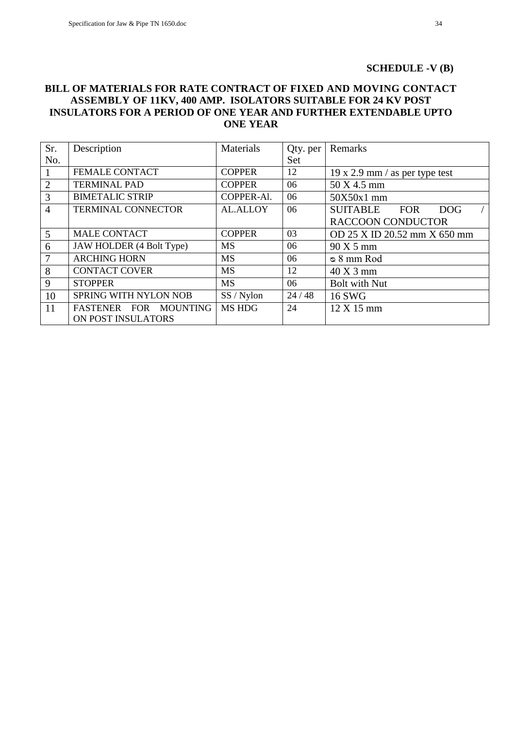**SCHEDULE -V (B)**

## BILL OF MATERIALS FOR RATE CONTRACT OF FIXED AND MOVING CONTACT ASSEMBLY OF 11KV, 400 AMP. ISOLATORS SUITABLE FOR 24 KV POST INSULATORS FOR A PERIOD OF ONE YEAR AND FURTHER EXTENDABLE UPTO ONE YEAR

| Sr. No. | Description | Materials | Qty. per Set | Remarks |
|---|---|---|---|---|
| 1 | FEMALE CONTACT | COPPER | 12 | 19 x 2.9 mm / as per type test |
| 2 | TERMINAL PAD | COPPER | 06 | 50 X 4.5 mm |
| 3 | BIMETALIC STRIP | COPPER-Al. | 06 | 50X50x1 mm |
| 4 | TERMINAL CONNECTOR | AL.ALLOY | 06 | SUITABLE FOR DOG / RACCOON CONDUCTOR |
| 5 | MALE CONTACT | COPPER | 03 | OD 25 X ID 20.52 mm X 650 mm |
| 6 | JAW HOLDER (4 Bolt Type) | MS | 06 | 90 X 5 mm |
| 7 | ARCHING HORN | MS | 06 | ⌀ 8 mm Rod |
| 8 | CONTACT COVER | MS | 12 | 40 X 3 mm |
| 9 | STOPPER | MS | 06 | Bolt with Nut |
| 10 | SPRING WITH NYLON NOB | SS / Nylon | 24 / 48 | 16 SWG |
| 11 | FASTENER FOR MOUNTING ON POST INSULATORS | MS HDG | 24 | 12 X 15 mm |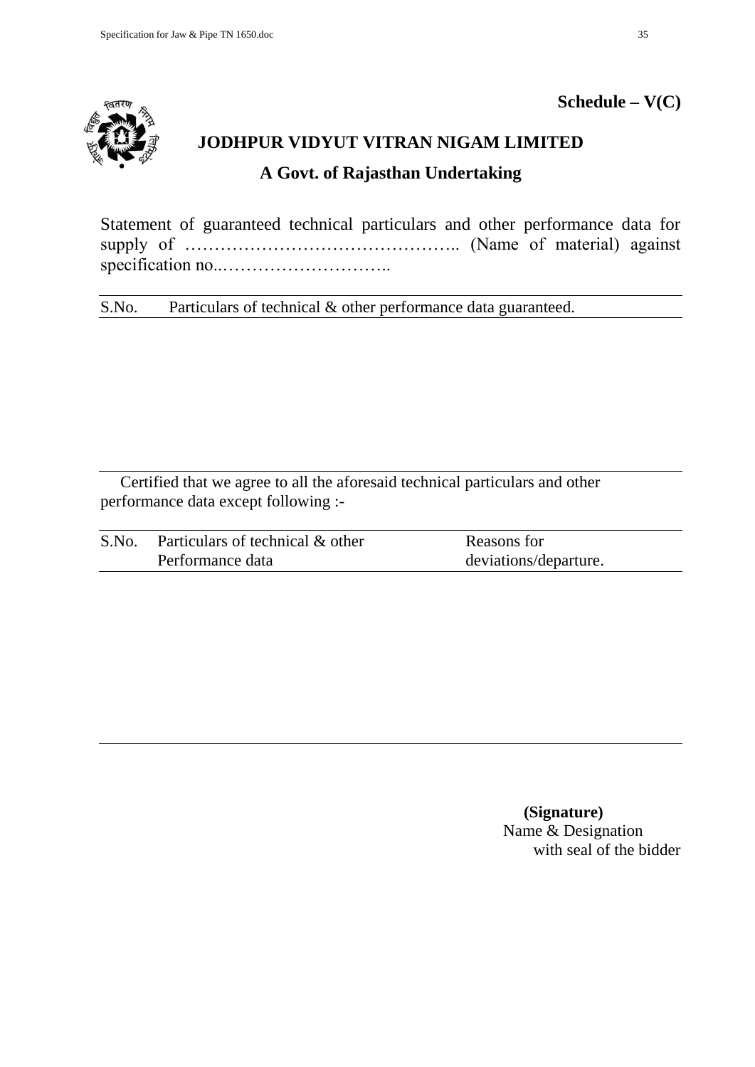**Schedule – V(C)**

## JODHPUR VIDYUT VITRAN NIGAM LIMITED

### A Govt. of Rajasthan Undertaking

Statement of guaranteed technical particulars and other performance data for supply of ……………………………………….. (Name of material) against specification no..………………………..

| S.No. | Particulars of technical & other performance data guaranteed. |
|---|---|
| | |

Certified that we agree to all the aforesaid technical particulars and other performance data except following :-

| S.No. | Particulars of technical & other Performance data | Reasons for deviations/departure. |
|---|---|---|
| | | |

**(Signature)**
Name & Designation
with seal of the bidder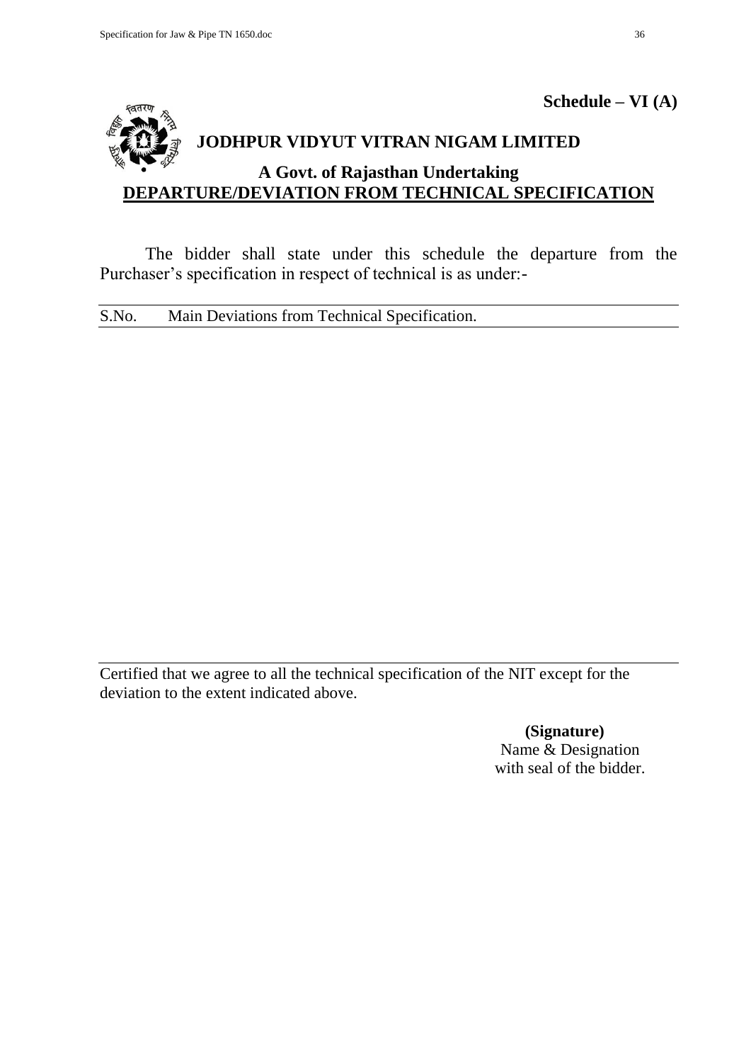**Schedule – VI (A)**

# JODHPUR VIDYUT VITRAN NIGAM LIMITED

## A Govt. of Rajasthan Undertaking

## DEPARTURE/DEVIATION FROM TECHNICAL SPECIFICATION

The bidder shall state under this schedule the departure from the Purchaser's specification in respect of technical is as under:-

| S.No. | Main Deviations from Technical Specification. |
|---|---|
| | |

Certified that we agree to all the technical specification of the NIT except for the deviation to the extent indicated above.

**(Signature)**
Name & Designation
with seal of the bidder.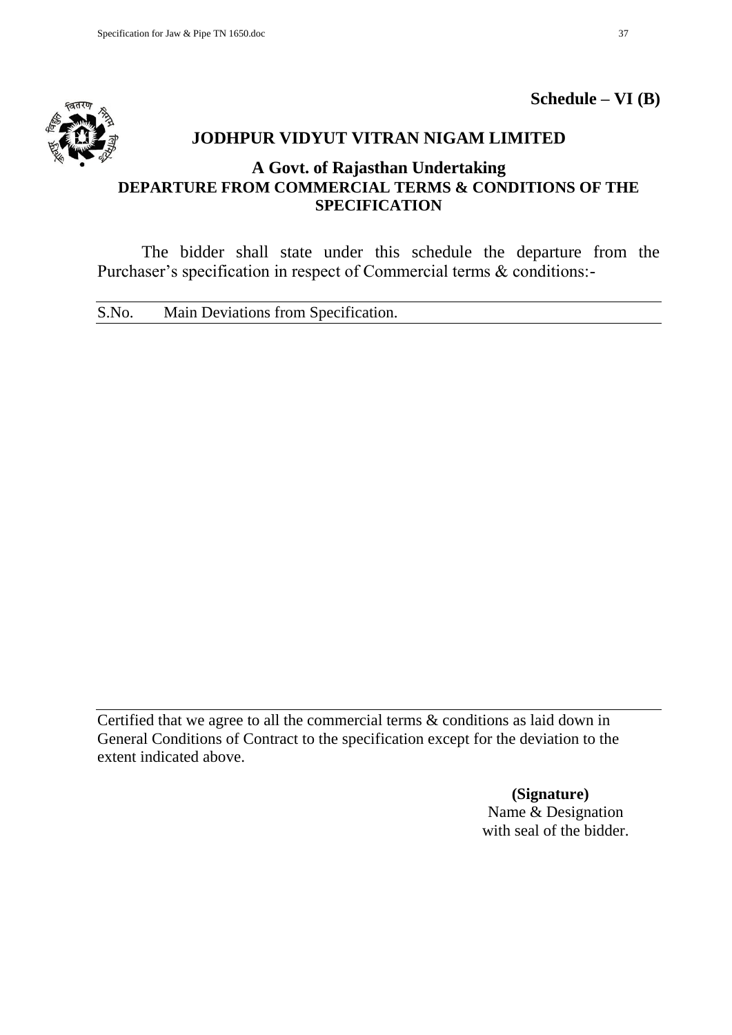**Schedule – VI (B)**

## JODHPUR VIDYUT VITRAN NIGAM LIMITED

### A Govt. of Rajasthan Undertaking

### DEPARTURE FROM COMMERCIAL TERMS & CONDITIONS OF THE SPECIFICATION

The bidder shall state under this schedule the departure from the Purchaser's specification in respect of Commercial terms & conditions:-

| S.No. | Main Deviations from Specification. |
|---|---|
| | |

Certified that we agree to all the commercial terms & conditions as laid down in General Conditions of Contract to the specification except for the deviation to the extent indicated above.

**(Signature)**
Name & Designation
with seal of the bidder.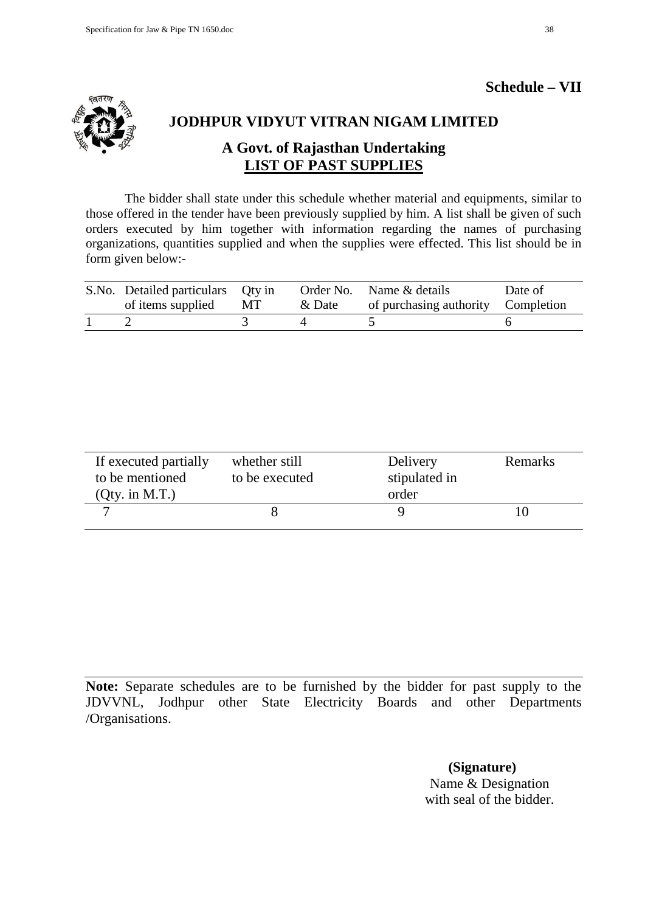**Schedule – VII**

## JODHPUR VIDYUT VITRAN NIGAM LIMITED

### A Govt. of Rajasthan Undertaking

### LIST OF PAST SUPPLIES

The bidder shall state under this schedule whether material and equipments, similar to those offered in the tender have been previously supplied by him. A list shall be given of such orders executed by him together with information regarding the names of purchasing organizations, quantities supplied and when the supplies were effected. This list should be in form given below:-

| S.No. | Detailed particulars of items supplied | Qty in MT | Order No. & Date | Name & details of purchasing authority | Date of Completion |
|---|---|---|---|---|---|
| 1 | 2 | 3 | 4 | 5 | 6 |

| If executed partially to be mentioned (Qty. in M.T.) | whether still to be executed | Delivery stipulated in order | Remarks |
|---|---|---|---|
| 7 | 8 | 9 | 10 |

**Note:** Separate schedules are to be furnished by the bidder for past supply to the JDVVNL, Jodhpur other State Electricity Boards and other Departments /Organisations.

**(Signature)**
Name & Designation
with seal of the bidder.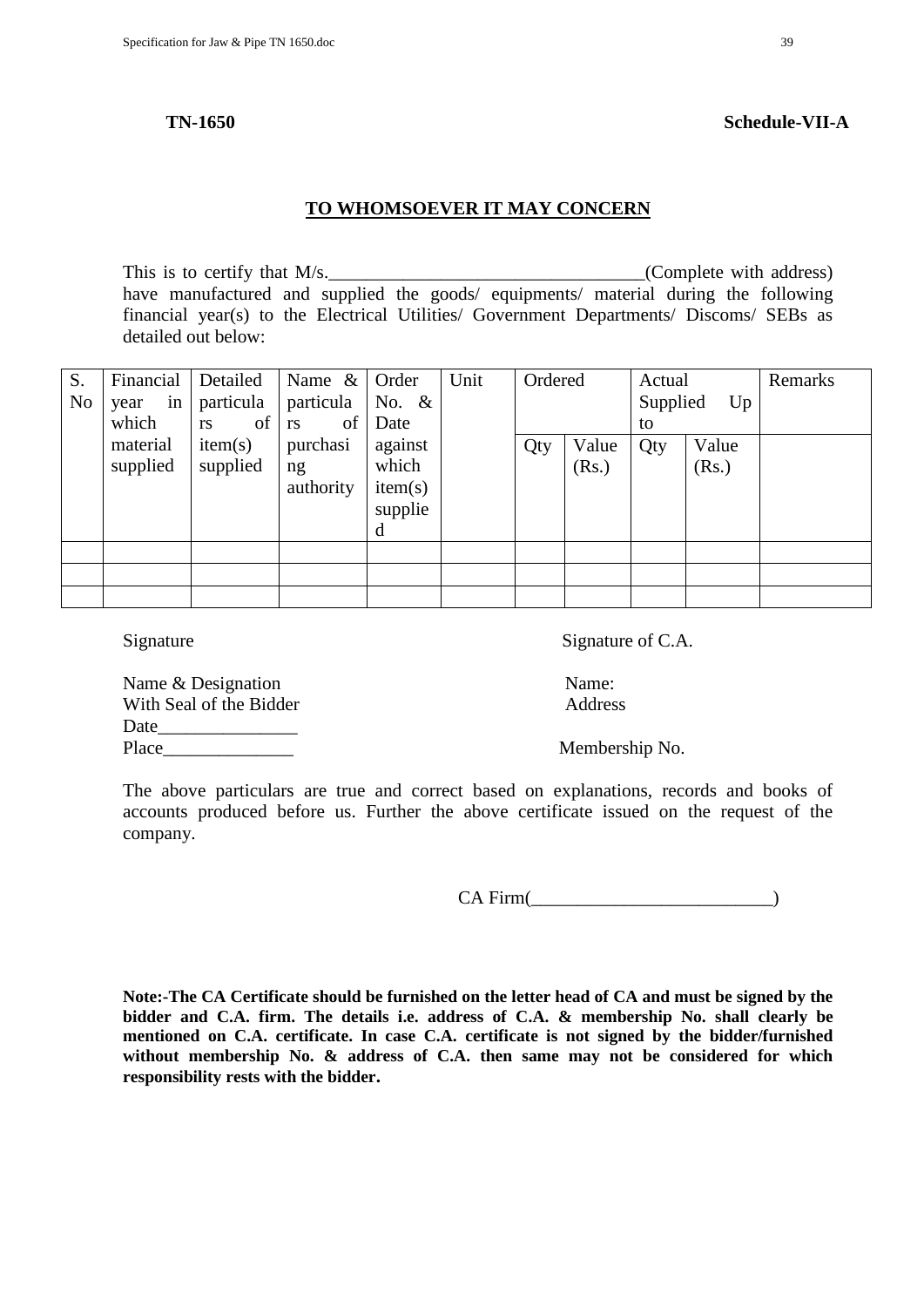**TN-1650** **Schedule-VII-A**

**TO WHOMSOEVER IT MAY CONCERN**

This is to certify that M/s.__________________________________(Complete with address) have manufactured and supplied the goods/ equipments/ material during the following financial year(s) to the Electrical Utilities/ Government Departments/ Discoms/ SEBs as detailed out below:

| S. No | Financial year in which material supplied | Detailed particulars of item(s) supplied | Name & particulars of purchasing authority | Order No. & Date against which item(s) supplied | Unit | Ordered | | Actual Supplied Up to | | Remarks |
|---|---|---|---|---|---|---|---|---|---|---|
| | | | | | | Qty | Value (Rs.) | Qty | Value (Rs.) | |
| | | | | | | | | | | |
| | | | | | | | | | | |
| | | | | | | | | | | |

Signature

Name & Designation
With Seal of the Bidder
Date_______________
Place______________

Signature of C.A.

Name:
Address

Membership No.

The above particulars are true and correct based on explanations, records and books of accounts produced before us. Further the above certificate issued on the request of the company.

CA Firm(__________________________)

**Note:-The CA Certificate should be furnished on the letter head of CA and must be signed by the bidder and C.A. firm. The details i.e. address of C.A. & membership No. shall clearly be mentioned on C.A. certificate. In case C.A. certificate is not signed by the bidder/furnished without membership No. & address of C.A. then same may not be considered for which responsibility rests with the bidder.**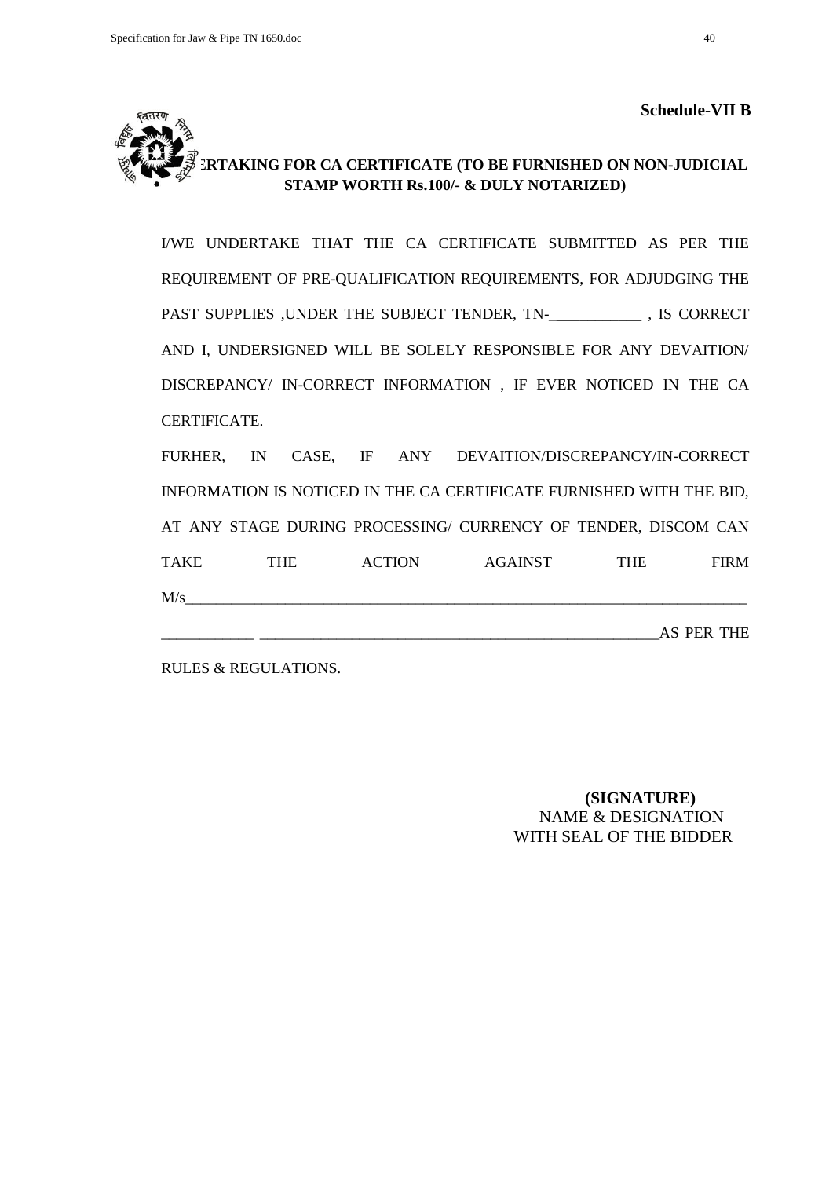**Schedule-VII B**

**UNDERTAKING FOR CA CERTIFICATE (TO BE FURNISHED ON NON-JUDICIAL STAMP WORTH Rs.100/- & DULY NOTARIZED)**

I/WE UNDERTAKE THAT THE CA CERTIFICATE SUBMITTED AS PER THE REQUIREMENT OF PRE-QUALIFICATION REQUIREMENTS, FOR ADJUDGING THE PAST SUPPLIES ,UNDER THE SUBJECT TENDER, TN-___________ , IS CORRECT AND I, UNDERSIGNED WILL BE SOLELY RESPONSIBLE FOR ANY DEVAITION/ DISCREPANCY/ IN-CORRECT INFORMATION , IF EVER NOTICED IN THE CA CERTIFICATE.

FURHER, IN CASE, IF ANY DEVAITION/DISCREPANCY/IN-CORRECT INFORMATION IS NOTICED IN THE CA CERTIFICATE FURNISHED WITH THE BID, AT ANY STAGE DURING PROCESSING/ CURRENCY OF TENDER, DISCOM CAN TAKE THE ACTION AGAINST THE FIRM M/s___________________________________________________________________________ ___________ ______________________________________________________AS PER THE RULES & REGULATIONS.

**(SIGNATURE)**
NAME & DESIGNATION
WITH SEAL OF THE BIDDER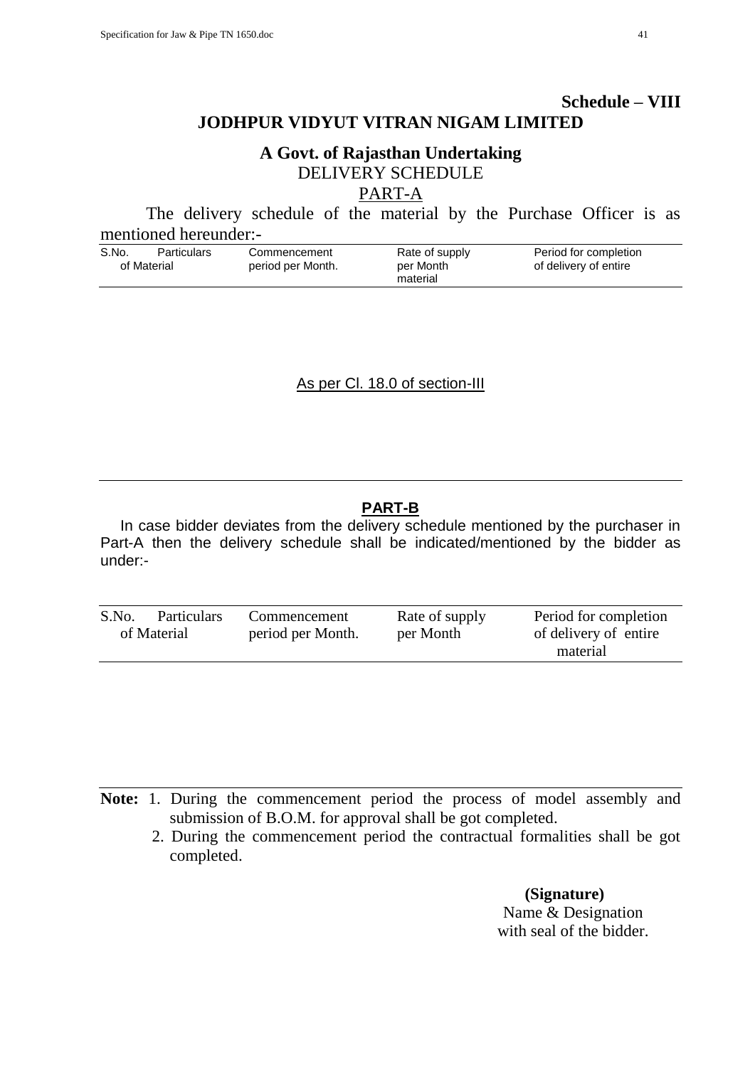**Schedule – VIII**

# JODHPUR VIDYUT VITRAN NIGAM LIMITED

## A Govt. of Rajasthan Undertaking

DELIVERY SCHEDULE

PART-A

The delivery schedule of the material by the Purchase Officer is as mentioned hereunder:-

| S.No. Particulars of Material | Commencement period per Month. | Rate of supply per Month material | Period for completion of delivery of entire |
|---|---|---|---|

As per Cl. 18.0 of section-III

**PART-B**

In case bidder deviates from the delivery schedule mentioned by the purchaser in Part-A then the delivery schedule shall be indicated/mentioned by the bidder as under:-

| S.No. Particulars of Material | Commencement period per Month. | Rate of supply per Month | Period for completion of delivery of entire material |
|---|---|---|---|

**Note:** 1. During the commencement period the process of model assembly and submission of B.O.M. for approval shall be got completed.

2. During the commencement period the contractual formalities shall be got completed.

**(Signature)**
Name & Designation
with seal of the bidder.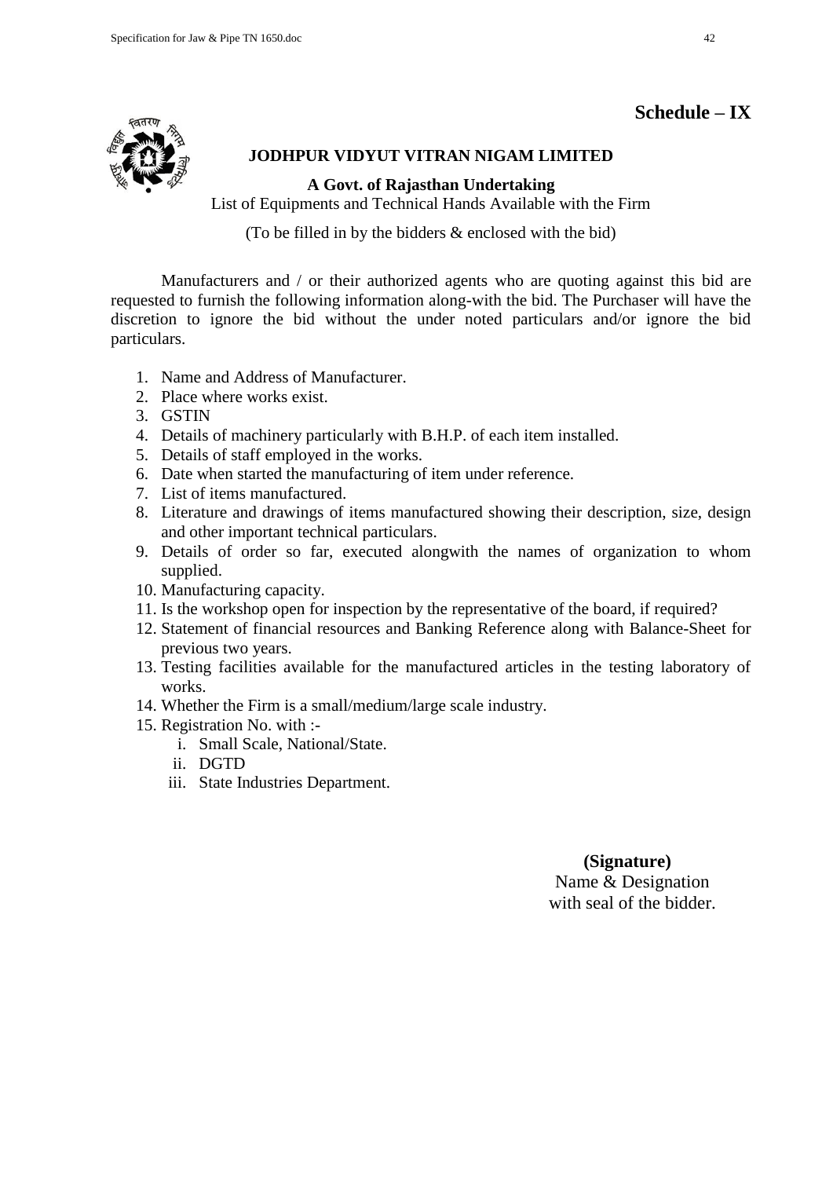**Schedule – IX**

**JODHPUR VIDYUT VITRAN NIGAM LIMITED**

**A Govt. of Rajasthan Undertaking**

List of Equipments and Technical Hands Available with the Firm

(To be filled in by the bidders & enclosed with the bid)

Manufacturers and / or their authorized agents who are quoting against this bid are requested to furnish the following information along-with the bid. The Purchaser will have the discretion to ignore the bid without the under noted particulars and/or ignore the bid particulars.

1. Name and Address of Manufacturer.
2. Place where works exist.
3. GSTIN
4. Details of machinery particularly with B.H.P. of each item installed.
5. Details of staff employed in the works.
6. Date when started the manufacturing of item under reference.
7. List of items manufactured.
8. Literature and drawings of items manufactured showing their description, size, design and other important technical particulars.
9. Details of order so far, executed alongwith the names of organization to whom supplied.
10. Manufacturing capacity.
11. Is the workshop open for inspection by the representative of the board, if required?
12. Statement of financial resources and Banking Reference along with Balance-Sheet for previous two years.
13. Testing facilities available for the manufactured articles in the testing laboratory of works.
14. Whether the Firm is a small/medium/large scale industry.
15. Registration No. with :-
    i. Small Scale, National/State.
    ii. DGTD
    iii. State Industries Department.

**(Signature)**
Name & Designation
with seal of the bidder.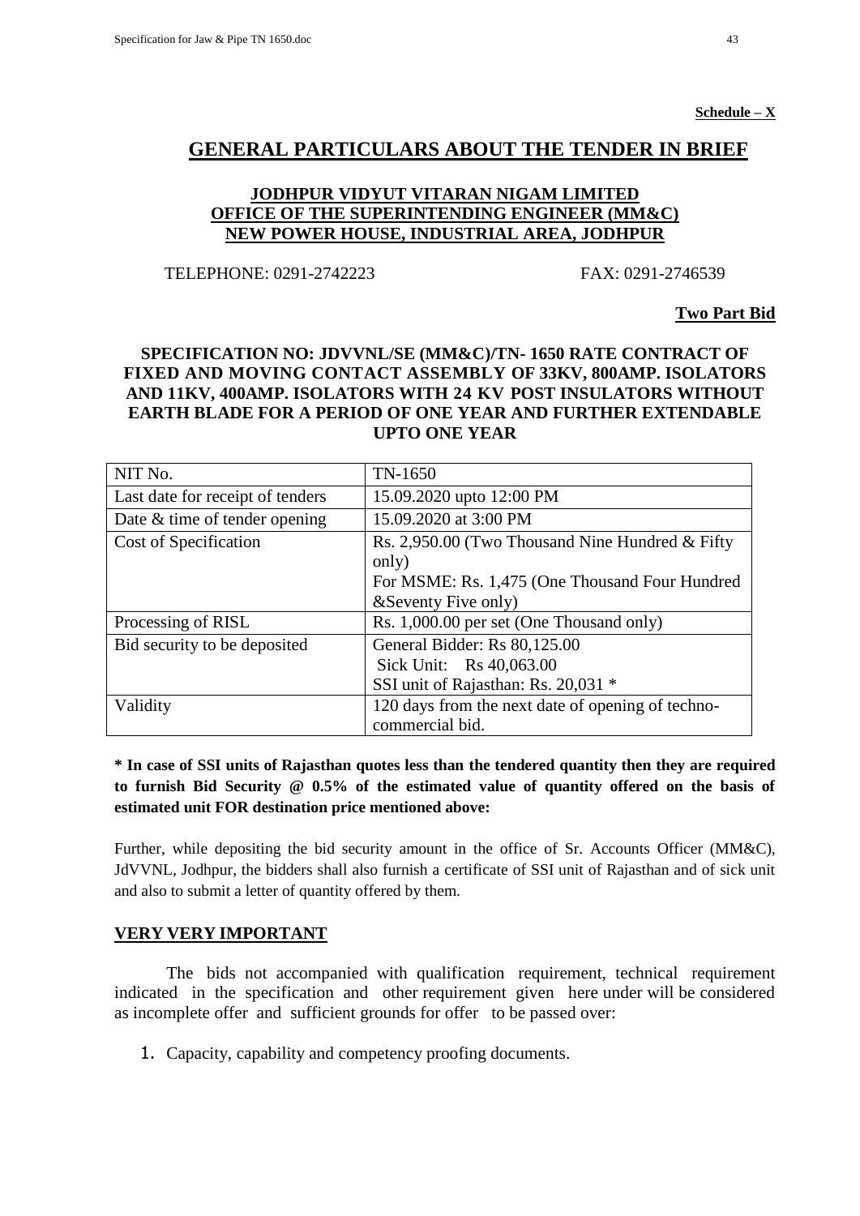**Schedule – X**

# GENERAL PARTICULARS ABOUT THE TENDER IN BRIEF

**JODHPUR VIDYUT VITARAN NIGAM LIMITED**
**OFFICE OF THE SUPERINTENDING ENGINEER (MM&C)**
**NEW POWER HOUSE, INDUSTRIAL AREA, JODHPUR**

TELEPHONE: 0291-2742223 FAX: 0291-2746539

**Two Part Bid**

**SPECIFICATION NO: JDVVNL/SE (MM&C)/TN- 1650 RATE CONTRACT OF FIXED AND MOVING CONTACT ASSEMBLY OF 33KV, 800AMP. ISOLATORS AND 11KV, 400AMP. ISOLATORS WITH 24 KV POST INSULATORS WITHOUT EARTH BLADE FOR A PERIOD OF ONE YEAR AND FURTHER EXTENDABLE UPTO ONE YEAR**

| NIT No. | TN-1650 |
|---|---|
| Last date for receipt of tenders | 15.09.2020 upto 12:00 PM |
| Date & time of tender opening | 15.09.2020 at 3:00 PM |
| Cost of Specification | Rs. 2,950.00 (Two Thousand Nine Hundred & Fifty only)<br>For MSME: Rs. 1,475 (One Thousand Four Hundred &Seventy Five only) |
| Processing of RISL | Rs. 1,000.00 per set (One Thousand only) |
| Bid security to be deposited | General Bidder: Rs 80,125.00<br>Sick Unit: Rs 40,063.00<br>SSI unit of Rajasthan: Rs. 20,031 * |
| Validity | 120 days from the next date of opening of techno-commercial bid. |

**\* In case of SSI units of Rajasthan quotes less than the tendered quantity then they are required to furnish Bid Security @ 0.5% of the estimated value of quantity offered on the basis of estimated unit FOR destination price mentioned above:**

Further, while depositing the bid security amount in the office of Sr. Accounts Officer (MM&C), JdVVNL, Jodhpur, the bidders shall also furnish a certificate of SSI unit of Rajasthan and of sick unit and also to submit a letter of quantity offered by them.

## VERY VERY IMPORTANT

The bids not accompanied with qualification requirement, technical requirement indicated in the specification and other requirement given here under will be considered as incomplete offer and sufficient grounds for offer to be passed over:

1. Capacity, capability and competency proofing documents.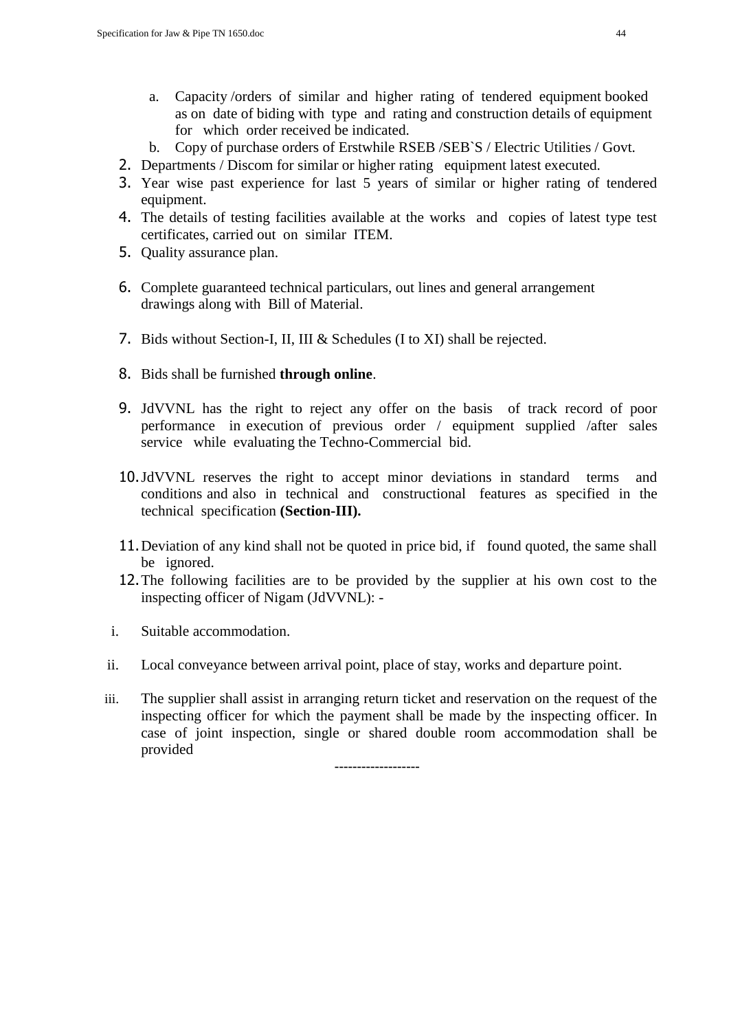a. Capacity /orders of similar and higher rating of tendered equipment booked as on date of biding with type and rating and construction details of equipment for which order received be indicated.
b. Copy of purchase orders of Erstwhile RSEB /SEB`S / Electric Utilities / Govt.

2. Departments / Discom for similar or higher rating equipment latest executed.
3. Year wise past experience for last 5 years of similar or higher rating of tendered equipment.
4. The details of testing facilities available at the works and copies of latest type test certificates, carried out on similar ITEM.
5. Quality assurance plan.
6. Complete guaranteed technical particulars, out lines and general arrangement drawings along with Bill of Material.
7. Bids without Section-I, II, III & Schedules (I to XI) shall be rejected.
8. Bids shall be furnished **through online**.
9. JdVVNL has the right to reject any offer on the basis of track record of poor performance in execution of previous order / equipment supplied /after sales service while evaluating the Techno-Commercial bid.
10. JdVVNL reserves the right to accept minor deviations in standard terms and conditions and also in technical and constructional features as specified in the technical specification **(Section-III).**
11. Deviation of any kind shall not be quoted in price bid, if found quoted, the same shall be ignored.
12. The following facilities are to be provided by the supplier at his own cost to the inspecting officer of Nigam (JdVVNL): -

i. Suitable accommodation.

ii. Local conveyance between arrival point, place of stay, works and departure point.

iii. The supplier shall assist in arranging return ticket and reservation on the request of the inspecting officer for which the payment shall be made by the inspecting officer. In case of joint inspection, single or shared double room accommodation shall be provided

-------------------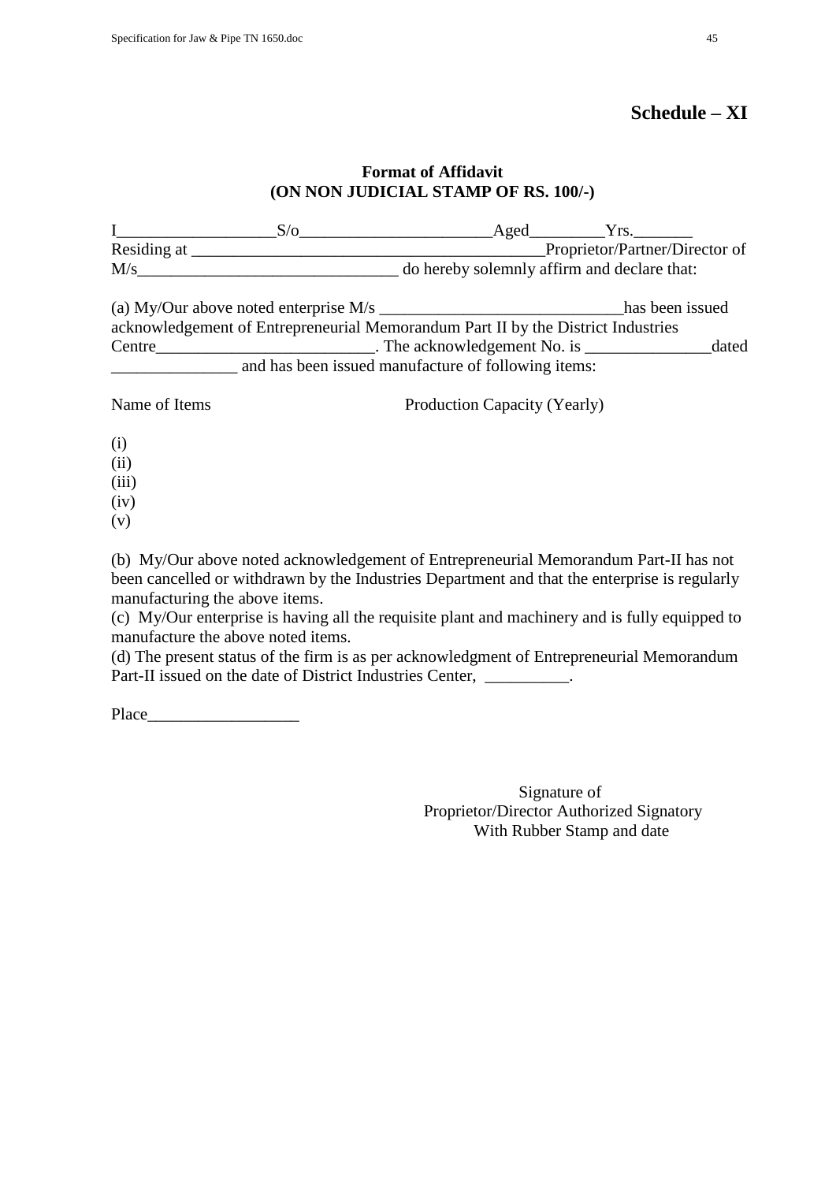**Schedule – XI**

**Format of Affidavit**
**(ON NON JUDICIAL STAMP OF RS. 100/-)**

I__________________S/o______________________Aged________Yrs._______ Residing at _________________________________________Proprietor/Partner/Director of M/s______________________________ do hereby solemnly affirm and declare that:

(a) My/Our above noted enterprise M/s ____________________________has been issued acknowledgement of Entrepreneurial Memorandum Part II by the District Industries Centre_________________________. The acknowledgement No. is ______________dated ______________ and has been issued manufacture of following items:

| Name of Items | Production Capacity (Yearly) |
|---|---|
| (i) | |
| (ii) | |
| (iii) | |
| (iv) | |
| (v) | |

(b) My/Our above noted acknowledgement of Entrepreneurial Memorandum Part-II has not been cancelled or withdrawn by the Industries Department and that the enterprise is regularly manufacturing the above items.
(c) My/Our enterprise is having all the requisite plant and machinery and is fully equipped to manufacture the above noted items.
(d) The present status of the firm is as per acknowledgment of Entrepreneurial Memorandum Part-II issued on the date of District Industries Center, __________.

Place_________________

Signature of
Proprietor/Director Authorized Signatory
With Rubber Stamp and date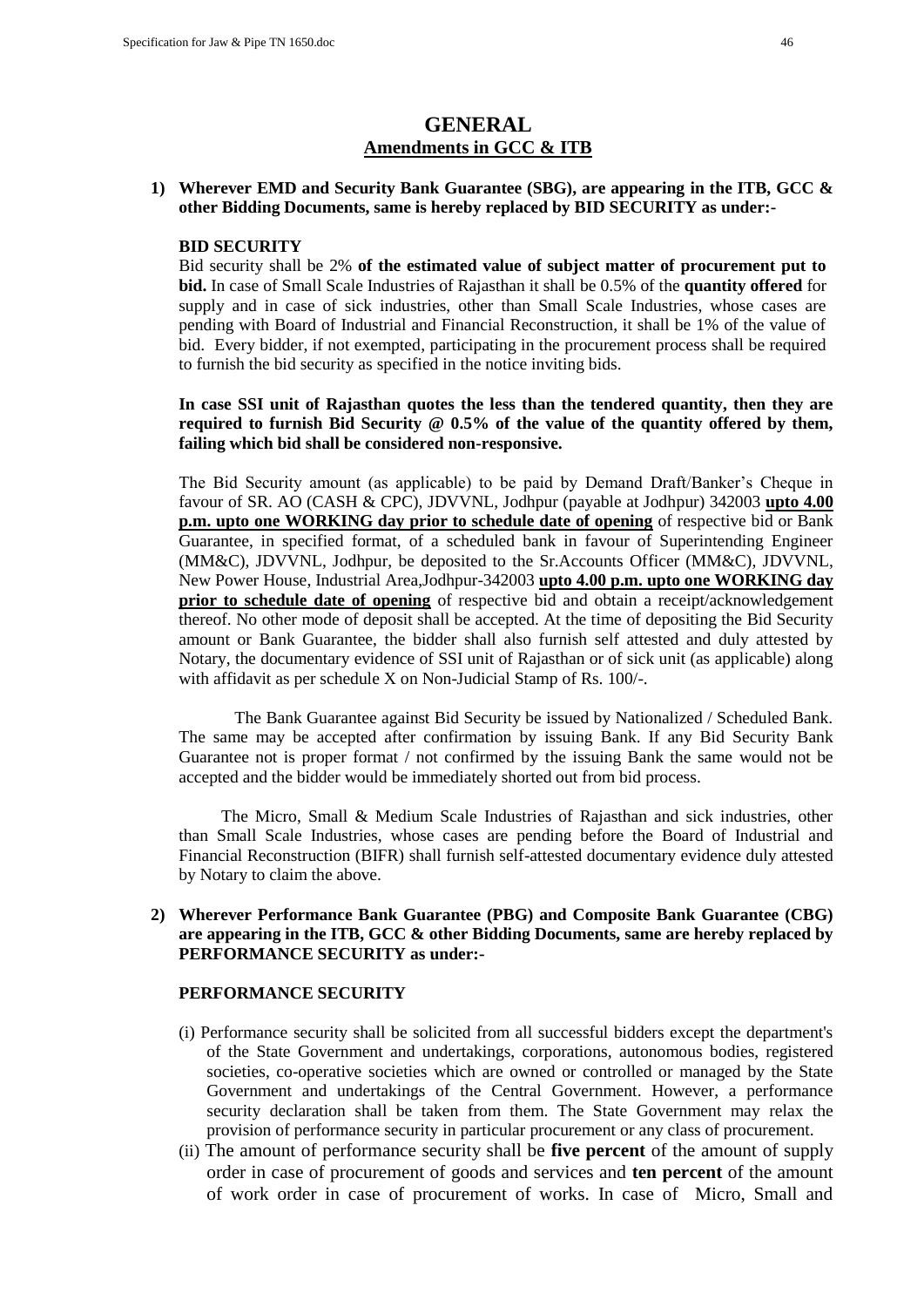# GENERAL

## Amendments in GCC & ITB

**1) Wherever EMD and Security Bank Guarantee (SBG), are appearing in the ITB, GCC & other Bidding Documents, same is hereby replaced by BID SECURITY as under:-**

**BID SECURITY**

Bid security shall be 2% **of the estimated value of subject matter of procurement put to bid.** In case of Small Scale Industries of Rajasthan it shall be 0.5% of the **quantity offered** for supply and in case of sick industries, other than Small Scale Industries, whose cases are pending with Board of Industrial and Financial Reconstruction, it shall be 1% of the value of bid. Every bidder, if not exempted, participating in the procurement process shall be required to furnish the bid security as specified in the notice inviting bids.

**In case SSI unit of Rajasthan quotes the less than the tendered quantity, then they are required to furnish Bid Security @ 0.5% of the value of the quantity offered by them, failing which bid shall be considered non-responsive.**

The Bid Security amount (as applicable) to be paid by Demand Draft/Banker's Cheque in favour of SR. AO (CASH & CPC), JDVVNL, Jodhpur (payable at Jodhpur) 342003 **upto 4.00 p.m. upto one WORKING day prior to schedule date of opening** of respective bid or Bank Guarantee, in specified format, of a scheduled bank in favour of Superintending Engineer (MM&C), JDVVNL, Jodhpur, be deposited to the Sr.Accounts Officer (MM&C), JDVVNL, New Power House, Industrial Area,Jodhpur-342003 **upto 4.00 p.m. upto one WORKING day prior to schedule date of opening** of respective bid and obtain a receipt/acknowledgement thereof. No other mode of deposit shall be accepted. At the time of depositing the Bid Security amount or Bank Guarantee, the bidder shall also furnish self attested and duly attested by Notary, the documentary evidence of SSI unit of Rajasthan or of sick unit (as applicable) along with affidavit as per schedule X on Non-Judicial Stamp of Rs. 100/-.

The Bank Guarantee against Bid Security be issued by Nationalized / Scheduled Bank. The same may be accepted after confirmation by issuing Bank. If any Bid Security Bank Guarantee not is proper format / not confirmed by the issuing Bank the same would not be accepted and the bidder would be immediately shorted out from bid process.

The Micro, Small & Medium Scale Industries of Rajasthan and sick industries, other than Small Scale Industries, whose cases are pending before the Board of Industrial and Financial Reconstruction (BIFR) shall furnish self-attested documentary evidence duly attested by Notary to claim the above.

**2) Wherever Performance Bank Guarantee (PBG) and Composite Bank Guarantee (CBG) are appearing in the ITB, GCC & other Bidding Documents, same are hereby replaced by PERFORMANCE SECURITY as under:-**

**PERFORMANCE SECURITY**

(i) Performance security shall be solicited from all successful bidders except the department's of the State Government and undertakings, corporations, autonomous bodies, registered societies, co-operative societies which are owned or controlled or managed by the State Government and undertakings of the Central Government. However, a performance security declaration shall be taken from them. The State Government may relax the provision of performance security in particular procurement or any class of procurement.

(ii) The amount of performance security shall be **five percent** of the amount of supply order in case of procurement of goods and services and **ten percent** of the amount of work order in case of procurement of works. In case of Micro, Small and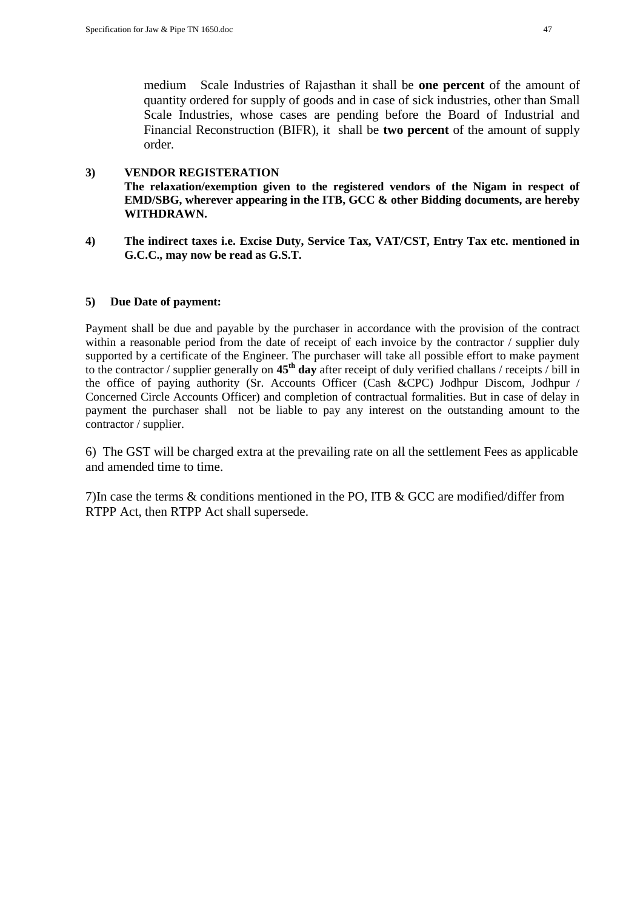medium Scale Industries of Rajasthan it shall be **one percent** of the amount of quantity ordered for supply of goods and in case of sick industries, other than Small Scale Industries, whose cases are pending before the Board of Industrial and Financial Reconstruction (BIFR), it shall be **two percent** of the amount of supply order.

**3) VENDOR REGISTERATION**

**The relaxation/exemption given to the registered vendors of the Nigam in respect of EMD/SBG, wherever appearing in the ITB, GCC & other Bidding documents, are hereby WITHDRAWN.**

**4) The indirect taxes i.e. Excise Duty, Service Tax, VAT/CST, Entry Tax etc. mentioned in G.C.C., may now be read as G.S.T.**

**5) Due Date of payment:**

Payment shall be due and payable by the purchaser in accordance with the provision of the contract within a reasonable period from the date of receipt of each invoice by the contractor / supplier duly supported by a certificate of the Engineer. The purchaser will take all possible effort to make payment to the contractor / supplier generally on **45th day** after receipt of duly verified challans / receipts / bill in the office of paying authority (Sr. Accounts Officer (Cash &CPC) Jodhpur Discom, Jodhpur / Concerned Circle Accounts Officer) and completion of contractual formalities. But in case of delay in payment the purchaser shall not be liable to pay any interest on the outstanding amount to the contractor / supplier.

6) The GST will be charged extra at the prevailing rate on all the settlement Fees as applicable and amended time to time.

7)In case the terms & conditions mentioned in the PO, ITB & GCC are modified/differ from RTPP Act, then RTPP Act shall supersede.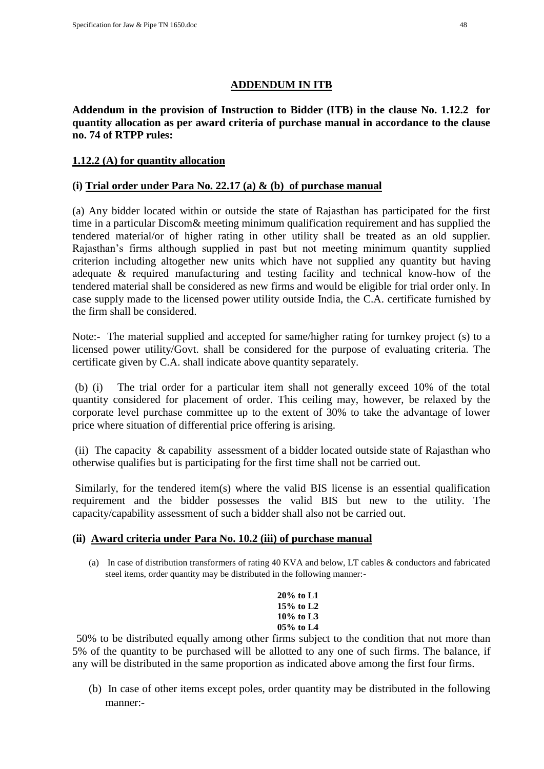## ADDENDUM IN ITB

**Addendum in the provision of Instruction to Bidder (ITB) in the clause No. 1.12.2 for quantity allocation as per award criteria of purchase manual in accordance to the clause no. 74 of RTPP rules:**

**1.12.2 (A) for quantity allocation**

**(i) Trial order under Para No. 22.17 (a) & (b) of purchase manual**

(a) Any bidder located within or outside the state of Rajasthan has participated for the first time in a particular Discom& meeting minimum qualification requirement and has supplied the tendered material/or of higher rating in other utility shall be treated as an old supplier. Rajasthan's firms although supplied in past but not meeting minimum quantity supplied criterion including altogether new units which have not supplied any quantity but having adequate & required manufacturing and testing facility and technical know-how of the tendered material shall be considered as new firms and would be eligible for trial order only. In case supply made to the licensed power utility outside India, the C.A. certificate furnished by the firm shall be considered.

Note:- The material supplied and accepted for same/higher rating for turnkey project (s) to a licensed power utility/Govt. shall be considered for the purpose of evaluating criteria. The certificate given by C.A. shall indicate above quantity separately.

(b) (i) The trial order for a particular item shall not generally exceed 10% of the total quantity considered for placement of order. This ceiling may, however, be relaxed by the corporate level purchase committee up to the extent of 30% to take the advantage of lower price where situation of differential price offering is arising.

(ii) The capacity & capability assessment of a bidder located outside state of Rajasthan who otherwise qualifies but is participating for the first time shall not be carried out.

Similarly, for the tendered item(s) where the valid BIS license is an essential qualification requirement and the bidder possesses the valid BIS but new to the utility. The capacity/capability assessment of such a bidder shall also not be carried out.

**(ii) Award criteria under Para No. 10.2 (iii) of purchase manual**

(a) In case of distribution transformers of rating 40 KVA and below, LT cables & conductors and fabricated steel items, order quantity may be distributed in the following manner:-

**20% to L1**
**15% to L2**
**10% to L3**
**05% to L4**

50% to be distributed equally among other firms subject to the condition that not more than 5% of the quantity to be purchased will be allotted to any one of such firms. The balance, if any will be distributed in the same proportion as indicated above among the first four firms.

(b) In case of other items except poles, order quantity may be distributed in the following manner:-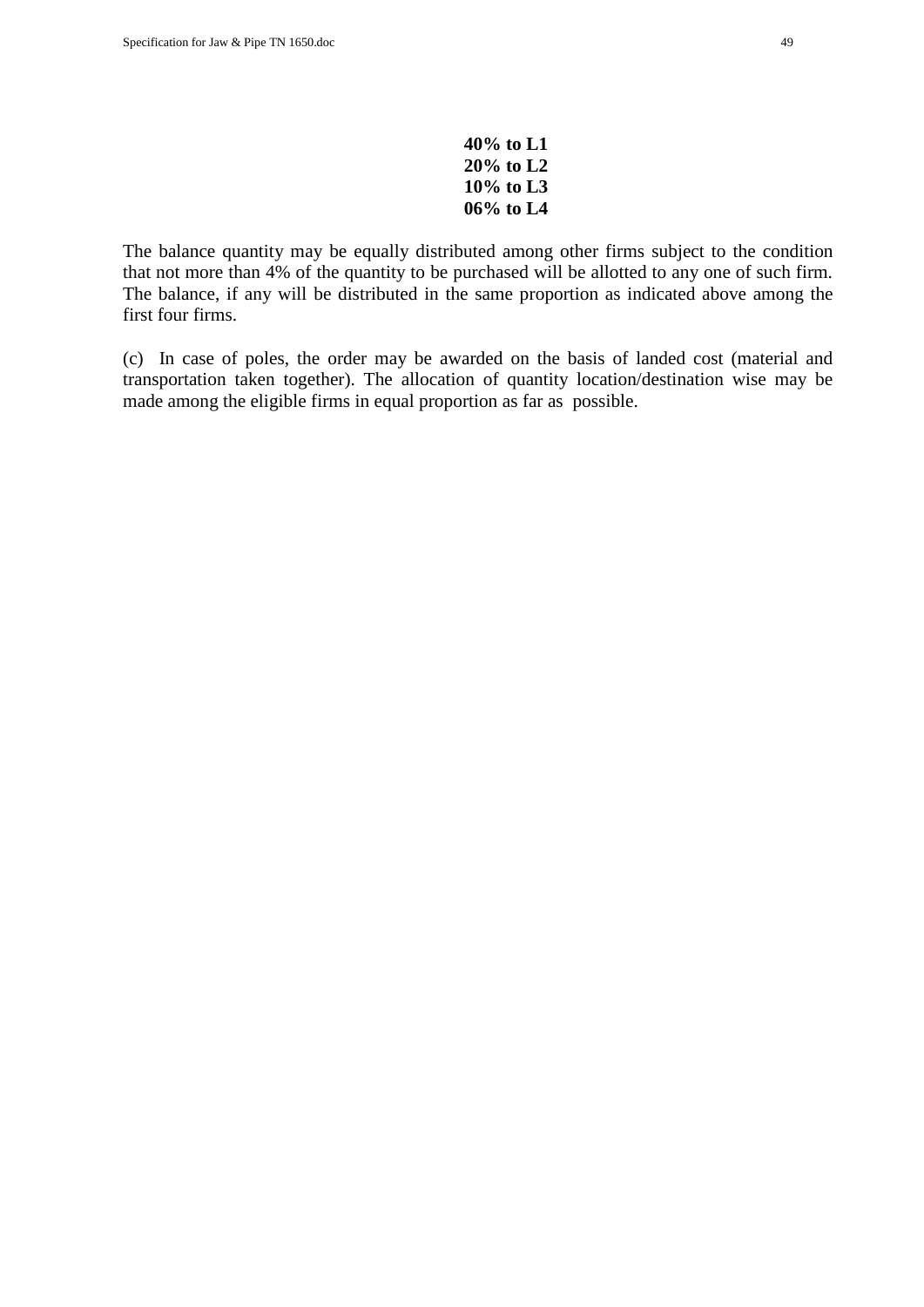**40% to L1**
**20% to L2**
**10% to L3**
**06% to L4**

The balance quantity may be equally distributed among other firms subject to the condition that not more than 4% of the quantity to be purchased will be allotted to any one of such firm. The balance, if any will be distributed in the same proportion as indicated above among the first four firms.

(c) In case of poles, the order may be awarded on the basis of landed cost (material and transportation taken together). The allocation of quantity location/destination wise may be made among the eligible firms in equal proportion as far as possible.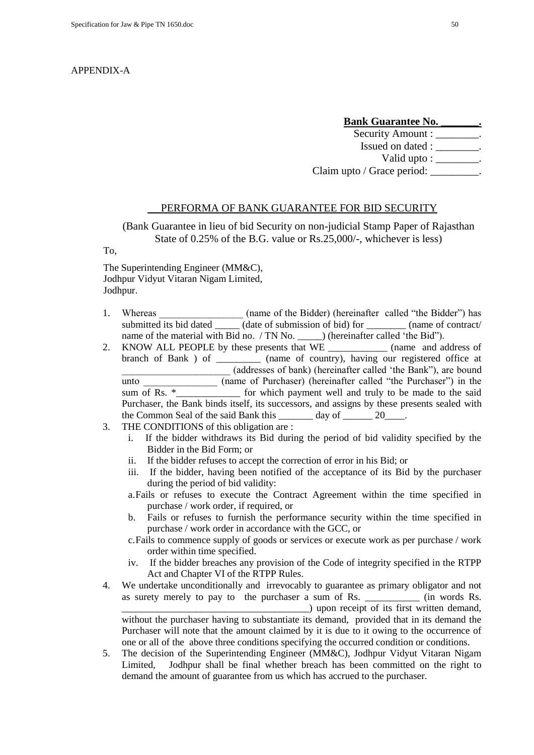APPENDIX-A

**Bank Guarantee No. _______.**
Security Amount : ________.
Issued on dated : ________.
Valid upto : ________.
Claim upto / Grace period: _________.

## PERFORMA OF BANK GUARANTEE FOR BID SECURITY

(Bank Guarantee in lieu of bid Security on non-judicial Stamp Paper of Rajasthan State of 0.25% of the B.G. value or Rs.25,000/-, whichever is less)

To,

The Superintending Engineer (MM&C),
Jodhpur Vidyut Vitaran Nigam Limited,
Jodhpur.

1. Whereas _________________ (name of the Bidder) (hereinafter called "the Bidder") has submitted its bid dated _____ (date of submission of bid) for ________ (name of contract/ name of the material with Bid no. / TN No. _____) (hereinafter called 'the Bid").
2. KNOW ALL PEOPLE by these presents that WE ____________ (name and address of branch of Bank ) of _________ (name of country), having our registered office at ______________________ (addresses of bank) (hereinafter called 'the Bank"), are bound unto _______________ (name of Purchaser) (hereinafter called "the Purchaser") in the sum of Rs. *_____________ for which payment well and truly to be made to the said Purchaser, the Bank binds itself, its successors, and assigns by these presents sealed with the Common Seal of the said Bank this _______ day of ______ 20____.
3. THE CONDITIONS of this obligation are :
   i. If the bidder withdraws its Bid during the period of bid validity specified by the Bidder in the Bid Form; or
   ii. If the bidder refuses to accept the correction of error in his Bid; or
   iii. If the bidder, having been notified of the acceptance of its Bid by the purchaser during the period of bid validity:
   a. Fails or refuses to execute the Contract Agreement within the time specified in purchase / work order, if required, or
   b. Fails or refuses to furnish the performance security within the time specified in purchase / work order in accordance with the GCC, or
   c. Fails to commence supply of goods or services or execute work as per purchase / work order within time specified.
   iv. If the bidder breaches any provision of the Code of integrity specified in the RTPP Act and Chapter VI of the RTPP Rules.
4. We undertake unconditionally and irrevocably to guarantee as primary obligator and not as surety merely to pay to the purchaser a sum of Rs. ___________ (in words Rs. _______________________________________) upon receipt of its first written demand, without the purchaser having to substantiate its demand, provided that in its demand the Purchaser will note that the amount claimed by it is due to it owing to the occurrence of one or all of the above three conditions specifying the occurred condition or conditions.
5. The decision of the Superintending Engineer (MM&C), Jodhpur Vidyut Vitaran Nigam Limited, Jodhpur shall be final whether breach has been committed on the right to demand the amount of guarantee from us which has accrued to the purchaser.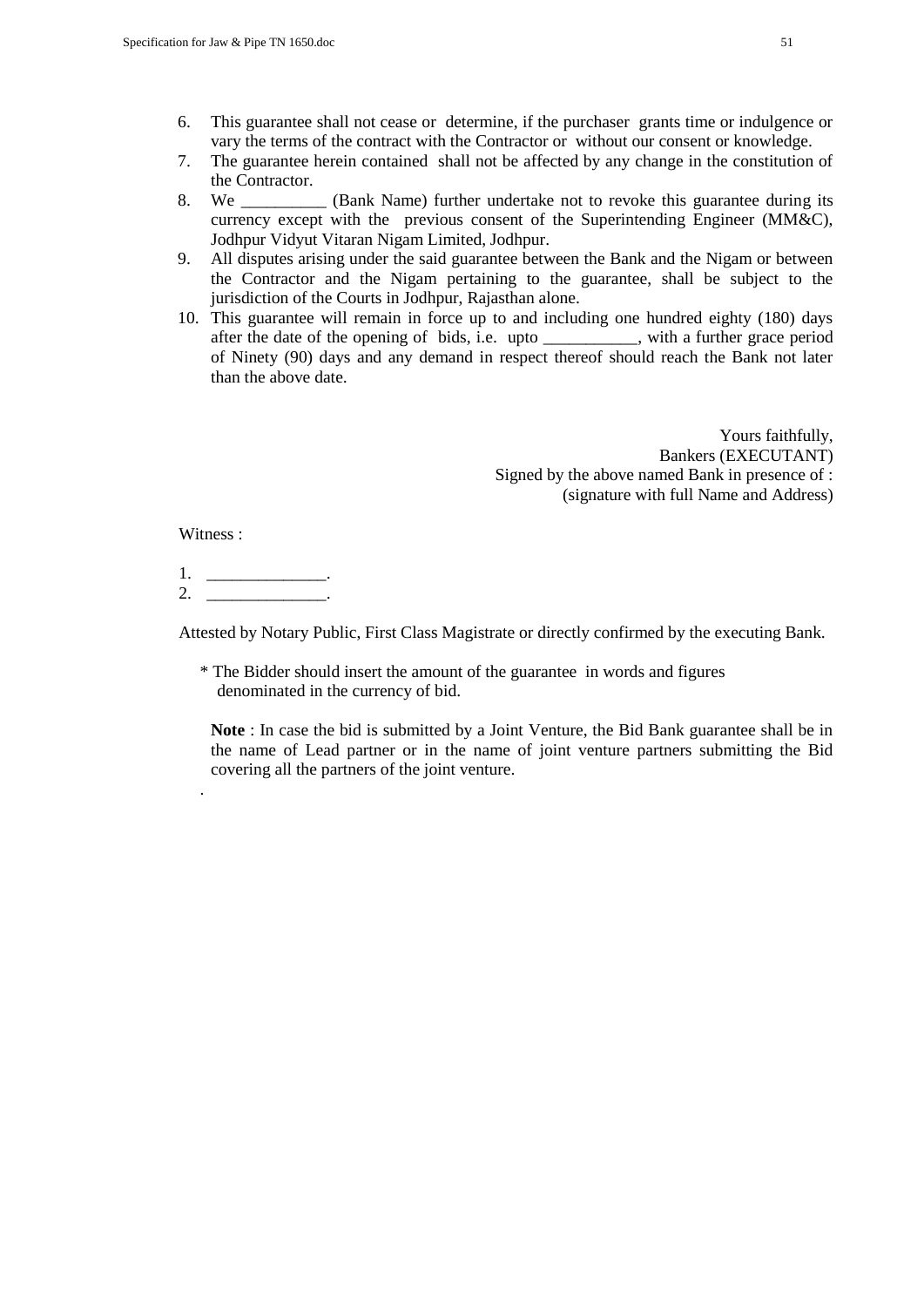6. This guarantee shall not cease or determine, if the purchaser grants time or indulgence or vary the terms of the contract with the Contractor or without our consent or knowledge.
7. The guarantee herein contained shall not be affected by any change in the constitution of the Contractor.
8. We __________ (Bank Name) further undertake not to revoke this guarantee during its currency except with the previous consent of the Superintending Engineer (MM&C), Jodhpur Vidyut Vitaran Nigam Limited, Jodhpur.
9. All disputes arising under the said guarantee between the Bank and the Nigam or between the Contractor and the Nigam pertaining to the guarantee, shall be subject to the jurisdiction of the Courts in Jodhpur, Rajasthan alone.
10. This guarantee will remain in force up to and including one hundred eighty (180) days after the date of the opening of bids, i.e. upto ___________, with a further grace period of Ninety (90) days and any demand in respect thereof should reach the Bank not later than the above date.

Yours faithfully,
Bankers (EXECUTANT)
Signed by the above named Bank in presence of :
(signature with full Name and Address)

Witness :

1. ______________.
2. ______________.

Attested by Notary Public, First Class Magistrate or directly confirmed by the executing Bank.

\* The Bidder should insert the amount of the guarantee in words and figures denominated in the currency of bid.

**Note** : In case the bid is submitted by a Joint Venture, the Bid Bank guarantee shall be in the name of Lead partner or in the name of joint venture partners submitting the Bid covering all the partners of the joint venture.

.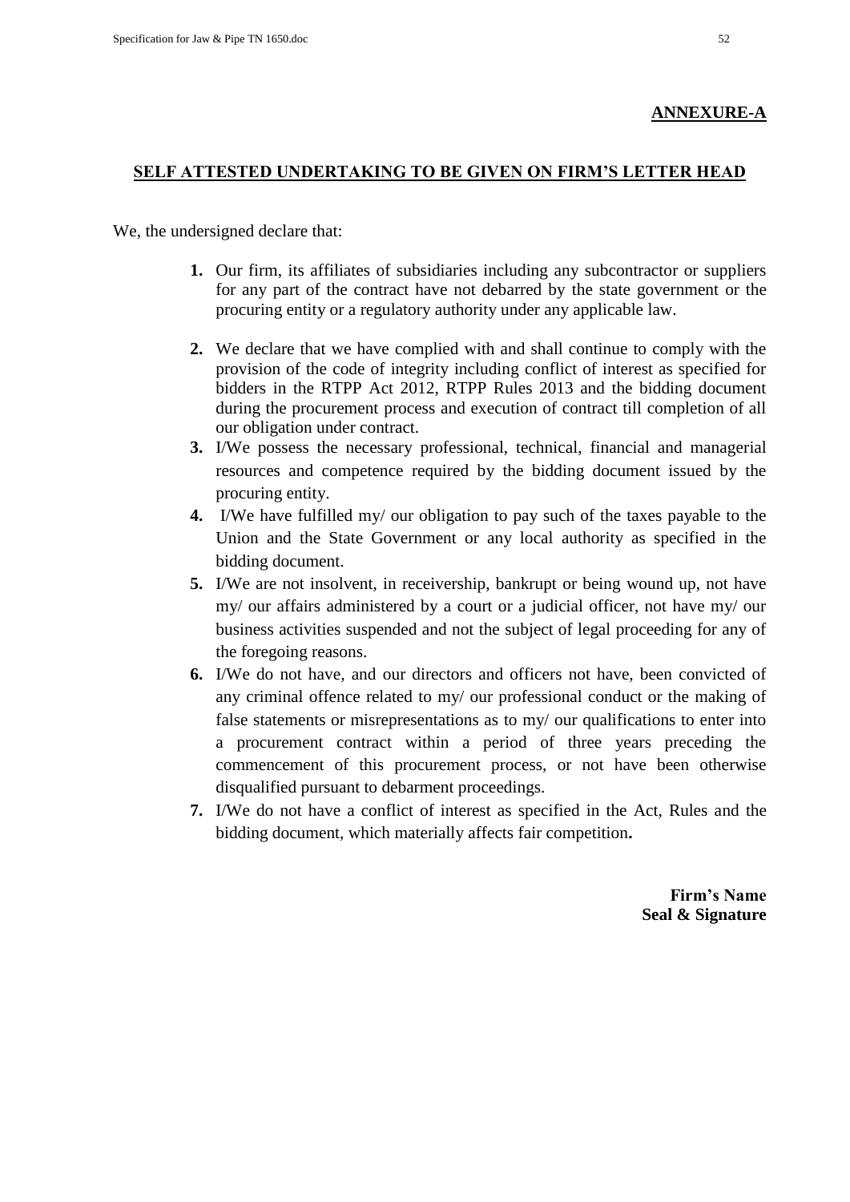**ANNEXURE-A**

**SELF ATTESTED UNDERTAKING TO BE GIVEN ON FIRM'S LETTER HEAD**

We, the undersigned declare that:

1. Our firm, its affiliates of subsidiaries including any subcontractor or suppliers for any part of the contract have not debarred by the state government or the procuring entity or a regulatory authority under any applicable law.
2. We declare that we have complied with and shall continue to comply with the provision of the code of integrity including conflict of interest as specified for bidders in the RTPP Act 2012, RTPP Rules 2013 and the bidding document during the procurement process and execution of contract till completion of all our obligation under contract.
3. I/We possess the necessary professional, technical, financial and managerial resources and competence required by the bidding document issued by the procuring entity.
4. I/We have fulfilled my/ our obligation to pay such of the taxes payable to the Union and the State Government or any local authority as specified in the bidding document.
5. I/We are not insolvent, in receivership, bankrupt or being wound up, not have my/ our affairs administered by a court or a judicial officer, not have my/ our business activities suspended and not the subject of legal proceeding for any of the foregoing reasons.
6. I/We do not have, and our directors and officers not have, been convicted of any criminal offence related to my/ our professional conduct or the making of false statements or misrepresentations as to my/ our qualifications to enter into a procurement contract within a period of three years preceding the commencement of this procurement process, or not have been otherwise disqualified pursuant to debarment proceedings.
7. I/We do not have a conflict of interest as specified in the Act, Rules and the bidding document, which materially affects fair competition**.**

**Firm's Name**
**Seal & Signature**